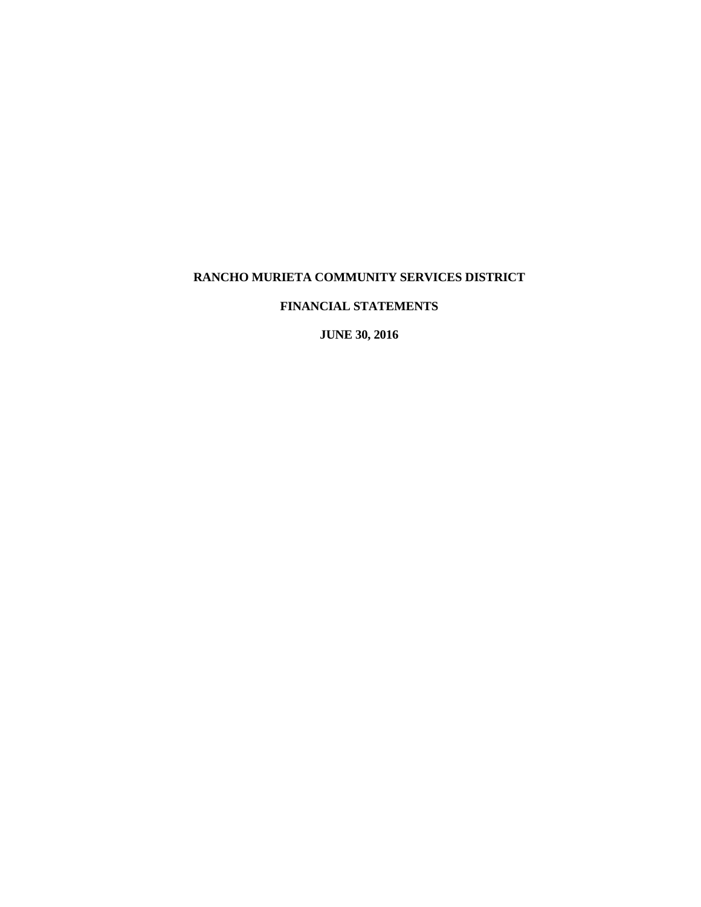# RANCHO MURIETA COMMUNITY SERVICES DISTRICT

## FINANCIAL STATEMENTS

## JUNE 30, 2016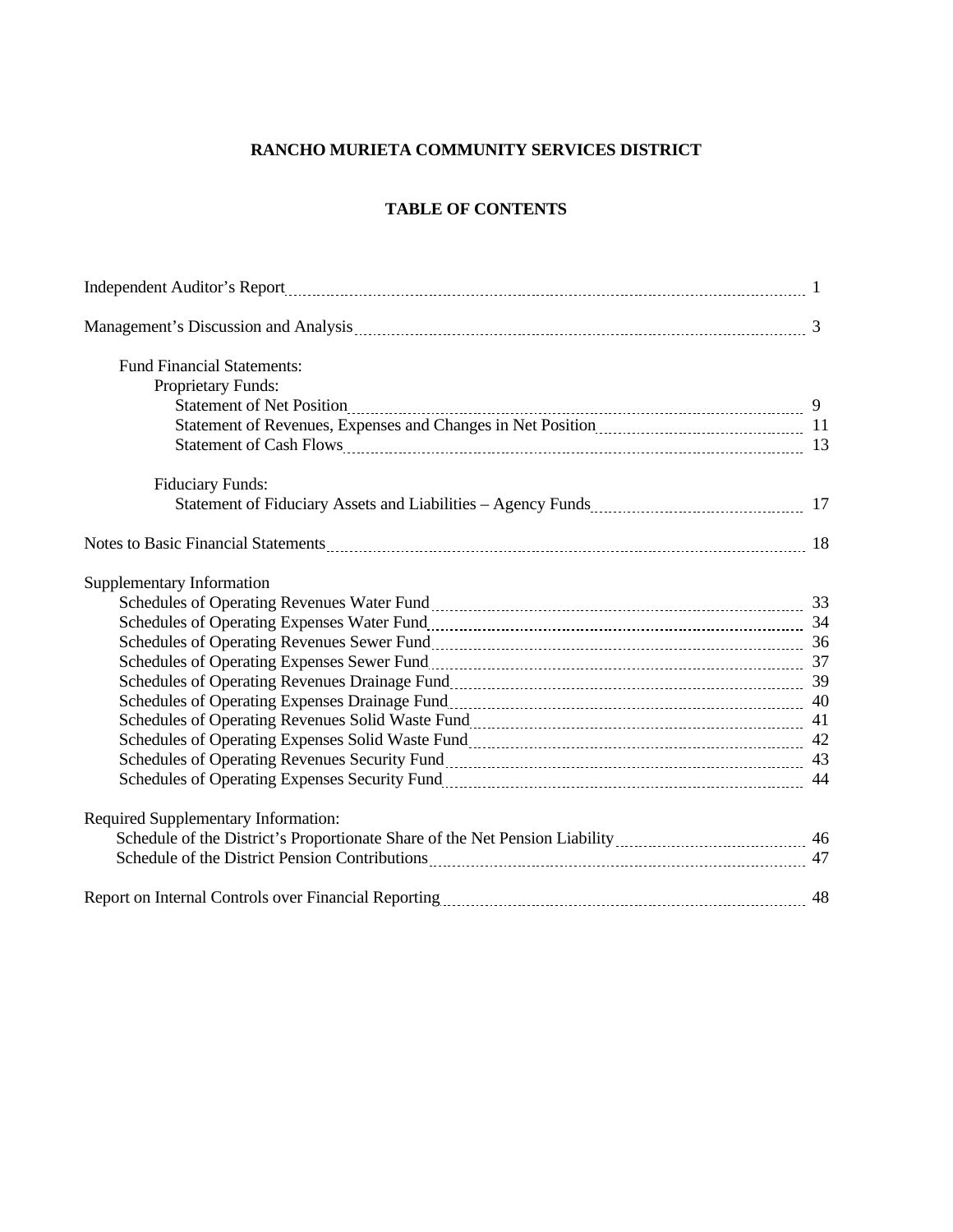# RANCHO MURIETA COMMUNITY SERVICES DISTRICT

## TABLE OF CONTENTS

| | |
|---|---|
| Independent Auditor's Report | 1 |
| Management's Discussion and Analysis | 3 |
| Fund Financial Statements: | |
| Proprietary Funds: | |
| Statement of Net Position | 9 |
| Statement of Revenues, Expenses and Changes in Net Position | 11 |
| Statement of Cash Flows | 13 |
| Fiduciary Funds: | |
| Statement of Fiduciary Assets and Liabilities – Agency Funds | 17 |
| Notes to Basic Financial Statements | 18 |
| Supplementary Information | |
| Schedules of Operating Revenues Water Fund | 33 |
| Schedules of Operating Expenses Water Fund | 34 |
| Schedules of Operating Revenues Sewer Fund | 36 |
| Schedules of Operating Expenses Sewer Fund | 37 |
| Schedules of Operating Revenues Drainage Fund | 39 |
| Schedules of Operating Expenses Drainage Fund | 40 |
| Schedules of Operating Revenues Solid Waste Fund | 41 |
| Schedules of Operating Expenses Solid Waste Fund | 42 |
| Schedules of Operating Revenues Security Fund | 43 |
| Schedules of Operating Expenses Security Fund | 44 |
| Required Supplementary Information: | |
| Schedule of the District's Proportionate Share of the Net Pension Liability | 46 |
| Schedule of the District Pension Contributions | 47 |
| Report on Internal Controls over Financial Reporting | 48 |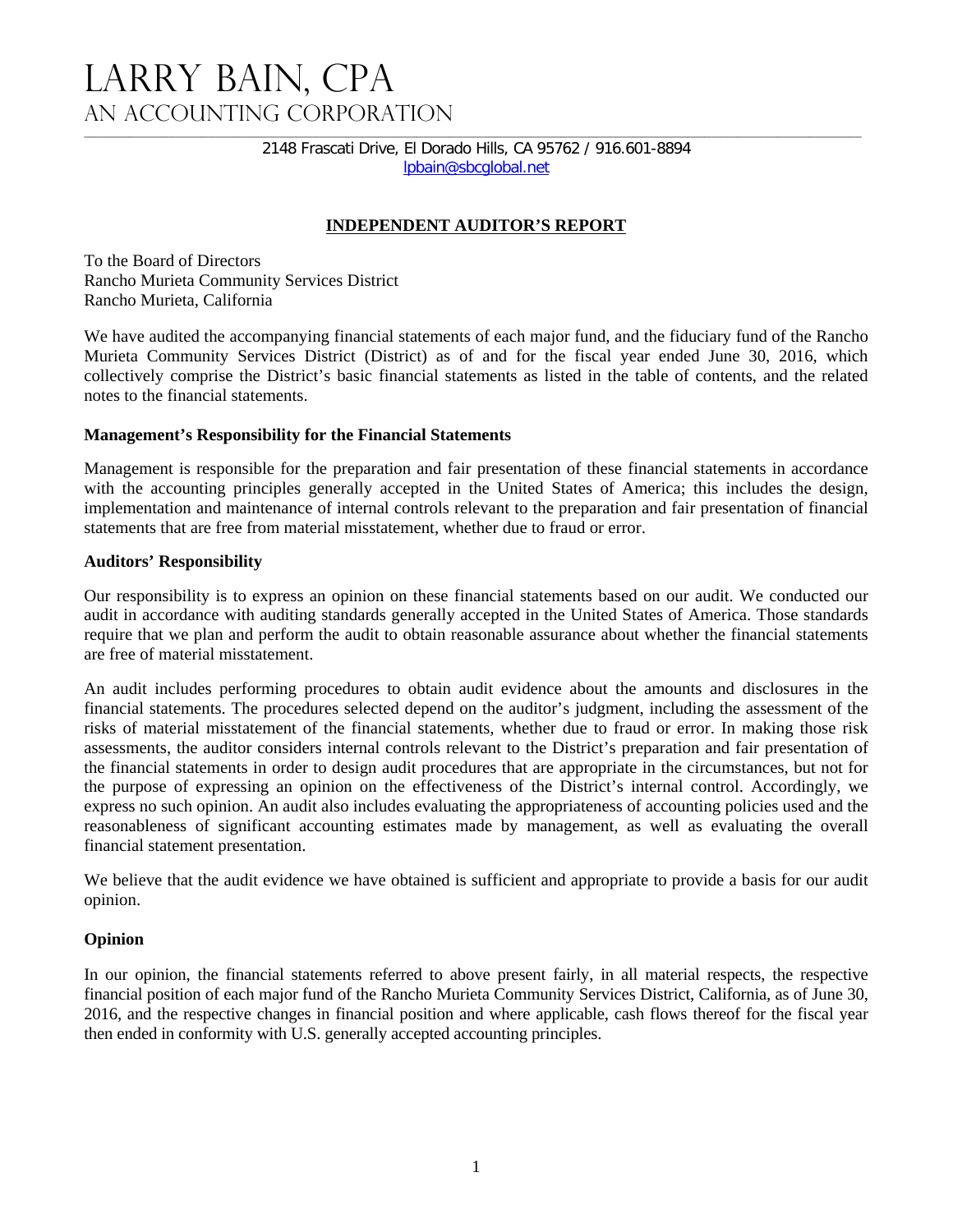# LARRY BAIN, CPA
## AN ACCOUNTING CORPORATION

2148 Frascati Drive, El Dorado Hills, CA 95762 / 916.601-8894
lpbain@sbcglobal.net

## INDEPENDENT AUDITOR'S REPORT

To the Board of Directors
Rancho Murieta Community Services District
Rancho Murieta, California

We have audited the accompanying financial statements of each major fund, and the fiduciary fund of the Rancho Murieta Community Services District (District) as of and for the fiscal year ended June 30, 2016, which collectively comprise the District's basic financial statements as listed in the table of contents, and the related notes to the financial statements.

### Management's Responsibility for the Financial Statements

Management is responsible for the preparation and fair presentation of these financial statements in accordance with the accounting principles generally accepted in the United States of America; this includes the design, implementation and maintenance of internal controls relevant to the preparation and fair presentation of financial statements that are free from material misstatement, whether due to fraud or error.

### Auditors' Responsibility

Our responsibility is to express an opinion on these financial statements based on our audit. We conducted our audit in accordance with auditing standards generally accepted in the United States of America. Those standards require that we plan and perform the audit to obtain reasonable assurance about whether the financial statements are free of material misstatement.

An audit includes performing procedures to obtain audit evidence about the amounts and disclosures in the financial statements. The procedures selected depend on the auditor's judgment, including the assessment of the risks of material misstatement of the financial statements, whether due to fraud or error. In making those risk assessments, the auditor considers internal controls relevant to the District's preparation and fair presentation of the financial statements in order to design audit procedures that are appropriate in the circumstances, but not for the purpose of expressing an opinion on the effectiveness of the District's internal control. Accordingly, we express no such opinion. An audit also includes evaluating the appropriateness of accounting policies used and the reasonableness of significant accounting estimates made by management, as well as evaluating the overall financial statement presentation.

We believe that the audit evidence we have obtained is sufficient and appropriate to provide a basis for our audit opinion.

### Opinion

In our opinion, the financial statements referred to above present fairly, in all material respects, the respective financial position of each major fund of the Rancho Murieta Community Services District, California, as of June 30, 2016, and the respective changes in financial position and where applicable, cash flows thereof for the fiscal year then ended in conformity with U.S. generally accepted accounting principles.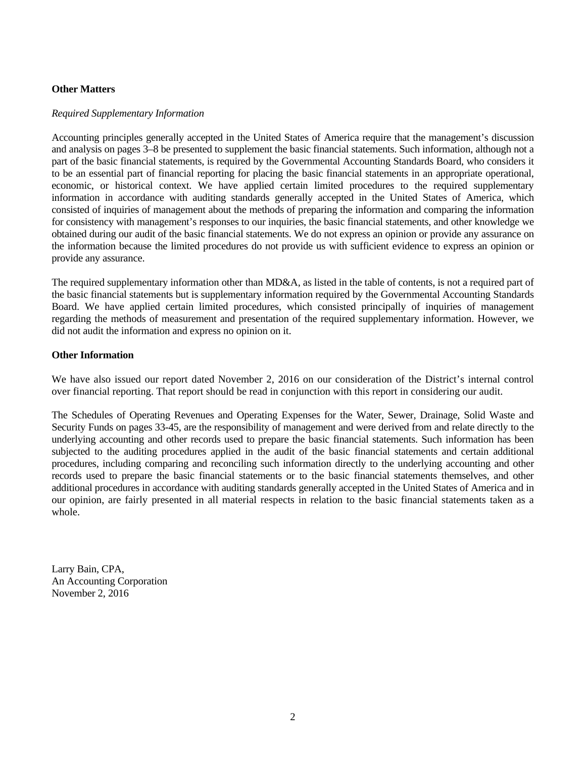**Other Matters**

*Required Supplementary Information*

Accounting principles generally accepted in the United States of America require that the management's discussion and analysis on pages 3–8 be presented to supplement the basic financial statements. Such information, although not a part of the basic financial statements, is required by the Governmental Accounting Standards Board, who considers it to be an essential part of financial reporting for placing the basic financial statements in an appropriate operational, economic, or historical context. We have applied certain limited procedures to the required supplementary information in accordance with auditing standards generally accepted in the United States of America, which consisted of inquiries of management about the methods of preparing the information and comparing the information for consistency with management's responses to our inquiries, the basic financial statements, and other knowledge we obtained during our audit of the basic financial statements. We do not express an opinion or provide any assurance on the information because the limited procedures do not provide us with sufficient evidence to express an opinion or provide any assurance.

The required supplementary information other than MD&A, as listed in the table of contents, is not a required part of the basic financial statements but is supplementary information required by the Governmental Accounting Standards Board. We have applied certain limited procedures, which consisted principally of inquiries of management regarding the methods of measurement and presentation of the required supplementary information. However, we did not audit the information and express no opinion on it.

**Other Information**

We have also issued our report dated November 2, 2016 on our consideration of the District's internal control over financial reporting. That report should be read in conjunction with this report in considering our audit.

The Schedules of Operating Revenues and Operating Expenses for the Water, Sewer, Drainage, Solid Waste and Security Funds on pages 33-45, are the responsibility of management and were derived from and relate directly to the underlying accounting and other records used to prepare the basic financial statements. Such information has been subjected to the auditing procedures applied in the audit of the basic financial statements and certain additional procedures, including comparing and reconciling such information directly to the underlying accounting and other records used to prepare the basic financial statements or to the basic financial statements themselves, and other additional procedures in accordance with auditing standards generally accepted in the United States of America and in our opinion, are fairly presented in all material respects in relation to the basic financial statements taken as a whole.

Larry Bain, CPA,
An Accounting Corporation
November 2, 2016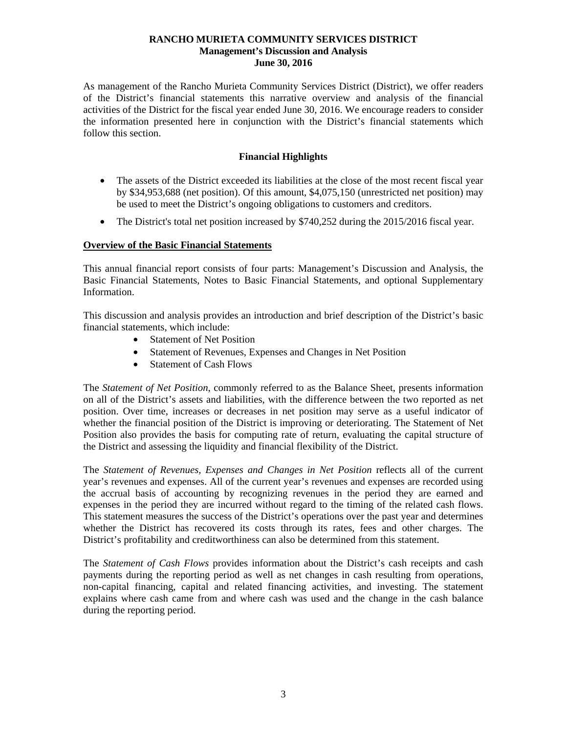# RANCHO MURIETA COMMUNITY SERVICES DISTRICT
## Management's Discussion and Analysis
## June 30, 2016

As management of the Rancho Murieta Community Services District (District), we offer readers of the District's financial statements this narrative overview and analysis of the financial activities of the District for the fiscal year ended June 30, 2016. We encourage readers to consider the information presented here in conjunction with the District's financial statements which follow this section.

### Financial Highlights

- The assets of the District exceeded its liabilities at the close of the most recent fiscal year by $34,953,688 (net position). Of this amount, $4,075,150 (unrestricted net position) may be used to meet the District's ongoing obligations to customers and creditors.
- The District's total net position increased by $740,252 during the 2015/2016 fiscal year.

### Overview of the Basic Financial Statements

This annual financial report consists of four parts: Management's Discussion and Analysis, the Basic Financial Statements, Notes to Basic Financial Statements, and optional Supplementary Information.

This discussion and analysis provides an introduction and brief description of the District's basic financial statements, which include:

- Statement of Net Position
- Statement of Revenues, Expenses and Changes in Net Position
- Statement of Cash Flows

The *Statement of Net Position*, commonly referred to as the Balance Sheet, presents information on all of the District's assets and liabilities, with the difference between the two reported as net position. Over time, increases or decreases in net position may serve as a useful indicator of whether the financial position of the District is improving or deteriorating. The Statement of Net Position also provides the basis for computing rate of return, evaluating the capital structure of the District and assessing the liquidity and financial flexibility of the District.

The *Statement of Revenues, Expenses and Changes in Net Position* reflects all of the current year's revenues and expenses. All of the current year's revenues and expenses are recorded using the accrual basis of accounting by recognizing revenues in the period they are earned and expenses in the period they are incurred without regard to the timing of the related cash flows. This statement measures the success of the District's operations over the past year and determines whether the District has recovered its costs through its rates, fees and other charges. The District's profitability and creditworthiness can also be determined from this statement.

The *Statement of Cash Flows* provides information about the District's cash receipts and cash payments during the reporting period as well as net changes in cash resulting from operations, non-capital financing, capital and related financing activities, and investing. The statement explains where cash came from and where cash was used and the change in the cash balance during the reporting period.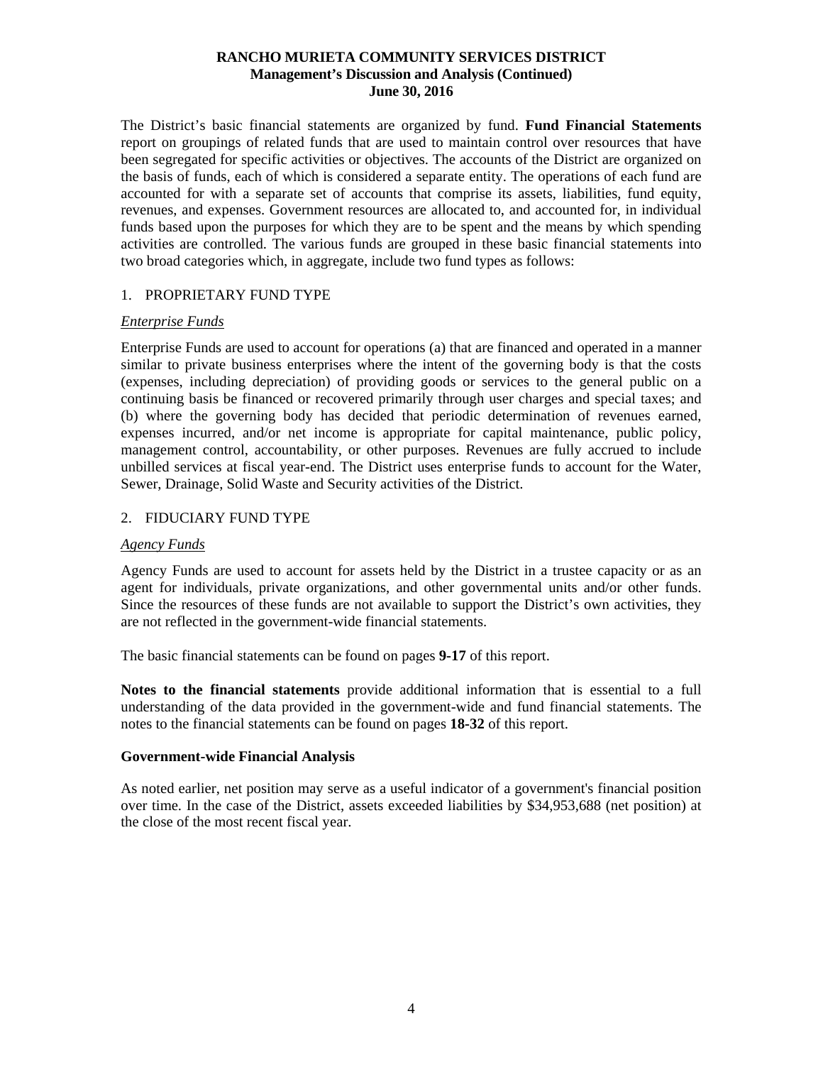The District's basic financial statements are organized by fund. **Fund Financial Statements** report on groupings of related funds that are used to maintain control over resources that have been segregated for specific activities or objectives. The accounts of the District are organized on the basis of funds, each of which is considered a separate entity. The operations of each fund are accounted for with a separate set of accounts that comprise its assets, liabilities, fund equity, revenues, and expenses. Government resources are allocated to, and accounted for, in individual funds based upon the purposes for which they are to be spent and the means by which spending activities are controlled. The various funds are grouped in these basic financial statements into two broad categories which, in aggregate, include two fund types as follows:

1. PROPRIETARY FUND TYPE

*Enterprise Funds*

Enterprise Funds are used to account for operations (a) that are financed and operated in a manner similar to private business enterprises where the intent of the governing body is that the costs (expenses, including depreciation) of providing goods or services to the general public on a continuing basis be financed or recovered primarily through user charges and special taxes; and (b) where the governing body has decided that periodic determination of revenues earned, expenses incurred, and/or net income is appropriate for capital maintenance, public policy, management control, accountability, or other purposes. Revenues are fully accrued to include unbilled services at fiscal year-end. The District uses enterprise funds to account for the Water, Sewer, Drainage, Solid Waste and Security activities of the District.

2. FIDUCIARY FUND TYPE

*Agency Funds*

Agency Funds are used to account for assets held by the District in a trustee capacity or as an agent for individuals, private organizations, and other governmental units and/or other funds. Since the resources of these funds are not available to support the District's own activities, they are not reflected in the government-wide financial statements.

The basic financial statements can be found on pages **9-17** of this report.

**Notes to the financial statements** provide additional information that is essential to a full understanding of the data provided in the government-wide and fund financial statements. The notes to the financial statements can be found on pages **18-32** of this report.

**Government-wide Financial Analysis**

As noted earlier, net position may serve as a useful indicator of a government's financial position over time. In the case of the District, assets exceeded liabilities by $34,953,688 (net position) at the close of the most recent fiscal year.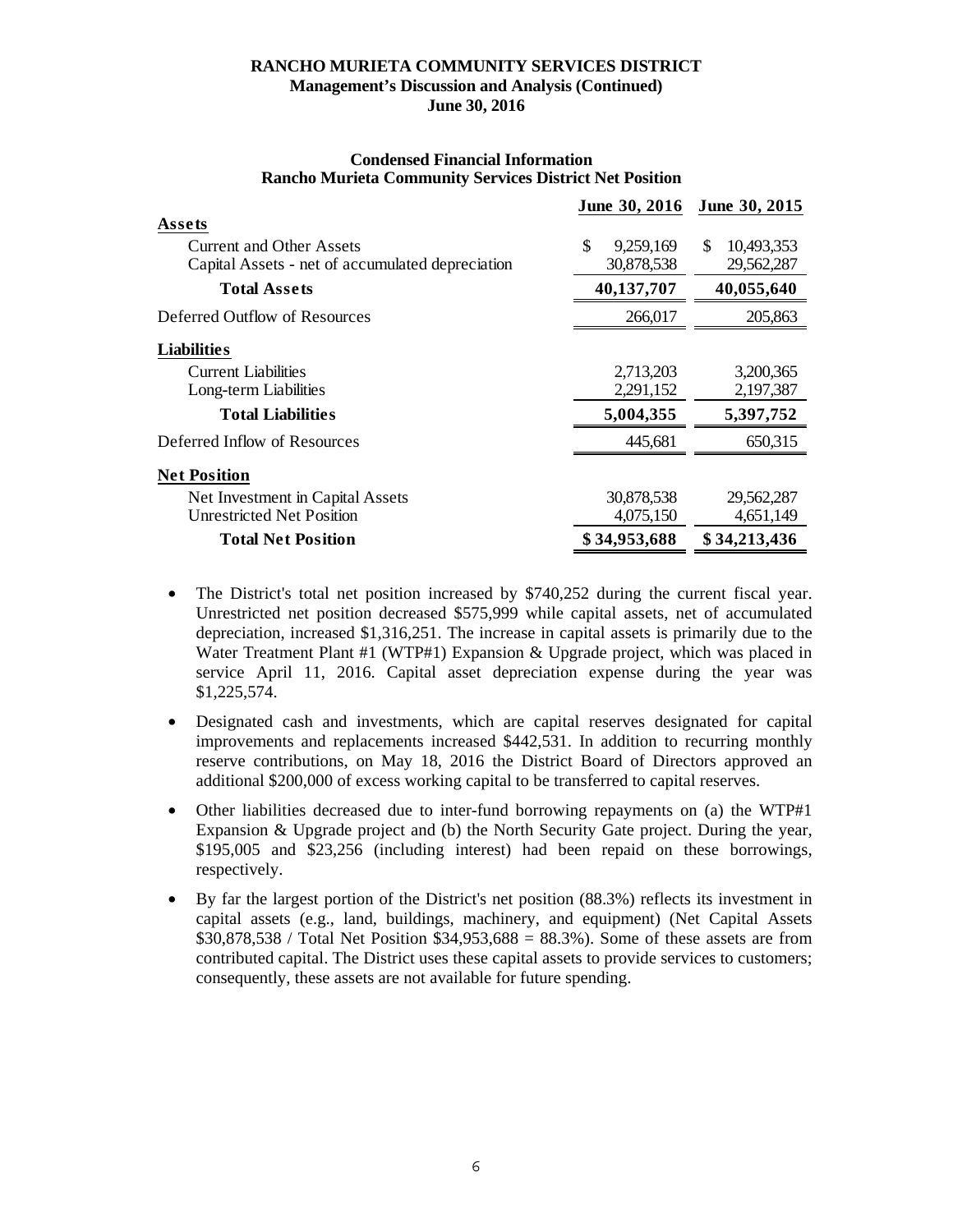### Condensed Financial Information
### Rancho Murieta Community Services District Net Position

| | June 30, 2016 | June 30, 2015 |
|---|---|---|
| **Assets** | | |
| Current and Other Assets | $ 9,259,169 | $ 10,493,353 |
| Capital Assets - net of accumulated depreciation | 30,878,538 | 29,562,287 |
| **Total Assets** | **40,137,707** | **40,055,640** |
| Deferred Outflow of Resources | 266,017 | 205,863 |
| **Liabilities** | | |
| Current Liabilities | 2,713,203 | 3,200,365 |
| Long-term Liabilities | 2,291,152 | 2,197,387 |
| **Total Liabilities** | **5,004,355** | **5,397,752** |
| Deferred Inflow of Resources | 445,681 | 650,315 |
| **Net Position** | | |
| Net Investment in Capital Assets | 30,878,538 | 29,562,287 |
| Unrestricted Net Position | 4,075,150 | 4,651,149 |
| **Total Net Position** | **$ 34,953,688** | **$ 34,213,436** |

- The District's total net position increased by $740,252 during the current fiscal year. Unrestricted net position decreased $575,999 while capital assets, net of accumulated depreciation, increased $1,316,251. The increase in capital assets is primarily due to the Water Treatment Plant #1 (WTP#1) Expansion & Upgrade project, which was placed in service April 11, 2016. Capital asset depreciation expense during the year was $1,225,574.
- Designated cash and investments, which are capital reserves designated for capital improvements and replacements increased $442,531. In addition to recurring monthly reserve contributions, on May 18, 2016 the District Board of Directors approved an additional $200,000 of excess working capital to be transferred to capital reserves.
- Other liabilities decreased due to inter-fund borrowing repayments on (a) the WTP#1 Expansion & Upgrade project and (b) the North Security Gate project. During the year, $195,005 and $23,256 (including interest) had been repaid on these borrowings, respectively.
- By far the largest portion of the District's net position (88.3%) reflects its investment in capital assets (e.g., land, buildings, machinery, and equipment) (Net Capital Assets $30,878,538 / Total Net Position $34,953,688 = 88.3%). Some of these assets are from contributed capital. The District uses these capital assets to provide services to customers; consequently, these assets are not available for future spending.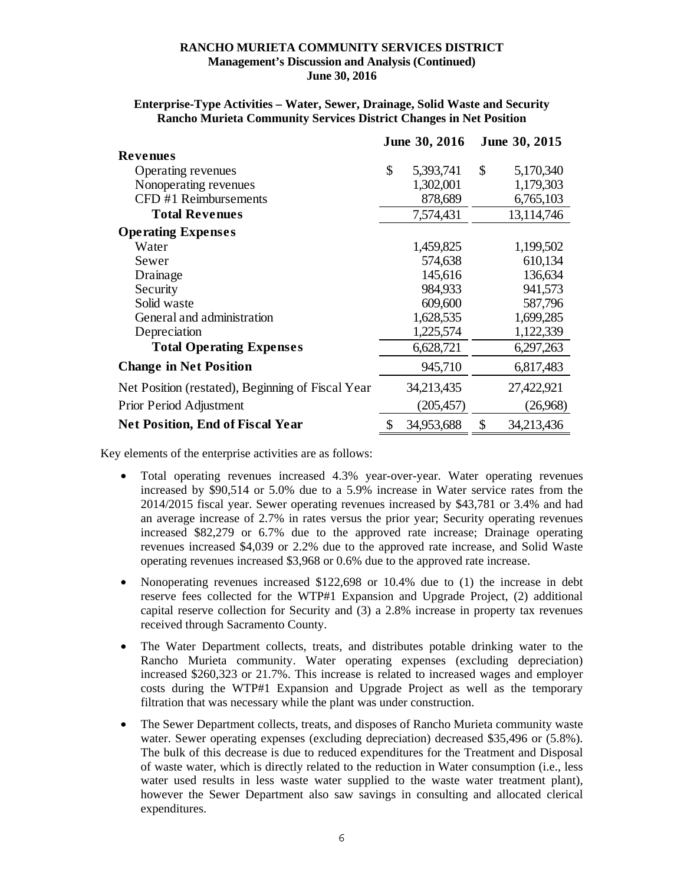**RANCHO MURIETA COMMUNITY SERVICES DISTRICT**
**Management's Discussion and Analysis (Continued)**
**June 30, 2016**

**Enterprise-Type Activities – Water, Sewer, Drainage, Solid Waste and Security**
**Rancho Murieta Community Services District Changes in Net Position**

| | June 30, 2016 | June 30, 2015 |
|---|---|---|
| **Revenues** | | |
| Operating revenues | $ 5,393,741 | $ 5,170,340 |
| Nonoperating revenues | 1,302,001 | 1,179,303 |
| CFD #1 Reimbursements | 878,689 | 6,765,103 |
| **Total Revenues** | 7,574,431 | 13,114,746 |
| **Operating Expenses** | | |
| Water | 1,459,825 | 1,199,502 |
| Sewer | 574,638 | 610,134 |
| Drainage | 145,616 | 136,634 |
| Security | 984,933 | 941,573 |
| Solid waste | 609,600 | 587,796 |
| General and administration | 1,628,535 | 1,699,285 |
| Depreciation | 1,225,574 | 1,122,339 |
| **Total Operating Expenses** | 6,628,721 | 6,297,263 |
| **Change in Net Position** | 945,710 | 6,817,483 |
| Net Position (restated), Beginning of Fiscal Year | 34,213,435 | 27,422,921 |
| Prior Period Adjustment | (205,457) | (26,968) |
| **Net Position, End of Fiscal Year** | $ 34,953,688 | $ 34,213,436 |

Key elements of the enterprise activities are as follows:

- Total operating revenues increased 4.3% year-over-year. Water operating revenues increased by $90,514 or 5.0% due to a 5.9% increase in Water service rates from the 2014/2015 fiscal year. Sewer operating revenues increased by $43,781 or 3.4% and had an average increase of 2.7% in rates versus the prior year; Security operating revenues increased $82,279 or 6.7% due to the approved rate increase; Drainage operating revenues increased $4,039 or 2.2% due to the approved rate increase, and Solid Waste operating revenues increased $3,968 or 0.6% due to the approved rate increase.
- Nonoperating revenues increased $122,698 or 10.4% due to (1) the increase in debt reserve fees collected for the WTP#1 Expansion and Upgrade Project, (2) additional capital reserve collection for Security and (3) a 2.8% increase in property tax revenues received through Sacramento County.
- The Water Department collects, treats, and distributes potable drinking water to the Rancho Murieta community. Water operating expenses (excluding depreciation) increased $260,323 or 21.7%. This increase is related to increased wages and employer costs during the WTP#1 Expansion and Upgrade Project as well as the temporary filtration that was necessary while the plant was under construction.
- The Sewer Department collects, treats, and disposes of Rancho Murieta community waste water. Sewer operating expenses (excluding depreciation) decreased $35,496 or (5.8%). The bulk of this decrease is due to reduced expenditures for the Treatment and Disposal of waste water, which is directly related to the reduction in Water consumption (i.e., less water used results in less waste water supplied to the waste water treatment plant), however the Sewer Department also saw savings in consulting and allocated clerical expenditures.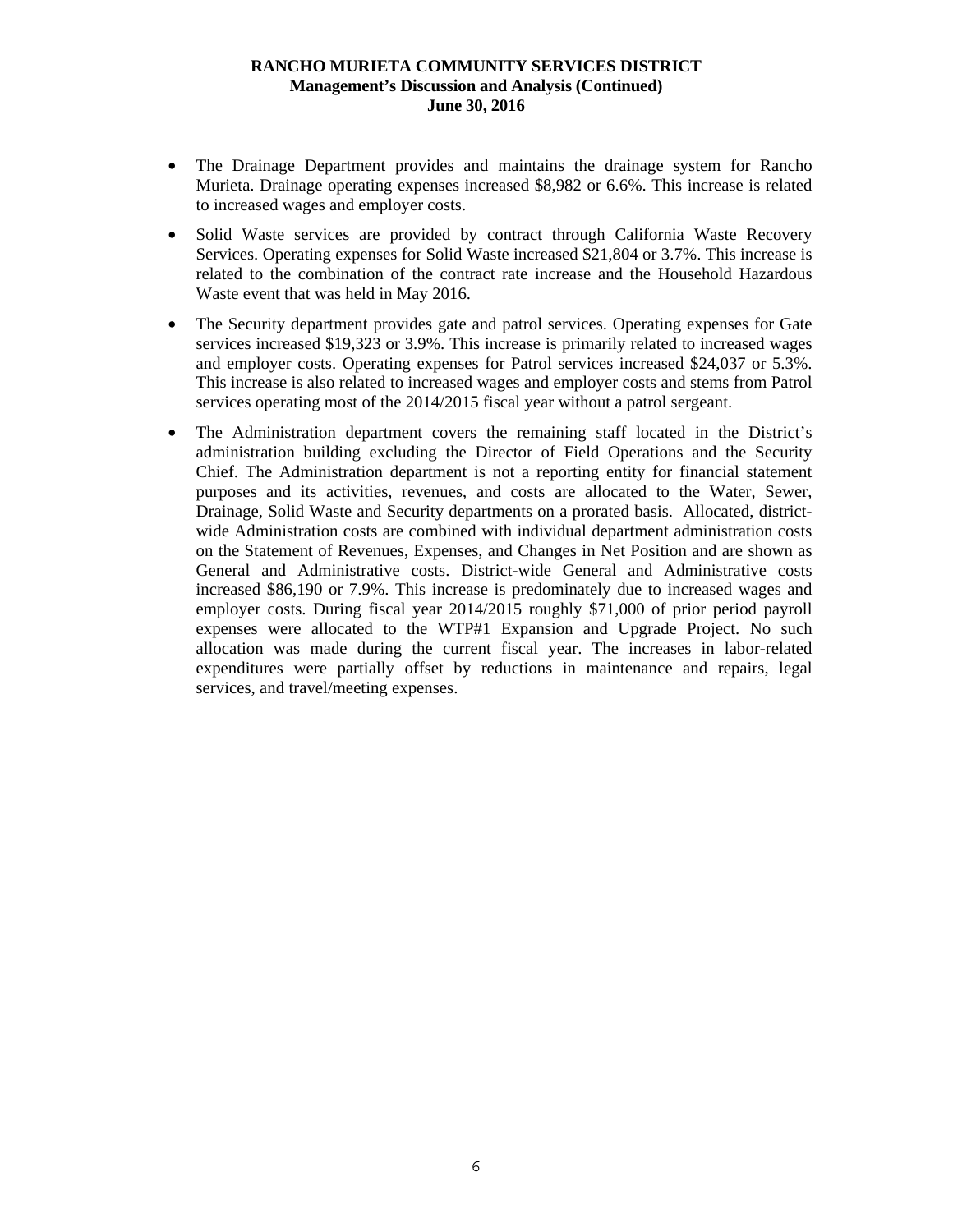- The Drainage Department provides and maintains the drainage system for Rancho Murieta. Drainage operating expenses increased $8,982 or 6.6%. This increase is related to increased wages and employer costs.

- Solid Waste services are provided by contract through California Waste Recovery Services. Operating expenses for Solid Waste increased $21,804 or 3.7%. This increase is related to the combination of the contract rate increase and the Household Hazardous Waste event that was held in May 2016.

- The Security department provides gate and patrol services. Operating expenses for Gate services increased $19,323 or 3.9%. This increase is primarily related to increased wages and employer costs. Operating expenses for Patrol services increased $24,037 or 5.3%. This increase is also related to increased wages and employer costs and stems from Patrol services operating most of the 2014/2015 fiscal year without a patrol sergeant.

- The Administration department covers the remaining staff located in the District's administration building excluding the Director of Field Operations and the Security Chief. The Administration department is not a reporting entity for financial statement purposes and its activities, revenues, and costs are allocated to the Water, Sewer, Drainage, Solid Waste and Security departments on a prorated basis. Allocated, district-wide Administration costs are combined with individual department administration costs on the Statement of Revenues, Expenses, and Changes in Net Position and are shown as General and Administrative costs. District-wide General and Administrative costs increased $86,190 or 7.9%. This increase is predominately due to increased wages and employer costs. During fiscal year 2014/2015 roughly $71,000 of prior period payroll expenses were allocated to the WTP#1 Expansion and Upgrade Project. No such allocation was made during the current fiscal year. The increases in labor-related expenditures were partially offset by reductions in maintenance and repairs, legal services, and travel/meeting expenses.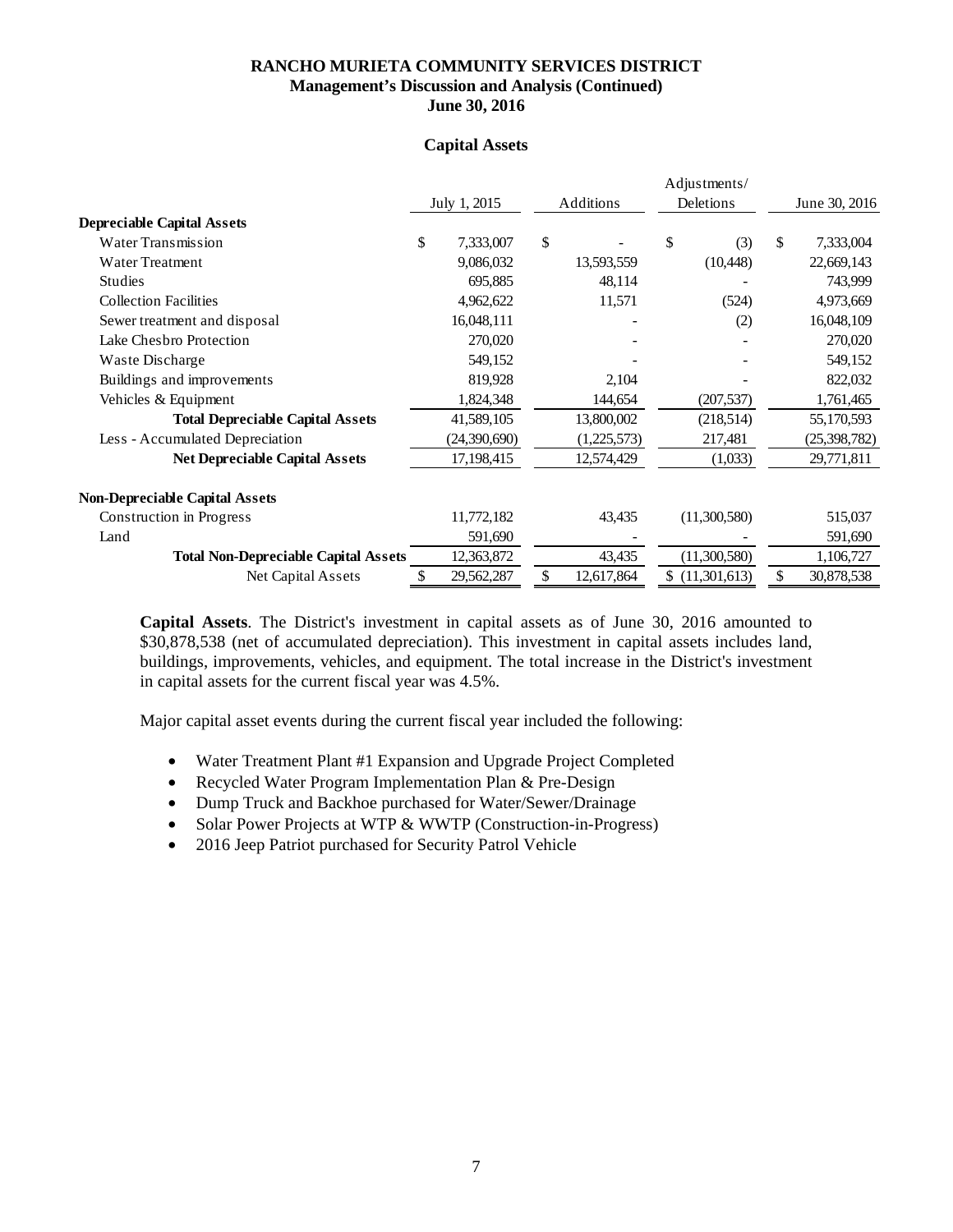**RANCHO MURIETA COMMUNITY SERVICES DISTRICT**
**Management's Discussion and Analysis (Continued)**
**June 30, 2016**

### Capital Assets

| | July 1, 2015 | Additions | Adjustments/ Deletions | June 30, 2016 |
|---|---|---|---|---|
| **Depreciable Capital Assets** | | | | |
| Water Transmission | $ 7,333,007 | $ - | $ (3) | $ 7,333,004 |
| Water Treatment | 9,086,032 | 13,593,559 | (10,448) | 22,669,143 |
| Studies | 695,885 | 48,114 | - | 743,999 |
| Collection Facilities | 4,962,622 | 11,571 | (524) | 4,973,669 |
| Sewer treatment and disposal | 16,048,111 | - | (2) | 16,048,109 |
| Lake Chesbro Protection | 270,020 | - | - | 270,020 |
| Waste Discharge | 549,152 | - | - | 549,152 |
| Buildings and improvements | 819,928 | 2,104 | | 822,032 |
| Vehicles & Equipment | 1,824,348 | 144,654 | (207,537) | 1,761,465 |
| **Total Depreciable Capital Assets** | 41,589,105 | 13,800,002 | (218,514) | 55,170,593 |
| Less - Accumulated Depreciation | (24,390,690) | (1,225,573) | 217,481 | (25,398,782) |
| **Net Depreciable Capital Assets** | 17,198,415 | 12,574,429 | (1,033) | 29,771,811 |
| **Non-Depreciable Capital Assets** | | | | |
| Construction in Progress | 11,772,182 | 43,435 | (11,300,580) | 515,037 |
| Land | 591,690 | - | - | 591,690 |
| **Total Non-Depreciable Capital Assets** | 12,363,872 | 43,435 | (11,300,580) | 1,106,727 |
| Net Capital Assets | $ 29,562,287 | $ 12,617,864 | $ (11,301,613) | $ 30,878,538 |

**Capital Assets**. The District's investment in capital assets as of June 30, 2016 amounted to $30,878,538 (net of accumulated depreciation). This investment in capital assets includes land, buildings, improvements, vehicles, and equipment. The total increase in the District's investment in capital assets for the current fiscal year was 4.5%.

Major capital asset events during the current fiscal year included the following:

- Water Treatment Plant #1 Expansion and Upgrade Project Completed
- Recycled Water Program Implementation Plan & Pre-Design
- Dump Truck and Backhoe purchased for Water/Sewer/Drainage
- Solar Power Projects at WTP & WWTP (Construction-in-Progress)
- 2016 Jeep Patriot purchased for Security Patrol Vehicle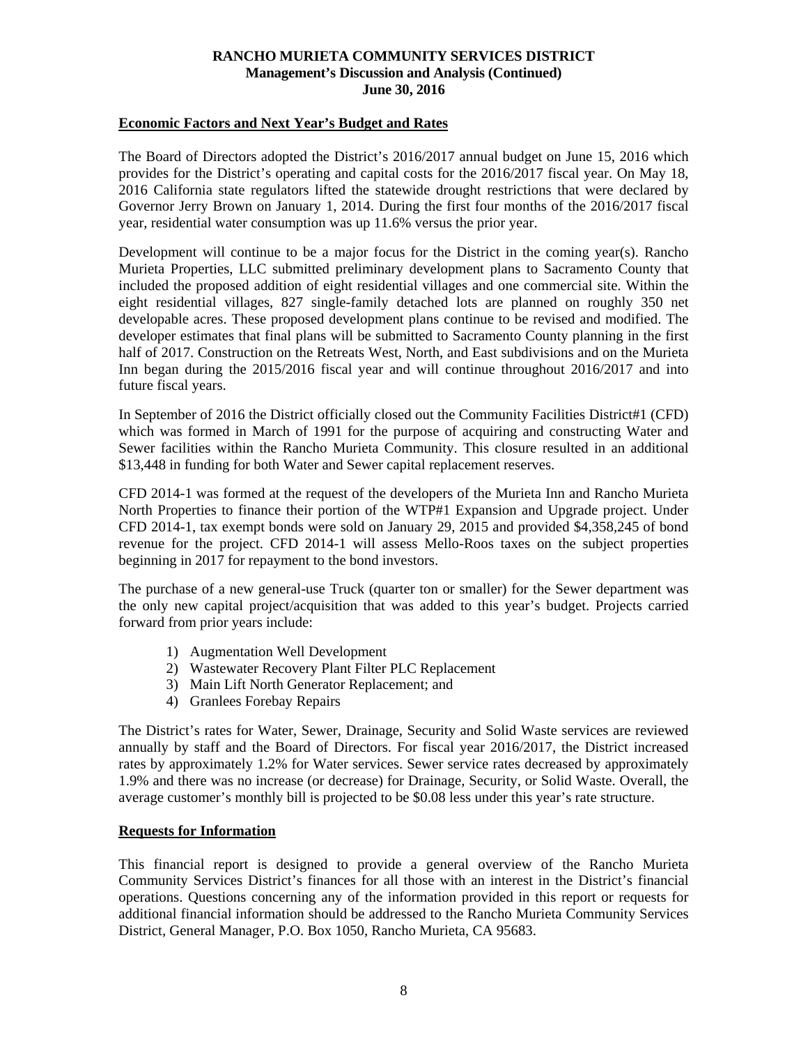**RANCHO MURIETA COMMUNITY SERVICES DISTRICT**
**Management's Discussion and Analysis (Continued)**
**June 30, 2016**

## Economic Factors and Next Year's Budget and Rates

The Board of Directors adopted the District's 2016/2017 annual budget on June 15, 2016 which provides for the District's operating and capital costs for the 2016/2017 fiscal year. On May 18, 2016 California state regulators lifted the statewide drought restrictions that were declared by Governor Jerry Brown on January 1, 2014. During the first four months of the 2016/2017 fiscal year, residential water consumption was up 11.6% versus the prior year.

Development will continue to be a major focus for the District in the coming year(s). Rancho Murieta Properties, LLC submitted preliminary development plans to Sacramento County that included the proposed addition of eight residential villages and one commercial site. Within the eight residential villages, 827 single-family detached lots are planned on roughly 350 net developable acres. These proposed development plans continue to be revised and modified. The developer estimates that final plans will be submitted to Sacramento County planning in the first half of 2017. Construction on the Retreats West, North, and East subdivisions and on the Murieta Inn began during the 2015/2016 fiscal year and will continue throughout 2016/2017 and into future fiscal years.

In September of 2016 the District officially closed out the Community Facilities District#1 (CFD) which was formed in March of 1991 for the purpose of acquiring and constructing Water and Sewer facilities within the Rancho Murieta Community. This closure resulted in an additional $13,448 in funding for both Water and Sewer capital replacement reserves.

CFD 2014-1 was formed at the request of the developers of the Murieta Inn and Rancho Murieta North Properties to finance their portion of the WTP#1 Expansion and Upgrade project. Under CFD 2014-1, tax exempt bonds were sold on January 29, 2015 and provided $4,358,245 of bond revenue for the project. CFD 2014-1 will assess Mello-Roos taxes on the subject properties beginning in 2017 for repayment to the bond investors.

The purchase of a new general-use Truck (quarter ton or smaller) for the Sewer department was the only new capital project/acquisition that was added to this year's budget. Projects carried forward from prior years include:

1) Augmentation Well Development
2) Wastewater Recovery Plant Filter PLC Replacement
3) Main Lift North Generator Replacement; and
4) Granlees Forebay Repairs

The District's rates for Water, Sewer, Drainage, Security and Solid Waste services are reviewed annually by staff and the Board of Directors. For fiscal year 2016/2017, the District increased rates by approximately 1.2% for Water services. Sewer service rates decreased by approximately 1.9% and there was no increase (or decrease) for Drainage, Security, or Solid Waste. Overall, the average customer's monthly bill is projected to be $0.08 less under this year's rate structure.

## Requests for Information

This financial report is designed to provide a general overview of the Rancho Murieta Community Services District's finances for all those with an interest in the District's financial operations. Questions concerning any of the information provided in this report or requests for additional financial information should be addressed to the Rancho Murieta Community Services District, General Manager, P.O. Box 1050, Rancho Murieta, CA 95683.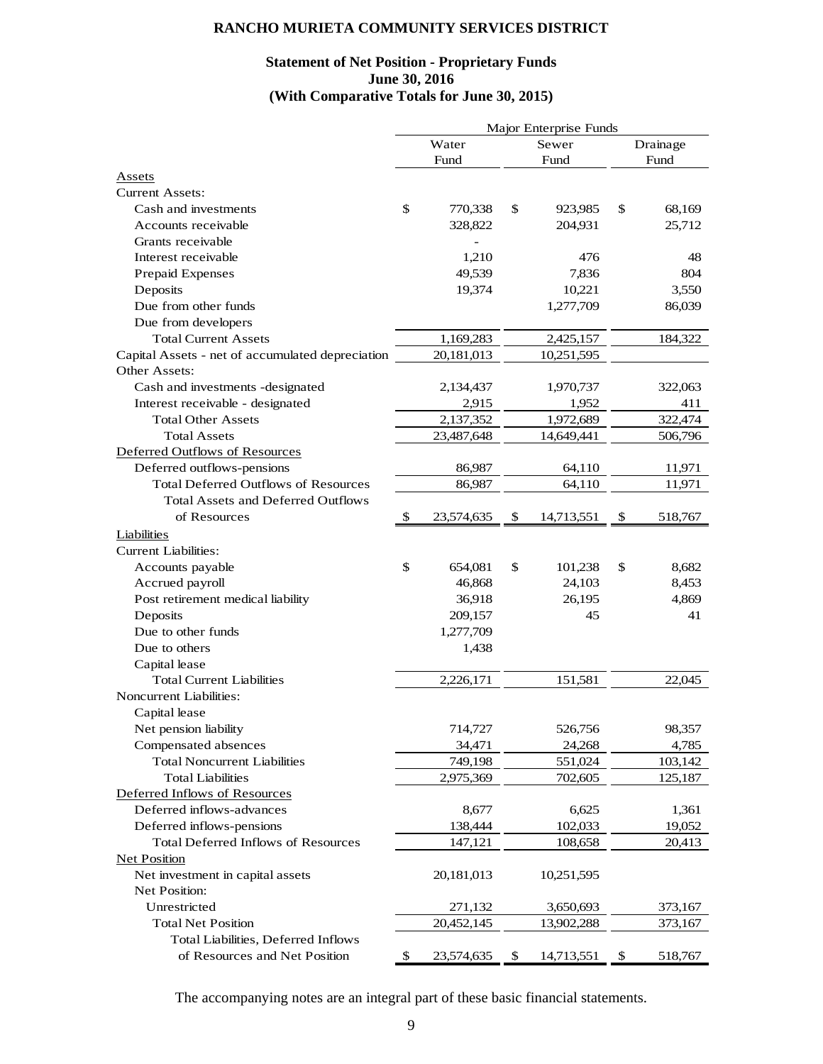# RANCHO MURIETA COMMUNITY SERVICES DISTRICT

## Statement of Net Position - Proprietary Funds
## June 30, 2016
## (With Comparative Totals for June 30, 2015)

| | Major Enterprise Funds | | |
|---|---|---|---|
| | Water Fund | Sewer Fund | Drainage Fund |
| Assets | | | |
| Current Assets: | | | |
| Cash and investments | $ 770,338 | $ 923,985 | $ 68,169 |
| Accounts receivable | 328,822 | 204,931 | 25,712 |
| Grants receivable | - | | |
| Interest receivable | 1,210 | 476 | 48 |
| Prepaid Expenses | 49,539 | 7,836 | 804 |
| Deposits | 19,374 | 10,221 | 3,550 |
| Due from other funds | | 1,277,709 | 86,039 |
| Due from developers | | | |
| Total Current Assets | 1,169,283 | 2,425,157 | 184,322 |
| Capital Assets - net of accumulated depreciation | 20,181,013 | 10,251,595 | |
| Other Assets: | | | |
| Cash and investments -designated | 2,134,437 | 1,970,737 | 322,063 |
| Interest receivable - designated | 2,915 | 1,952 | 411 |
| Total Other Assets | 2,137,352 | 1,972,689 | 322,474 |
| Total Assets | 23,487,648 | 14,649,441 | 506,796 |
| Deferred Outflows of Resources | | | |
| Deferred outflows-pensions | 86,987 | 64,110 | 11,971 |
| Total Deferred Outflows of Resources | 86,987 | 64,110 | 11,971 |
| Total Assets and Deferred Outflows of Resources | $ 23,574,635 | $ 14,713,551 | $ 518,767 |
| Liabilities | | | |
| Current Liabilities: | | | |
| Accounts payable | $ 654,081 | $ 101,238 | $ 8,682 |
| Accrued payroll | 46,868 | 24,103 | 8,453 |
| Post retirement medical liability | 36,918 | 26,195 | 4,869 |
| Deposits | 209,157 | 45 | 41 |
| Due to other funds | 1,277,709 | | |
| Due to others | 1,438 | | |
| Capital lease | | | |
| Total Current Liabilities | 2,226,171 | 151,581 | 22,045 |
| Noncurrent Liabilities: | | | |
| Capital lease | | | |
| Net pension liability | 714,727 | 526,756 | 98,357 |
| Compensated absences | 34,471 | 24,268 | 4,785 |
| Total Noncurrent Liabilities | 749,198 | 551,024 | 103,142 |
| Total Liabilities | 2,975,369 | 702,605 | 125,187 |
| Deferred Inflows of Resources | | | |
| Deferred inflows-advances | 8,677 | 6,625 | 1,361 |
| Deferred inflows-pensions | 138,444 | 102,033 | 19,052 |
| Total Deferred Inflows of Resources | 147,121 | 108,658 | 20,413 |
| Net Position | | | |
| Net investment in capital assets | 20,181,013 | 10,251,595 | |
| Net Position: | | | |
| Unrestricted | 271,132 | 3,650,693 | 373,167 |
| Total Net Position | 20,452,145 | 13,902,288 | 373,167 |
| Total Liabilities, Deferred Inflows of Resources and Net Position | $ 23,574,635 | $ 14,713,551 | $ 518,767 |

The accompanying notes are an integral part of these basic financial statements.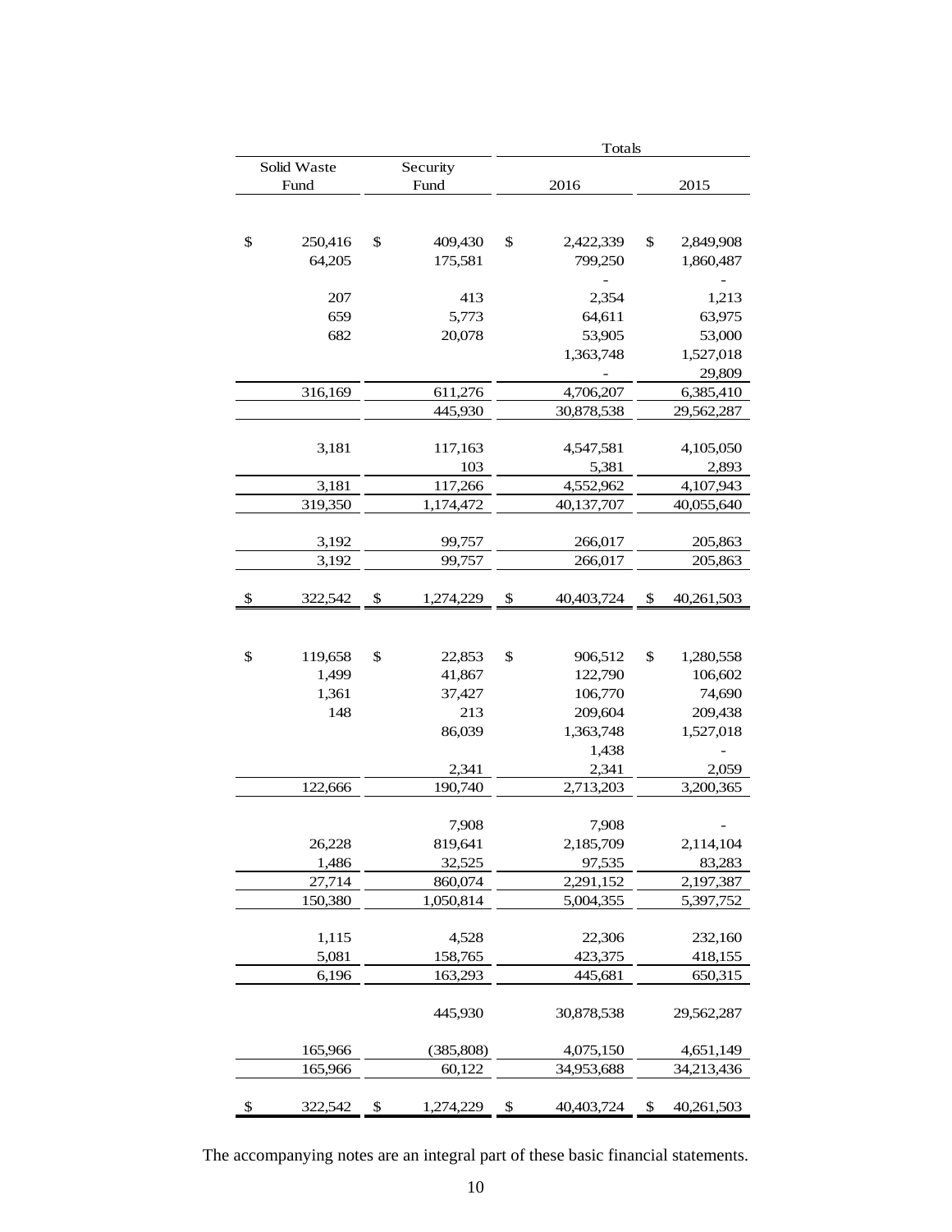| Solid Waste Fund | Security Fund | Totals 2016 | Totals 2015 |
|---|---|---|---|
| | | | |
| $ 250,416 | $ 409,430 | $ 2,422,339 | $ 2,849,908 |
| 64,205 | 175,581 | 799,250 | 1,860,487 |
| | | - | - |
| 207 | 413 | 2,354 | 1,213 |
| 659 | 5,773 | 64,611 | 63,975 |
| 682 | 20,078 | 53,905 | 53,000 |
| | | 1,363,748 | 1,527,018 |
| | | - | 29,809 |
| 316,169 | 611,276 | 4,706,207 | 6,385,410 |
| | 445,930 | 30,878,538 | 29,562,287 |
| | | | |
| 3,181 | 117,163 | 4,547,581 | 4,105,050 |
| | 103 | 5,381 | 2,893 |
| 3,181 | 117,266 | 4,552,962 | 4,107,943 |
| 319,350 | 1,174,472 | 40,137,707 | 40,055,640 |
| | | | |
| 3,192 | 99,757 | 266,017 | 205,863 |
| 3,192 | 99,757 | 266,017 | 205,863 |
| | | | |
| $ 322,542 | $ 1,274,229 | $ 40,403,724 | $ 40,261,503 |
| | | | |
| $ 119,658 | $ 22,853 | $ 906,512 | $ 1,280,558 |
| 1,499 | 41,867 | 122,790 | 106,602 |
| 1,361 | 37,427 | 106,770 | 74,690 |
| 148 | 213 | 209,604 | 209,438 |
| | 86,039 | 1,363,748 | 1,527,018 |
| | | 1,438 | - |
| | 2,341 | 2,341 | 2,059 |
| 122,666 | 190,740 | 2,713,203 | 3,200,365 |
| | | | |
| | 7,908 | 7,908 | - |
| 26,228 | 819,641 | 2,185,709 | 2,114,104 |
| 1,486 | 32,525 | 97,535 | 83,283 |
| 27,714 | 860,074 | 2,291,152 | 2,197,387 |
| 150,380 | 1,050,814 | 5,004,355 | 5,397,752 |
| | | | |
| 1,115 | 4,528 | 22,306 | 232,160 |
| 5,081 | 158,765 | 423,375 | 418,155 |
| 6,196 | 163,293 | 445,681 | 650,315 |
| | | | |
| | 445,930 | 30,878,538 | 29,562,287 |
| | | | |
| 165,966 | (385,808) | 4,075,150 | 4,651,149 |
| 165,966 | 60,122 | 34,953,688 | 34,213,436 |
| | | | |
| $ 322,542 | $ 1,274,229 | $ 40,403,724 | $ 40,261,503 |

The accompanying notes are an integral part of these basic financial statements.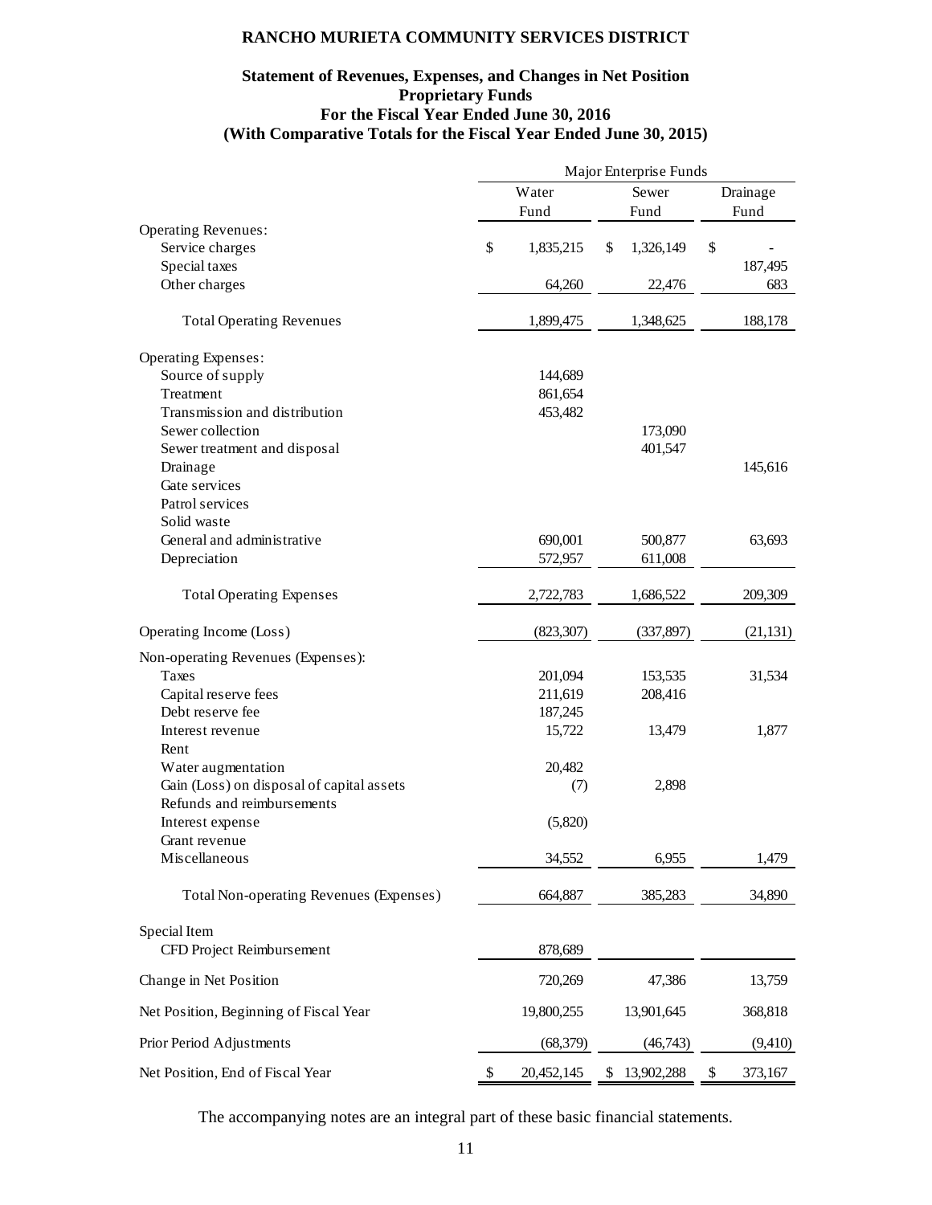# RANCHO MURIETA COMMUNITY SERVICES DISTRICT

## Statement of Revenues, Expenses, and Changes in Net Position
## Proprietary Funds
## For the Fiscal Year Ended June 30, 2016
## (With Comparative Totals for the Fiscal Year Ended June 30, 2015)

| | Major Enterprise Funds | | |
|---|---|---|---|
| | Water Fund | Sewer Fund | Drainage Fund |
| **Operating Revenues:** | | | |
| Service charges | $ 1,835,215 | $ 1,326,149 | $ - |
| Special taxes | | | 187,495 |
| Other charges | 64,260 | 22,476 | 683 |
| Total Operating Revenues | 1,899,475 | 1,348,625 | 188,178 |
| **Operating Expenses:** | | | |
| Source of supply | 144,689 | | |
| Treatment | 861,654 | | |
| Transmission and distribution | 453,482 | | |
| Sewer collection | | 173,090 | |
| Sewer treatment and disposal | | 401,547 | |
| Drainage | | | 145,616 |
| Gate services | | | |
| Patrol services | | | |
| Solid waste | | | |
| General and administrative | 690,001 | 500,877 | 63,693 |
| Depreciation | 572,957 | 611,008 | |
| Total Operating Expenses | 2,722,783 | 1,686,522 | 209,309 |
| Operating Income (Loss) | (823,307) | (337,897) | (21,131) |
| **Non-operating Revenues (Expenses):** | | | |
| Taxes | 201,094 | 153,535 | 31,534 |
| Capital reserve fees | 211,619 | 208,416 | |
| Debt reserve fee | 187,245 | | |
| Interest revenue | 15,722 | 13,479 | 1,877 |
| Rent | | | |
| Water augmentation | 20,482 | | |
| Gain (Loss) on disposal of capital assets | (7) | 2,898 | |
| Refunds and reimbursements | | | |
| Interest expense | (5,820) | | |
| Grant revenue | | | |
| Miscellaneous | 34,552 | 6,955 | 1,479 |
| Total Non-operating Revenues (Expenses) | 664,887 | 385,283 | 34,890 |
| **Special Item** | | | |
| CFD Project Reimbursement | 878,689 | | |
| Change in Net Position | 720,269 | 47,386 | 13,759 |
| Net Position, Beginning of Fiscal Year | 19,800,255 | 13,901,645 | 368,818 |
| Prior Period Adjustments | (68,379) | (46,743) | (9,410) |
| Net Position, End of Fiscal Year | $ 20,452,145 | $ 13,902,288 | $ 373,167 |

The accompanying notes are an integral part of these basic financial statements.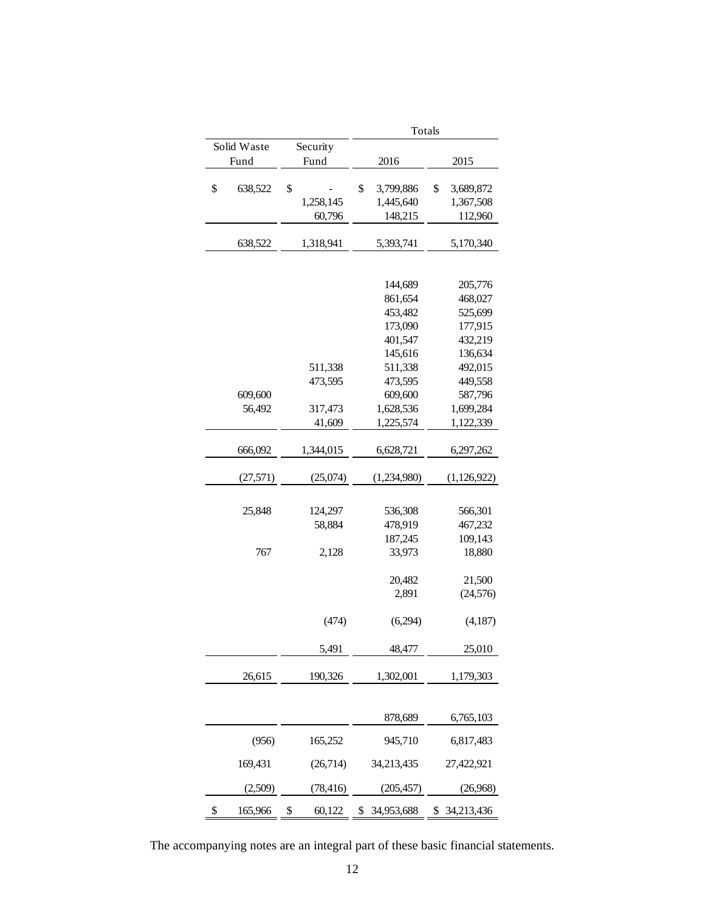| Solid Waste Fund | Security Fund | Totals 2016 | Totals 2015 |
|---|---|---|---|
| $ 638,522 | $ - | $ 3,799,886 | $ 3,689,872 |
| | 1,258,145 | 1,445,640 | 1,367,508 |
| | 60,796 | 148,215 | 112,960 |
| 638,522 | 1,318,941 | 5,393,741 | 5,170,340 |
| | | | |
| | | 144,689 | 205,776 |
| | | 861,654 | 468,027 |
| | | 453,482 | 525,699 |
| | | 173,090 | 177,915 |
| | | 401,547 | 432,219 |
| | | 145,616 | 136,634 |
| | 511,338 | 511,338 | 492,015 |
| | 473,595 | 473,595 | 449,558 |
| 609,600 | | 609,600 | 587,796 |
| 56,492 | 317,473 | 1,628,536 | 1,699,284 |
| | 41,609 | 1,225,574 | 1,122,339 |
| 666,092 | 1,344,015 | 6,628,721 | 6,297,262 |
| (27,571) | (25,074) | (1,234,980) | (1,126,922) |
| | | | |
| 25,848 | 124,297 | 536,308 | 566,301 |
| | 58,884 | 478,919 | 467,232 |
| | | 187,245 | 109,143 |
| 767 | 2,128 | 33,973 | 18,880 |
| | | 20,482 | 21,500 |
| | | 2,891 | (24,576) |
| | (474) | (6,294) | (4,187) |
| | 5,491 | 48,477 | 25,010 |
| 26,615 | 190,326 | 1,302,001 | 1,179,303 |
| | | | |
| | | 878,689 | 6,765,103 |
| (956) | 165,252 | 945,710 | 6,817,483 |
| 169,431 | (26,714) | 34,213,435 | 27,422,921 |
| (2,509) | (78,416) | (205,457) | (26,968) |
| $ 165,966 | $ 60,122 | $ 34,953,688 | $ 34,213,436 |

The accompanying notes are an integral part of these basic financial statements.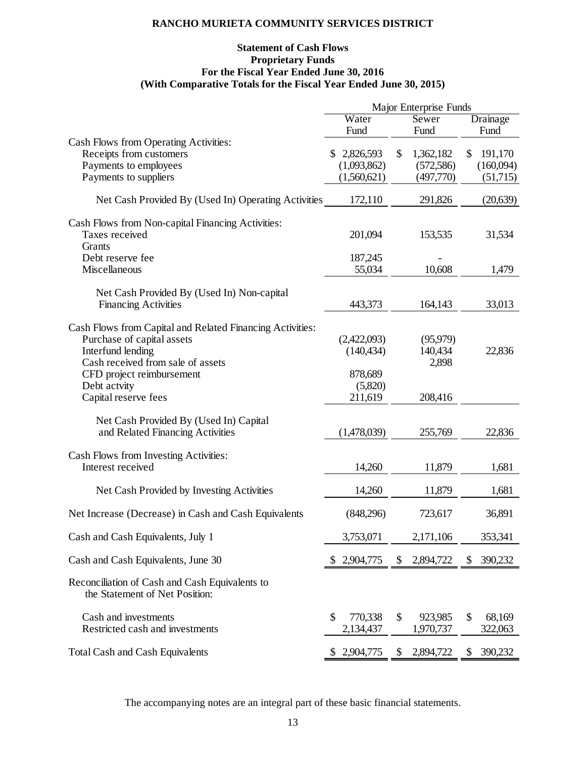**RANCHO MURIETA COMMUNITY SERVICES DISTRICT**

**Statement of Cash Flows**
**Proprietary Funds**
**For the Fiscal Year Ended June 30, 2016**
**(With Comparative Totals for the Fiscal Year Ended June 30, 2015)**

| | Major Enterprise Funds | | |
|---|---|---|---|
| | Water Fund | Sewer Fund | Drainage Fund |
| Cash Flows from Operating Activities: | | | |
| Receipts from customers | $ 2,826,593 | $ 1,362,182 | $ 191,170 |
| Payments to employees | (1,093,862) | (572,586) | (160,094) |
| Payments to suppliers | (1,560,621) | (497,770) | (51,715) |
| Net Cash Provided By (Used In) Operating Activities | 172,110 | 291,826 | (20,639) |
| Cash Flows from Non-capital Financing Activities: | | | |
| Taxes received | 201,094 | 153,535 | 31,534 |
| Grants | | | |
| Debt reserve fee | 187,245 | - | |
| Miscellaneous | 55,034 | 10,608 | 1,479 |
| Net Cash Provided By (Used In) Non-capital Financing Activities | 443,373 | 164,143 | 33,013 |
| Cash Flows from Capital and Related Financing Activities: | | | |
| Purchase of capital assets | (2,422,093) | (95,979) | |
| Interfund lending | (140,434) | 140,434 | 22,836 |
| Cash received from sale of assets | | 2,898 | |
| CFD project reimbursement | 878,689 | | |
| Debt actvity | (5,820) | | |
| Capital reserve fees | 211,619 | 208,416 | |
| Net Cash Provided By (Used In) Capital and Related Financing Activities | (1,478,039) | 255,769 | 22,836 |
| Cash Flows from Investing Activities: | | | |
| Interest received | 14,260 | 11,879 | 1,681 |
| Net Cash Provided by Investing Activities | 14,260 | 11,879 | 1,681 |
| Net Increase (Decrease) in Cash and Cash Equivalents | (848,296) | 723,617 | 36,891 |
| Cash and Cash Equivalents, July 1 | 3,753,071 | 2,171,106 | 353,341 |
| Cash and Cash Equivalents, June 30 | $ 2,904,775 | $ 2,894,722 | $ 390,232 |
| Reconciliation of Cash and Cash Equivalents to the Statement of Net Position: | | | |
| Cash and investments | $ 770,338 | $ 923,985 | $ 68,169 |
| Restricted cash and investments | 2,134,437 | 1,970,737 | 322,063 |
| Total Cash and Cash Equivalents | $ 2,904,775 | $ 2,894,722 | $ 390,232 |

The accompanying notes are an integral part of these basic financial statements.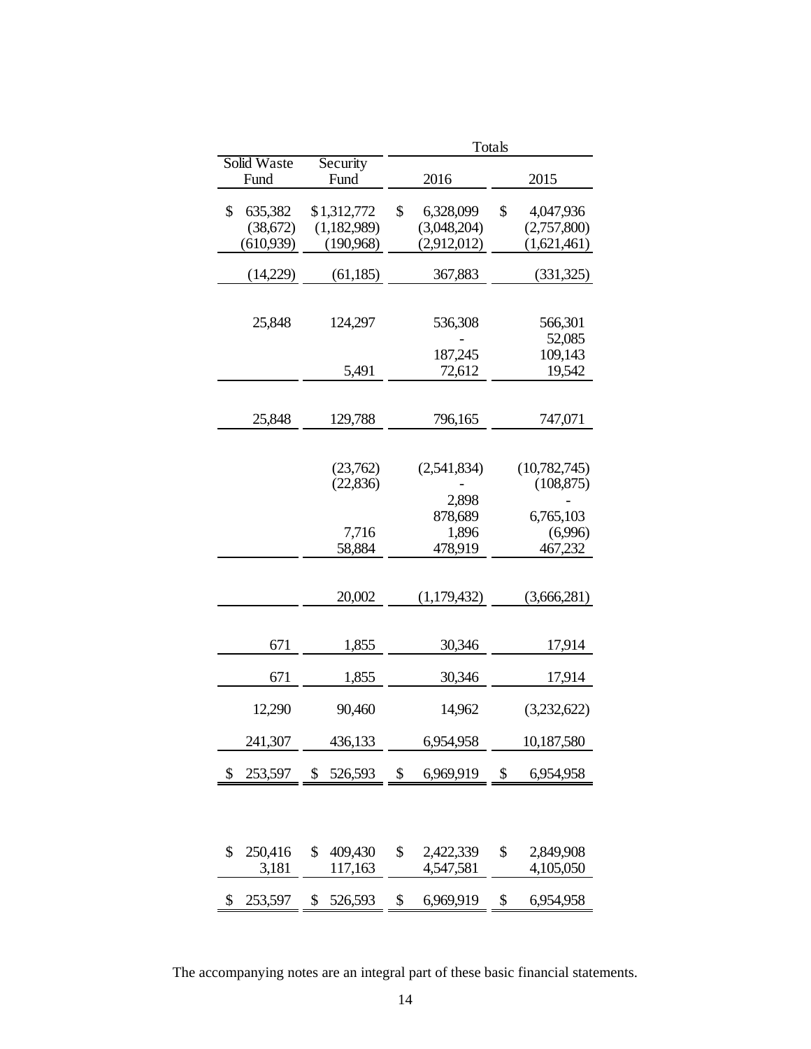| Solid Waste Fund | Security Fund | Totals 2016 | Totals 2015 |
|---|---|---|---|
| $ 635,382 | $ 1,312,772 | $ 6,328,099 | $ 4,047,936 |
| (38,672) | (1,182,989) | (3,048,204) | (2,757,800) |
| (610,939) | (190,968) | (2,912,012) | (1,621,461) |
| (14,229) | (61,185) | 367,883 | (331,325) |
| | | | |
| 25,848 | 124,297 | 536,308 | 566,301 |
| | | - | 52,085 |
| | | 187,245 | 109,143 |
| | 5,491 | 72,612 | 19,542 |
| | | | |
| 25,848 | 129,788 | 796,165 | 747,071 |
| | | | |
| | (23,762) | (2,541,834) | (10,782,745) |
| | (22,836) | - | (108,875) |
| | | 2,898 | - |
| | | 878,689 | 6,765,103 |
| | 7,716 | 1,896 | (6,996) |
| | 58,884 | 478,919 | 467,232 |
| | | | |
| | 20,002 | (1,179,432) | (3,666,281) |
| | | | |
| 671 | 1,855 | 30,346 | 17,914 |
| 671 | 1,855 | 30,346 | 17,914 |
| 12,290 | 90,460 | 14,962 | (3,232,622) |
| 241,307 | 436,133 | 6,954,958 | 10,187,580 |
| $ 253,597 | $ 526,593 | $ 6,969,919 | $ 6,954,958 |
| | | | |
| $ 250,416 | $ 409,430 | $ 2,422,339 | $ 2,849,908 |
| 3,181 | 117,163 | 4,547,581 | 4,105,050 |
| $ 253,597 | $ 526,593 | $ 6,969,919 | $ 6,954,958 |

The accompanying notes are an integral part of these basic financial statements.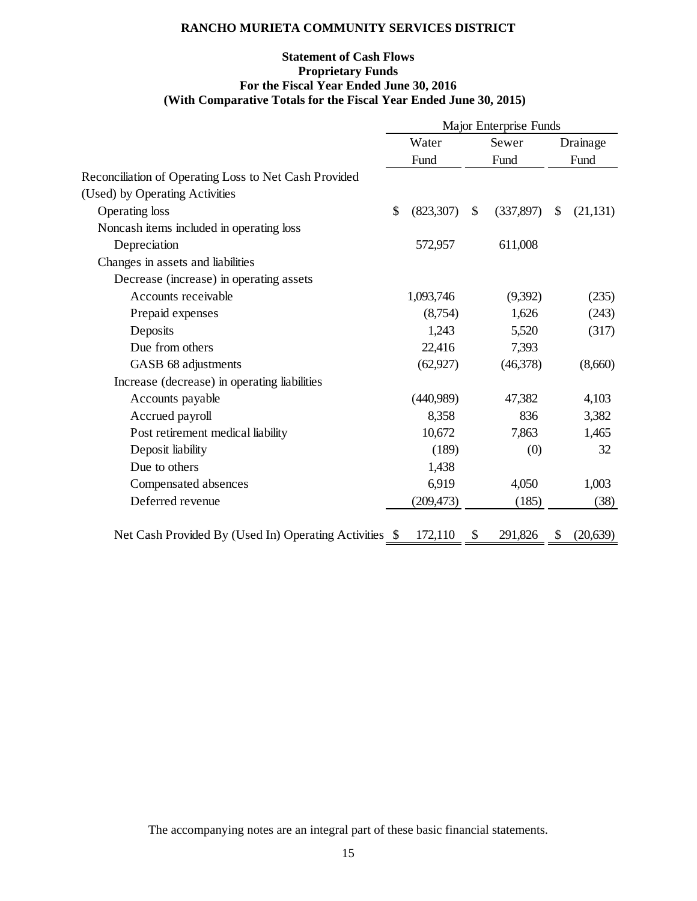# RANCHO MURIETA COMMUNITY SERVICES DISTRICT

## Statement of Cash Flows
## Proprietary Funds
## For the Fiscal Year Ended June 30, 2016
## (With Comparative Totals for the Fiscal Year Ended June 30, 2015)

| | Major Enterprise Funds | | |
|---|---|---|---|
| | Water Fund | Sewer Fund | Drainage Fund |
| Reconciliation of Operating Loss to Net Cash Provided (Used) by Operating Activities | | | |
| Operating loss | $ (823,307) | $ (337,897) | $ (21,131) |
| Noncash items included in operating loss | | | |
| Depreciation | 572,957 | 611,008 | |
| Changes in assets and liabilities | | | |
| Decrease (increase) in operating assets | | | |
| Accounts receivable | 1,093,746 | (9,392) | (235) |
| Prepaid expenses | (8,754) | 1,626 | (243) |
| Deposits | 1,243 | 5,520 | (317) |
| Due from others | 22,416 | 7,393 | |
| GASB 68 adjustments | (62,927) | (46,378) | (8,660) |
| Increase (decrease) in operating liabilities | | | |
| Accounts payable | (440,989) | 47,382 | 4,103 |
| Accrued payroll | 8,358 | 836 | 3,382 |
| Post retirement medical liability | 10,672 | 7,863 | 1,465 |
| Deposit liability | (189) | (0) | 32 |
| Due to others | 1,438 | | |
| Compensated absences | 6,919 | 4,050 | 1,003 |
| Deferred revenue | (209,473) | (185) | (38) |
| Net Cash Provided By (Used In) Operating Activities | $ 172,110 | $ 291,826 | $ (20,639) |

The accompanying notes are an integral part of these basic financial statements.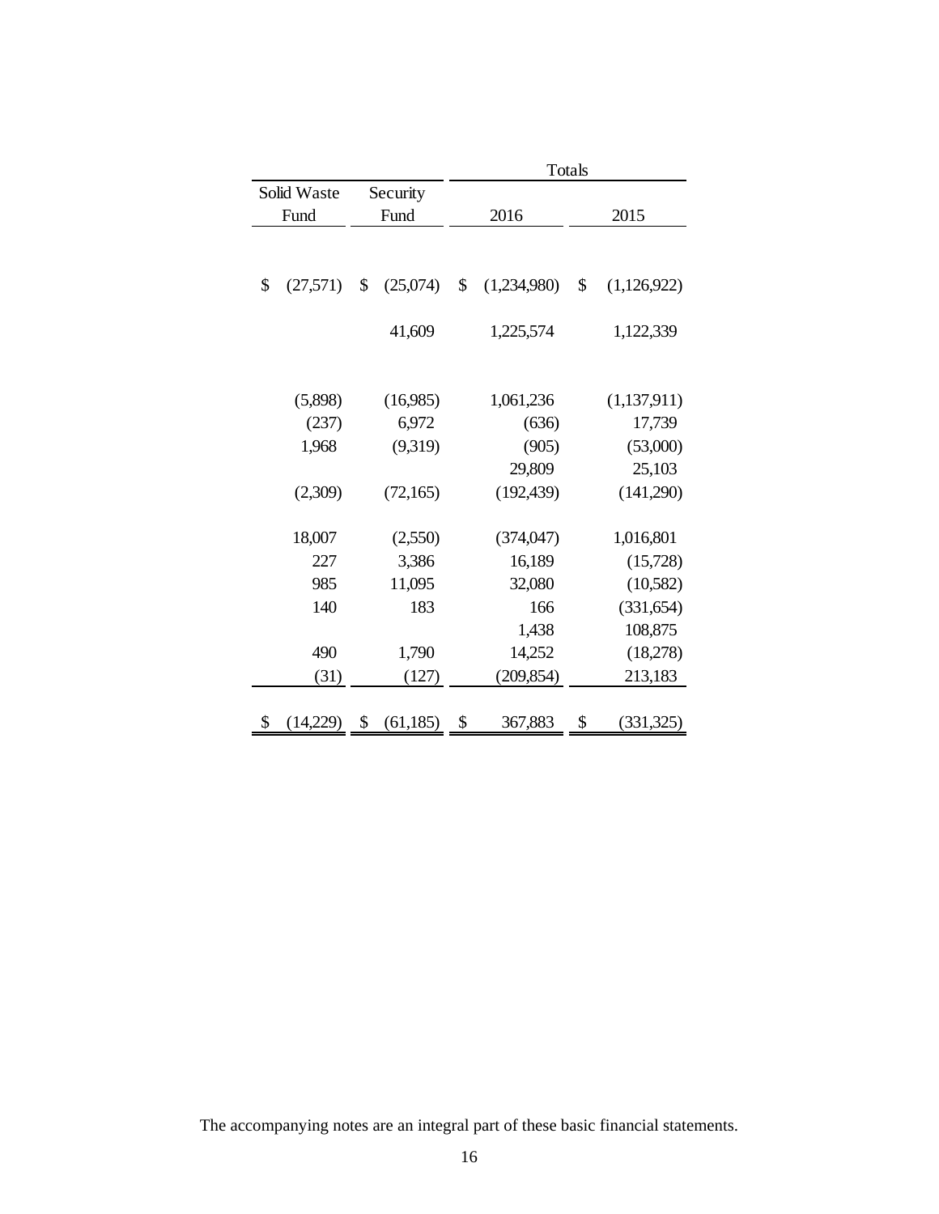| Solid Waste Fund | Security Fund | Totals 2016 | Totals 2015 |
|---|---|---|---|
| $ (27,571) | $ (25,074) | $ (1,234,980) | $ (1,126,922) |
| | 41,609 | 1,225,574 | 1,122,339 |
| (5,898) | (16,985) | 1,061,236 | (1,137,911) |
| (237) | 6,972 | (636) | 17,739 |
| 1,968 | (9,319) | (905) | (53,000) |
| | | 29,809 | 25,103 |
| (2,309) | (72,165) | (192,439) | (141,290) |
| 18,007 | (2,550) | (374,047) | 1,016,801 |
| 227 | 3,386 | 16,189 | (15,728) |
| 985 | 11,095 | 32,080 | (10,582) |
| 140 | 183 | 166 | (331,654) |
| | | 1,438 | 108,875 |
| 490 | 1,790 | 14,252 | (18,278) |
| (31) | (127) | (209,854) | 213,183 |
| $ (14,229) | $ (61,185) | $ 367,883 | $ (331,325) |

The accompanying notes are an integral part of these basic financial statements.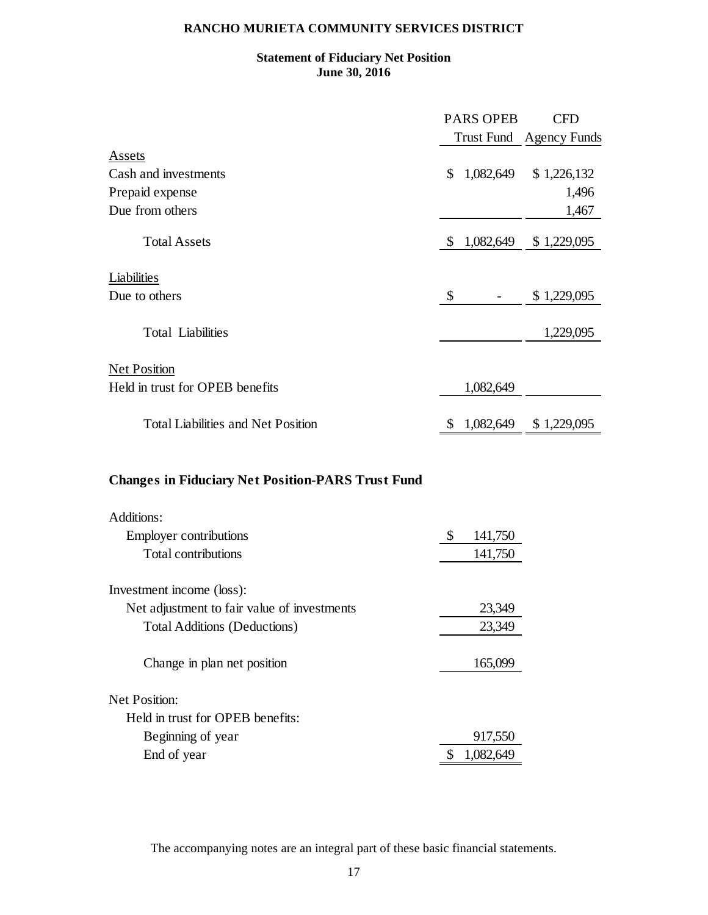# RANCHO MURIETA COMMUNITY SERVICES DISTRICT

## Statement of Fiduciary Net Position
## June 30, 2016

| | PARS OPEB Trust Fund | CFD Agency Funds |
|---|---|---|
| **Assets** | | |
| Cash and investments | $ 1,082,649 | $ 1,226,132 |
| Prepaid expense | | 1,496 |
| Due from others | | 1,467 |
| Total Assets | $ 1,082,649 | $ 1,229,095 |
| **Liabilities** | | |
| Due to others | $ - | $ 1,229,095 |
| Total Liabilities | | 1,229,095 |
| **Net Position** | | |
| Held in trust for OPEB benefits | 1,082,649 | |
| Total Liabilities and Net Position | $ 1,082,649 | $ 1,229,095 |

## Changes in Fiduciary Net Position-PARS Trust Fund

| | |
|---|---|
| Additions: | |
| Employer contributions | $ 141,750 |
| Total contributions | 141,750 |
| Investment income (loss): | |
| Net adjustment to fair value of investments | 23,349 |
| Total Additions (Deductions) | 23,349 |
| Change in plan net position | 165,099 |
| Net Position: | |
| Held in trust for OPEB benefits: | |
| Beginning of year | 917,550 |
| End of year | $ 1,082,649 |

The accompanying notes are an integral part of these basic financial statements.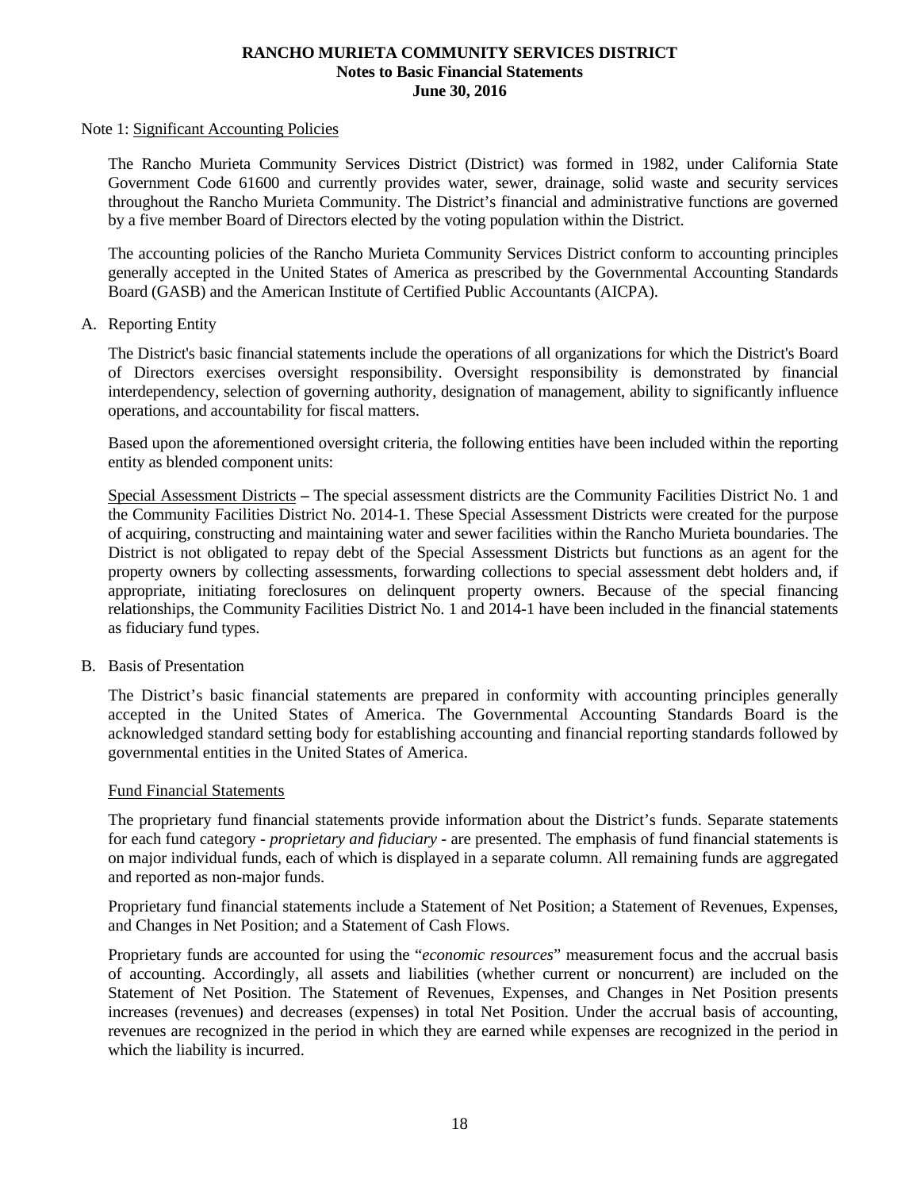# RANCHO MURIETA COMMUNITY SERVICES DISTRICT
## Notes to Basic Financial Statements
## June 30, 2016

Note 1: Significant Accounting Policies

The Rancho Murieta Community Services District (District) was formed in 1982, under California State Government Code 61600 and currently provides water, sewer, drainage, solid waste and security services throughout the Rancho Murieta Community. The District's financial and administrative functions are governed by a five member Board of Directors elected by the voting population within the District.

The accounting policies of the Rancho Murieta Community Services District conform to accounting principles generally accepted in the United States of America as prescribed by the Governmental Accounting Standards Board (GASB) and the American Institute of Certified Public Accountants (AICPA).

A. Reporting Entity

The District's basic financial statements include the operations of all organizations for which the District's Board of Directors exercises oversight responsibility. Oversight responsibility is demonstrated by financial interdependency, selection of governing authority, designation of management, ability to significantly influence operations, and accountability for fiscal matters.

Based upon the aforementioned oversight criteria, the following entities have been included within the reporting entity as blended component units:

Special Assessment Districts **–** The special assessment districts are the Community Facilities District No. 1 and the Community Facilities District No. 2014-1. These Special Assessment Districts were created for the purpose of acquiring, constructing and maintaining water and sewer facilities within the Rancho Murieta boundaries. The District is not obligated to repay debt of the Special Assessment Districts but functions as an agent for the property owners by collecting assessments, forwarding collections to special assessment debt holders and, if appropriate, initiating foreclosures on delinquent property owners. Because of the special financing relationships, the Community Facilities District No. 1 and 2014-1 have been included in the financial statements as fiduciary fund types.

B. Basis of Presentation

The District's basic financial statements are prepared in conformity with accounting principles generally accepted in the United States of America. The Governmental Accounting Standards Board is the acknowledged standard setting body for establishing accounting and financial reporting standards followed by governmental entities in the United States of America.

Fund Financial Statements

The proprietary fund financial statements provide information about the District's funds. Separate statements for each fund category - *proprietary and fiduciary* - are presented. The emphasis of fund financial statements is on major individual funds, each of which is displayed in a separate column. All remaining funds are aggregated and reported as non-major funds.

Proprietary fund financial statements include a Statement of Net Position; a Statement of Revenues, Expenses, and Changes in Net Position; and a Statement of Cash Flows.

Proprietary funds are accounted for using the "*economic resources*" measurement focus and the accrual basis of accounting. Accordingly, all assets and liabilities (whether current or noncurrent) are included on the Statement of Net Position. The Statement of Revenues, Expenses, and Changes in Net Position presents increases (revenues) and decreases (expenses) in total Net Position. Under the accrual basis of accounting, revenues are recognized in the period in which they are earned while expenses are recognized in the period in which the liability is incurred.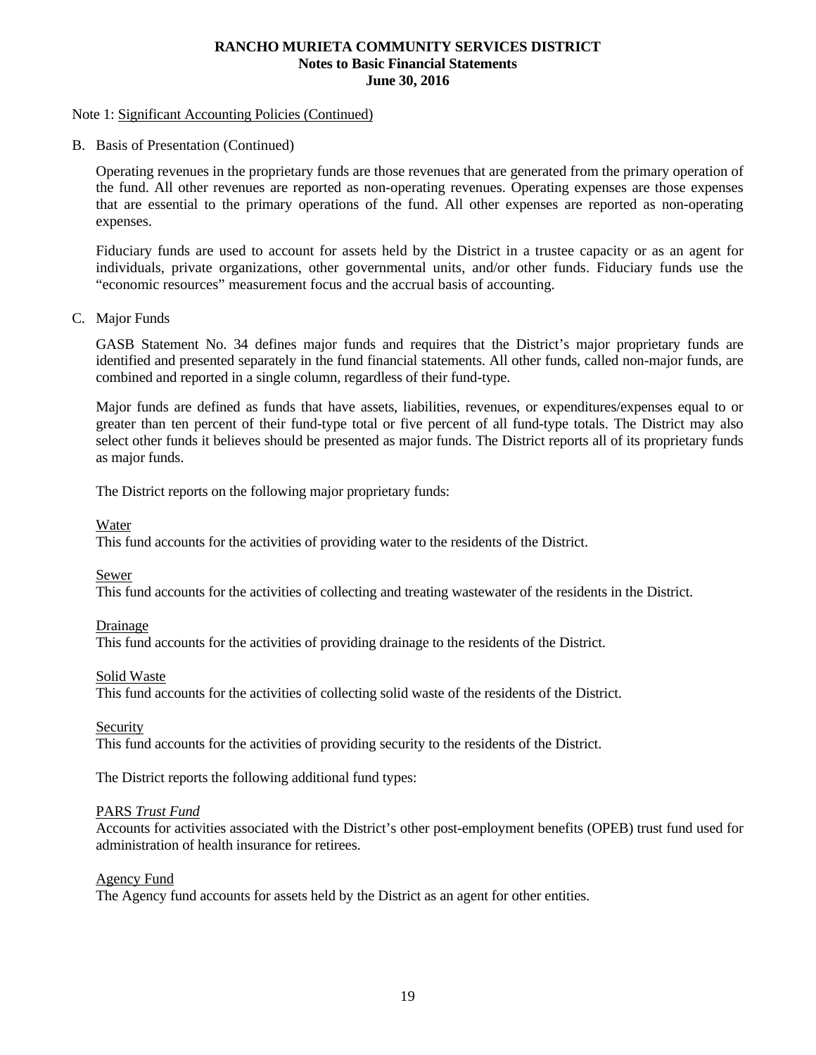Note 1: Significant Accounting Policies (Continued)

B. Basis of Presentation (Continued)

Operating revenues in the proprietary funds are those revenues that are generated from the primary operation of the fund. All other revenues are reported as non-operating revenues. Operating expenses are those expenses that are essential to the primary operations of the fund. All other expenses are reported as non-operating expenses.

Fiduciary funds are used to account for assets held by the District in a trustee capacity or as an agent for individuals, private organizations, other governmental units, and/or other funds. Fiduciary funds use the "economic resources" measurement focus and the accrual basis of accounting.

C. Major Funds

GASB Statement No. 34 defines major funds and requires that the District's major proprietary funds are identified and presented separately in the fund financial statements. All other funds, called non-major funds, are combined and reported in a single column, regardless of their fund-type.

Major funds are defined as funds that have assets, liabilities, revenues, or expenditures/expenses equal to or greater than ten percent of their fund-type total or five percent of all fund-type totals. The District may also select other funds it believes should be presented as major funds. The District reports all of its proprietary funds as major funds.

The District reports on the following major proprietary funds:

Water
This fund accounts for the activities of providing water to the residents of the District.

Sewer
This fund accounts for the activities of collecting and treating wastewater of the residents in the District.

Drainage
This fund accounts for the activities of providing drainage to the residents of the District.

Solid Waste
This fund accounts for the activities of collecting solid waste of the residents of the District.

Security
This fund accounts for the activities of providing security to the residents of the District.

The District reports the following additional fund types:

PARS *Trust Fund*
Accounts for activities associated with the District's other post-employment benefits (OPEB) trust fund used for administration of health insurance for retirees.

Agency Fund
The Agency fund accounts for assets held by the District as an agent for other entities.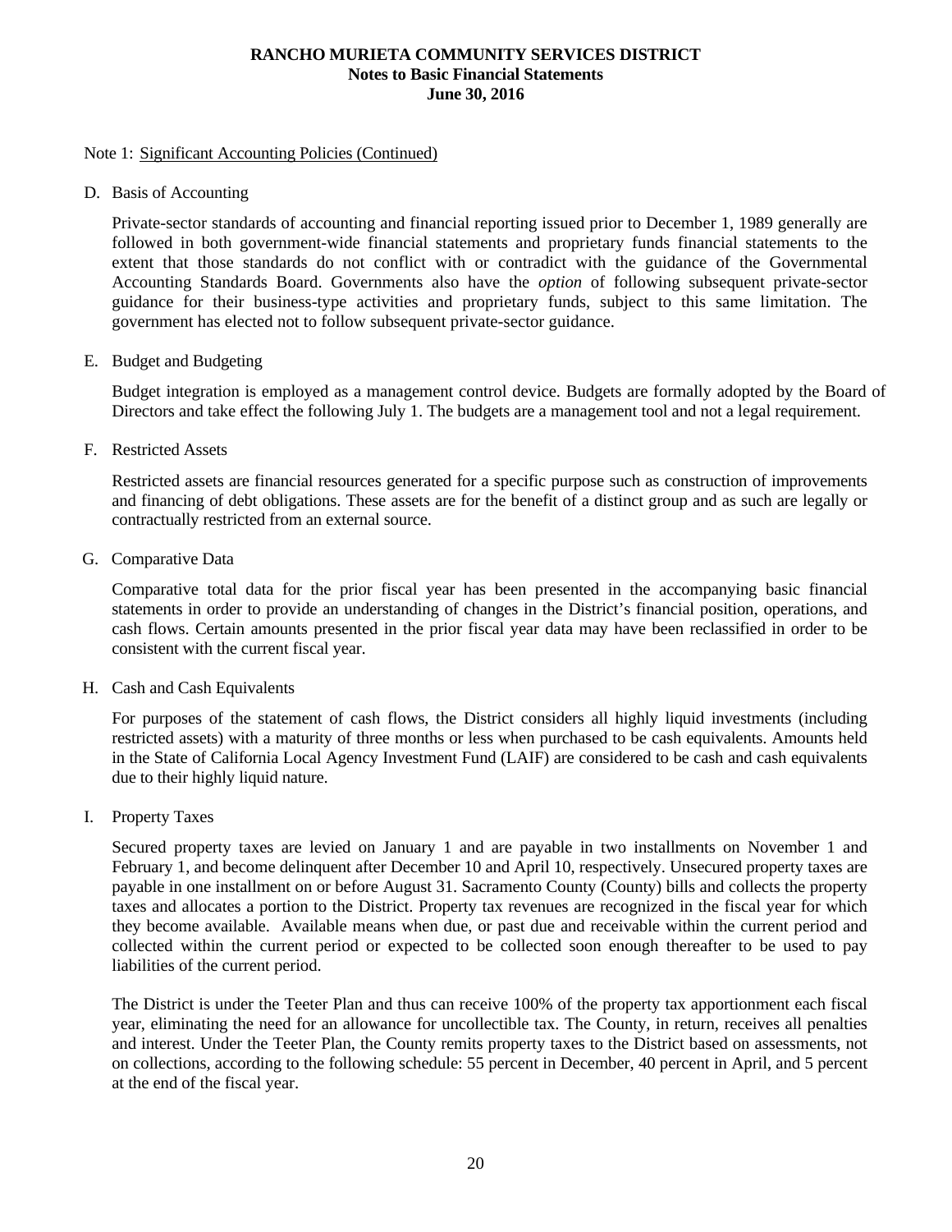Note 1: Significant Accounting Policies (Continued)

D. Basis of Accounting

Private-sector standards of accounting and financial reporting issued prior to December 1, 1989 generally are followed in both government-wide financial statements and proprietary funds financial statements to the extent that those standards do not conflict with or contradict with the guidance of the Governmental Accounting Standards Board. Governments also have the *option* of following subsequent private-sector guidance for their business-type activities and proprietary funds, subject to this same limitation. The government has elected not to follow subsequent private-sector guidance.

E. Budget and Budgeting

Budget integration is employed as a management control device. Budgets are formally adopted by the Board of Directors and take effect the following July 1. The budgets are a management tool and not a legal requirement.

F. Restricted Assets

Restricted assets are financial resources generated for a specific purpose such as construction of improvements and financing of debt obligations. These assets are for the benefit of a distinct group and as such are legally or contractually restricted from an external source.

G. Comparative Data

Comparative total data for the prior fiscal year has been presented in the accompanying basic financial statements in order to provide an understanding of changes in the District's financial position, operations, and cash flows. Certain amounts presented in the prior fiscal year data may have been reclassified in order to be consistent with the current fiscal year.

H. Cash and Cash Equivalents

For purposes of the statement of cash flows, the District considers all highly liquid investments (including restricted assets) with a maturity of three months or less when purchased to be cash equivalents. Amounts held in the State of California Local Agency Investment Fund (LAIF) are considered to be cash and cash equivalents due to their highly liquid nature.

I. Property Taxes

Secured property taxes are levied on January 1 and are payable in two installments on November 1 and February 1, and become delinquent after December 10 and April 10, respectively. Unsecured property taxes are payable in one installment on or before August 31. Sacramento County (County) bills and collects the property taxes and allocates a portion to the District. Property tax revenues are recognized in the fiscal year for which they become available. Available means when due, or past due and receivable within the current period and collected within the current period or expected to be collected soon enough thereafter to be used to pay liabilities of the current period.

The District is under the Teeter Plan and thus can receive 100% of the property tax apportionment each fiscal year, eliminating the need for an allowance for uncollectible tax. The County, in return, receives all penalties and interest. Under the Teeter Plan, the County remits property taxes to the District based on assessments, not on collections, according to the following schedule: 55 percent in December, 40 percent in April, and 5 percent at the end of the fiscal year.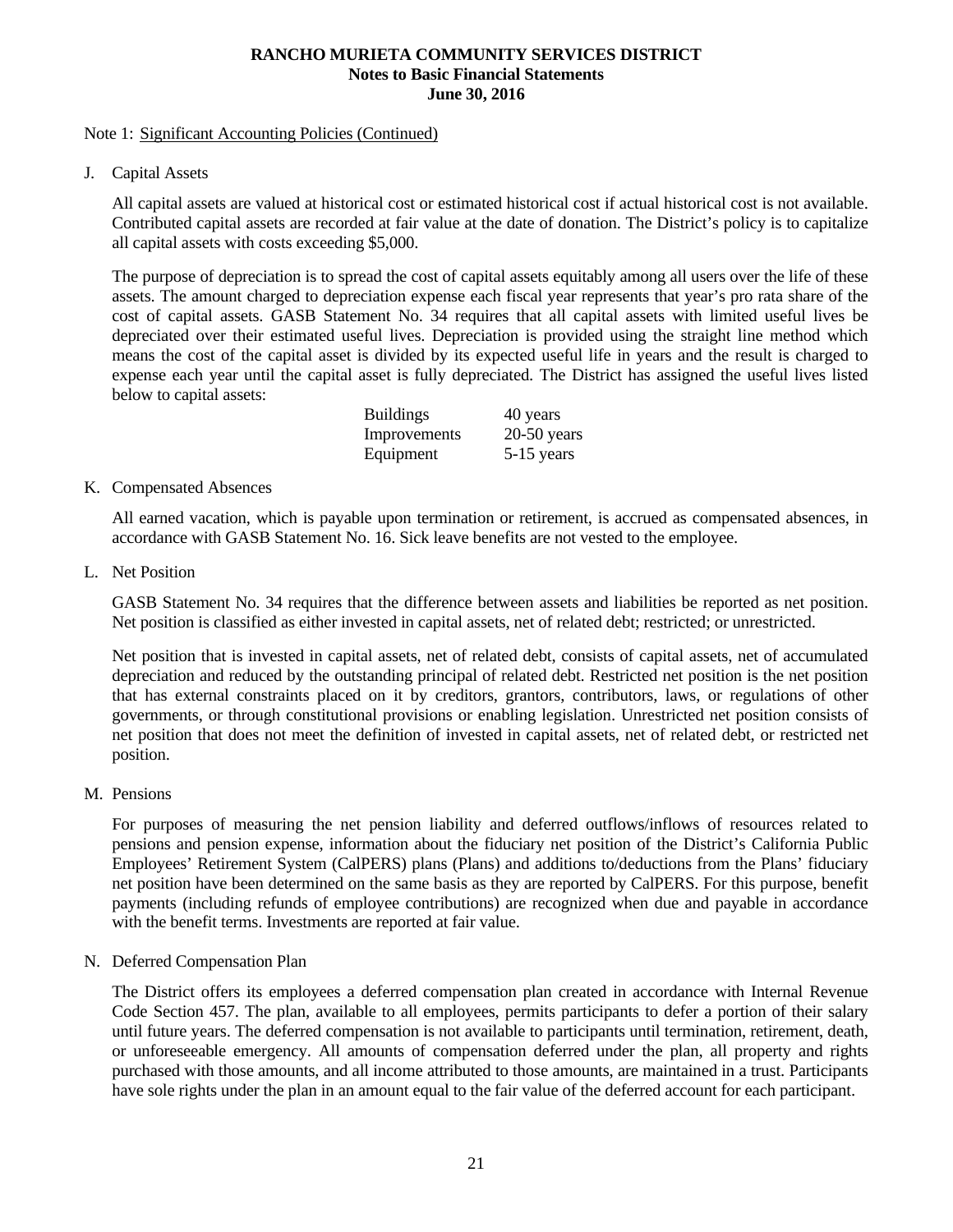Note 1: Significant Accounting Policies (Continued)

J. Capital Assets

All capital assets are valued at historical cost or estimated historical cost if actual historical cost is not available. Contributed capital assets are recorded at fair value at the date of donation. The District's policy is to capitalize all capital assets with costs exceeding $5,000.

The purpose of depreciation is to spread the cost of capital assets equitably among all users over the life of these assets. The amount charged to depreciation expense each fiscal year represents that year's pro rata share of the cost of capital assets. GASB Statement No. 34 requires that all capital assets with limited useful lives be depreciated over their estimated useful lives. Depreciation is provided using the straight line method which means the cost of the capital asset is divided by its expected useful life in years and the result is charged to expense each year until the capital asset is fully depreciated. The District has assigned the useful lives listed below to capital assets:

| | |
|---|---|
| Buildings | 40 years |
| Improvements | 20-50 years |
| Equipment | 5-15 years |

K. Compensated Absences

All earned vacation, which is payable upon termination or retirement, is accrued as compensated absences, in accordance with GASB Statement No. 16. Sick leave benefits are not vested to the employee.

L. Net Position

GASB Statement No. 34 requires that the difference between assets and liabilities be reported as net position. Net position is classified as either invested in capital assets, net of related debt; restricted; or unrestricted.

Net position that is invested in capital assets, net of related debt, consists of capital assets, net of accumulated depreciation and reduced by the outstanding principal of related debt. Restricted net position is the net position that has external constraints placed on it by creditors, grantors, contributors, laws, or regulations of other governments, or through constitutional provisions or enabling legislation. Unrestricted net position consists of net position that does not meet the definition of invested in capital assets, net of related debt, or restricted net position.

M. Pensions

For purposes of measuring the net pension liability and deferred outflows/inflows of resources related to pensions and pension expense, information about the fiduciary net position of the District's California Public Employees' Retirement System (CalPERS) plans (Plans) and additions to/deductions from the Plans' fiduciary net position have been determined on the same basis as they are reported by CalPERS. For this purpose, benefit payments (including refunds of employee contributions) are recognized when due and payable in accordance with the benefit terms. Investments are reported at fair value.

N. Deferred Compensation Plan

The District offers its employees a deferred compensation plan created in accordance with Internal Revenue Code Section 457. The plan, available to all employees, permits participants to defer a portion of their salary until future years. The deferred compensation is not available to participants until termination, retirement, death, or unforeseeable emergency. All amounts of compensation deferred under the plan, all property and rights purchased with those amounts, and all income attributed to those amounts, are maintained in a trust. Participants have sole rights under the plan in an amount equal to the fair value of the deferred account for each participant.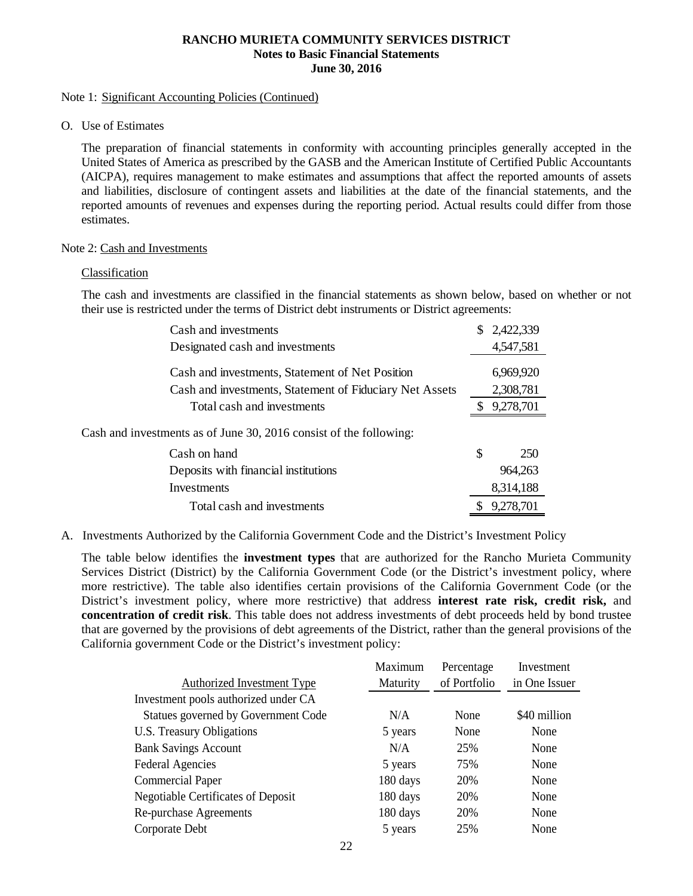Note 1: Significant Accounting Policies (Continued)

O. Use of Estimates

The preparation of financial statements in conformity with accounting principles generally accepted in the United States of America as prescribed by the GASB and the American Institute of Certified Public Accountants (AICPA), requires management to make estimates and assumptions that affect the reported amounts of assets and liabilities, disclosure of contingent assets and liabilities at the date of the financial statements, and the reported amounts of revenues and expenses during the reporting period. Actual results could differ from those estimates.

Note 2: Cash and Investments

Classification

The cash and investments are classified in the financial statements as shown below, based on whether or not their use is restricted under the terms of District debt instruments or District agreements:

| | |
|---|---|
| Cash and investments | $ 2,422,339 |
| Designated cash and investments | 4,547,581 |
| Cash and investments, Statement of Net Position | 6,969,920 |
| Cash and investments, Statement of Fiduciary Net Assets | 2,308,781 |
| Total cash and investments | $ 9,278,701 |

Cash and investments as of June 30, 2016 consist of the following:

| | |
|---|---|
| Cash on hand | $ 250 |
| Deposits with financial institutions | 964,263 |
| Investments | 8,314,188 |
| Total cash and investments | $ 9,278,701 |

A. Investments Authorized by the California Government Code and the District's Investment Policy

The table below identifies the **investment types** that are authorized for the Rancho Murieta Community Services District (District) by the California Government Code (or the District's investment policy, where more restrictive). The table also identifies certain provisions of the California Government Code (or the District's investment policy, where more restrictive) that address **interest rate risk, credit risk,** and **concentration of credit risk**. This table does not address investments of debt proceeds held by bond trustee that are governed by the provisions of debt agreements of the District, rather than the general provisions of the California government Code or the District's investment policy:

| Authorized Investment Type | Maximum Maturity | Percentage of Portfolio | Investment in One Issuer |
|---|---|---|---|
| Investment pools authorized under CA Statues governed by Government Code | N/A | None | $40 million |
| U.S. Treasury Obligations | 5 years | None | None |
| Bank Savings Account | N/A | 25% | None |
| Federal Agencies | 5 years | 75% | None |
| Commercial Paper | 180 days | 20% | None |
| Negotiable Certificates of Deposit | 180 days | 20% | None |
| Re-purchase Agreements | 180 days | 20% | None |
| Corporate Debt | 5 years | 25% | None |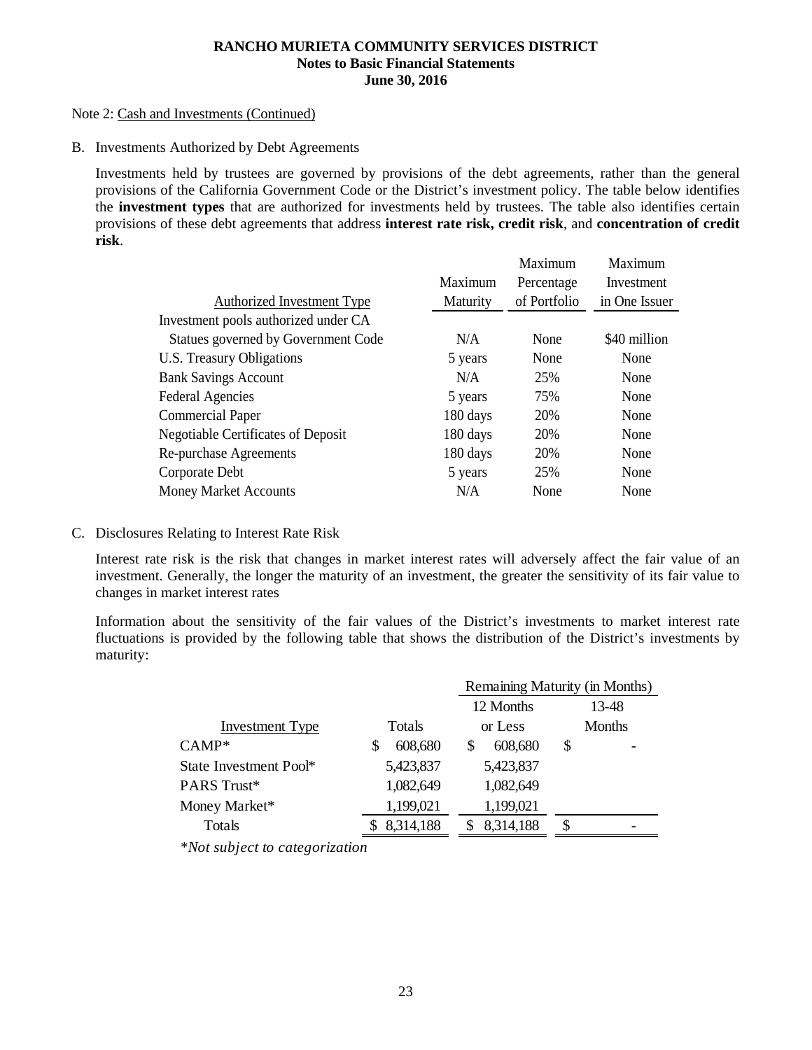Note 2: Cash and Investments (Continued)

B. Investments Authorized by Debt Agreements

Investments held by trustees are governed by provisions of the debt agreements, rather than the general provisions of the California Government Code or the District's investment policy. The table below identifies the **investment types** that are authorized for investments held by trustees. The table also identifies certain provisions of these debt agreements that address **interest rate risk, credit risk**, and **concentration of credit risk**.

| Authorized Investment Type | Maximum Maturity | Maximum Percentage of Portfolio | Maximum Investment in One Issuer |
|---|---|---|---|
| Investment pools authorized under CA Statues governed by Government Code | N/A | None | $40 million |
| U.S. Treasury Obligations | 5 years | None | None |
| Bank Savings Account | N/A | 25% | None |
| Federal Agencies | 5 years | 75% | None |
| Commercial Paper | 180 days | 20% | None |
| Negotiable Certificates of Deposit | 180 days | 20% | None |
| Re-purchase Agreements | 180 days | 20% | None |
| Corporate Debt | 5 years | 25% | None |
| Money Market Accounts | N/A | None | None |

C. Disclosures Relating to Interest Rate Risk

Interest rate risk is the risk that changes in market interest rates will adversely affect the fair value of an investment. Generally, the longer the maturity of an investment, the greater the sensitivity of its fair value to changes in market interest rates

Information about the sensitivity of the fair values of the District's investments to market interest rate fluctuations is provided by the following table that shows the distribution of the District's investments by maturity:

| | | Remaining Maturity (in Months) | |
|---|---|---|---|
| Investment Type | Totals | 12 Months or Less | 13-48 Months |
| CAMP* | $ 608,680 | $ 608,680 | $ - |
| State Investment Pool* | 5,423,837 | 5,423,837 | |
| PARS Trust* | 1,082,649 | 1,082,649 | |
| Money Market* | 1,199,021 | 1,199,021 | |
| Totals | $ 8,314,188 | $ 8,314,188 | $ - |

*\*Not subject to categorization*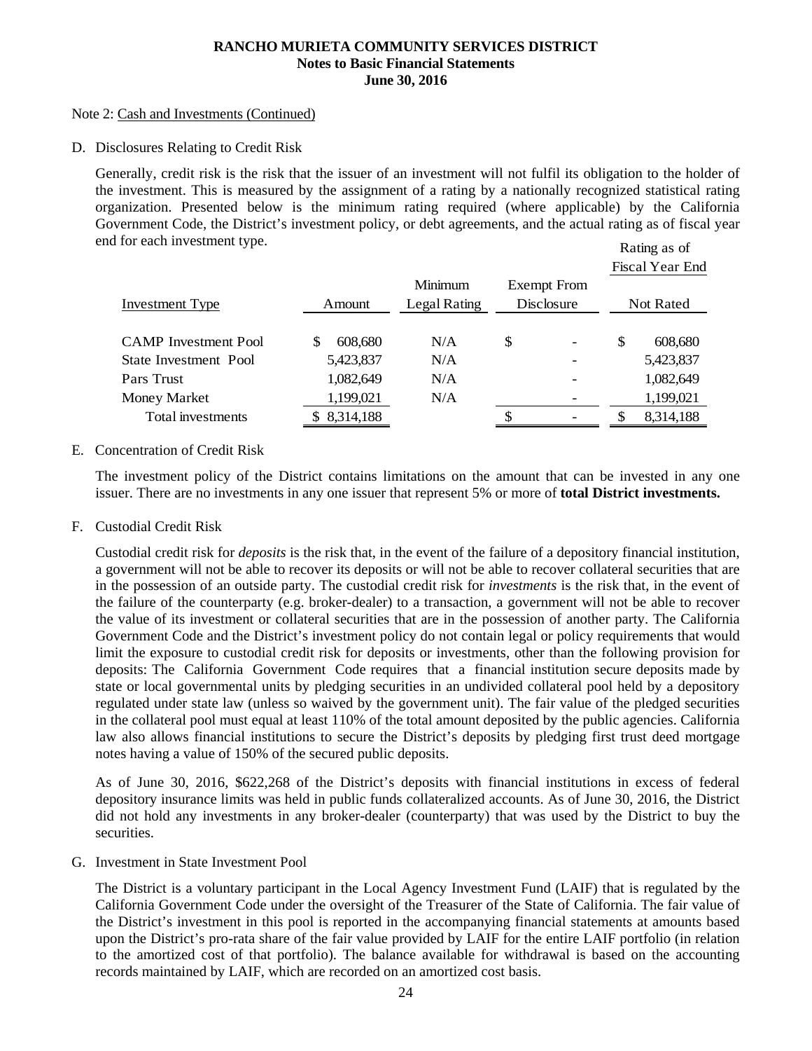Note 2: Cash and Investments (Continued)

D. Disclosures Relating to Credit Risk

Generally, credit risk is the risk that the issuer of an investment will not fulfil its obligation to the holder of the investment. This is measured by the assignment of a rating by a nationally recognized statistical rating organization. Presented below is the minimum rating required (where applicable) by the California Government Code, the District's investment policy, or debt agreements, and the actual rating as of fiscal year end for each investment type.

| Investment Type | Amount | Minimum Legal Rating | Exempt From Disclosure | Rating as of Fiscal Year End Not Rated |
|---|---|---|---|---|
| CAMP Investment Pool | $ 608,680 | N/A | $ - | $ 608,680 |
| State Investment Pool | 5,423,837 | N/A | - | 5,423,837 |
| Pars Trust | 1,082,649 | N/A | - | 1,082,649 |
| Money Market | 1,199,021 | N/A | - | 1,199,021 |
| Total investments | $ 8,314,188 | | $ - | $ 8,314,188 |

E. Concentration of Credit Risk

The investment policy of the District contains limitations on the amount that can be invested in any one issuer. There are no investments in any one issuer that represent 5% or more of **total District investments.**

F. Custodial Credit Risk

Custodial credit risk for *deposits* is the risk that, in the event of the failure of a depository financial institution, a government will not be able to recover its deposits or will not be able to recover collateral securities that are in the possession of an outside party. The custodial credit risk for *investments* is the risk that, in the event of the failure of the counterparty (e.g. broker-dealer) to a transaction, a government will not be able to recover the value of its investment or collateral securities that are in the possession of another party. The California Government Code and the District's investment policy do not contain legal or policy requirements that would limit the exposure to custodial credit risk for deposits or investments, other than the following provision for deposits: The California Government Code requires that a financial institution secure deposits made by state or local governmental units by pledging securities in an undivided collateral pool held by a depository regulated under state law (unless so waived by the government unit). The fair value of the pledged securities in the collateral pool must equal at least 110% of the total amount deposited by the public agencies. California law also allows financial institutions to secure the District's deposits by pledging first trust deed mortgage notes having a value of 150% of the secured public deposits.

As of June 30, 2016, $622,268 of the District's deposits with financial institutions in excess of federal depository insurance limits was held in public funds collateralized accounts. As of June 30, 2016, the District did not hold any investments in any broker-dealer (counterparty) that was used by the District to buy the securities.

G. Investment in State Investment Pool

The District is a voluntary participant in the Local Agency Investment Fund (LAIF) that is regulated by the California Government Code under the oversight of the Treasurer of the State of California. The fair value of the District's investment in this pool is reported in the accompanying financial statements at amounts based upon the District's pro-rata share of the fair value provided by LAIF for the entire LAIF portfolio (in relation to the amortized cost of that portfolio). The balance available for withdrawal is based on the accounting records maintained by LAIF, which are recorded on an amortized cost basis.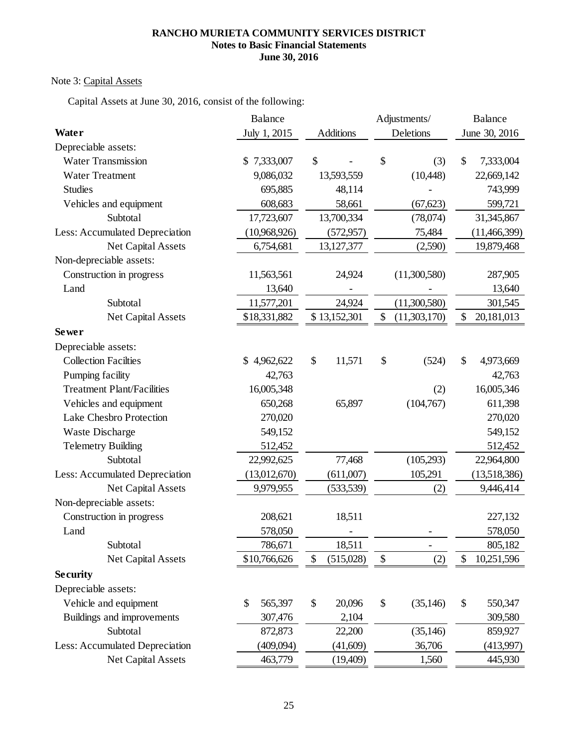# RANCHO MURIETA COMMUNITY SERVICES DISTRICT
## Notes to Basic Financial Statements
## June 30, 2016

Note 3: Capital Assets

Capital Assets at June 30, 2016, consist of the following:

| | Balance July 1, 2015 | Additions | Adjustments/ Deletions | Balance June 30, 2016 |
|---|---|---|---|---|
| **Water** | | | | |
| Depreciable assets: | | | | |
| Water Transmission | $ 7,333,007 | $ - | $ (3) | $ 7,333,004 |
| Water Treatment | 9,086,032 | 13,593,559 | (10,448) | 22,669,142 |
| Studies | 695,885 | 48,114 | - | 743,999 |
| Vehicles and equipment | 608,683 | 58,661 | (67,623) | 599,721 |
| Subtotal | 17,723,607 | 13,700,334 | (78,074) | 31,345,867 |
| Less: Accumulated Depreciation | (10,968,926) | (572,957) | 75,484 | (11,466,399) |
| Net Capital Assets | 6,754,681 | 13,127,377 | (2,590) | 19,879,468 |
| Non-depreciable assets: | | | | |
| Construction in progress | 11,563,561 | 24,924 | (11,300,580) | 287,905 |
| Land | 13,640 | - | - | 13,640 |
| Subtotal | 11,577,201 | 24,924 | (11,300,580) | 301,545 |
| Net Capital Assets | $18,331,882 | $ 13,152,301 | $ (11,303,170) | $ 20,181,013 |
| **Sewer** | | | | |
| Depreciable assets: | | | | |
| Collection Facilties | $ 4,962,622 | $ 11,571 | $ (524) | $ 4,973,669 |
| Pumping facility | 42,763 | | | 42,763 |
| Treatment Plant/Facilities | 16,005,348 | | (2) | 16,005,346 |
| Vehicles and equipment | 650,268 | 65,897 | (104,767) | 611,398 |
| Lake Chesbro Protection | 270,020 | | | 270,020 |
| Waste Discharge | 549,152 | | | 549,152 |
| Telemetry Building | 512,452 | | | 512,452 |
| Subtotal | 22,992,625 | 77,468 | (105,293) | 22,964,800 |
| Less: Accumulated Depreciation | (13,012,670) | (611,007) | 105,291 | (13,518,386) |
| Net Capital Assets | 9,979,955 | (533,539) | (2) | 9,446,414 |
| Non-depreciable assets: | | | | |
| Construction in progress | 208,621 | 18,511 | | 227,132 |
| Land | 578,050 | - | - | 578,050 |
| Subtotal | 786,671 | 18,511 | - | 805,182 |
| Net Capital Assets | $10,766,626 | $ (515,028) | $ (2) | $ 10,251,596 |
| **Security** | | | | |
| Depreciable assets: | | | | |
| Vehicle and equipment | $ 565,397 | $ 20,096 | $ (35,146) | $ 550,347 |
| Buildings and improvements | 307,476 | 2,104 | | 309,580 |
| Subtotal | 872,873 | 22,200 | (35,146) | 859,927 |
| Less: Accumulated Depreciation | (409,094) | (41,609) | 36,706 | (413,997) |
| Net Capital Assets | 463,779 | (19,409) | 1,560 | 445,930 |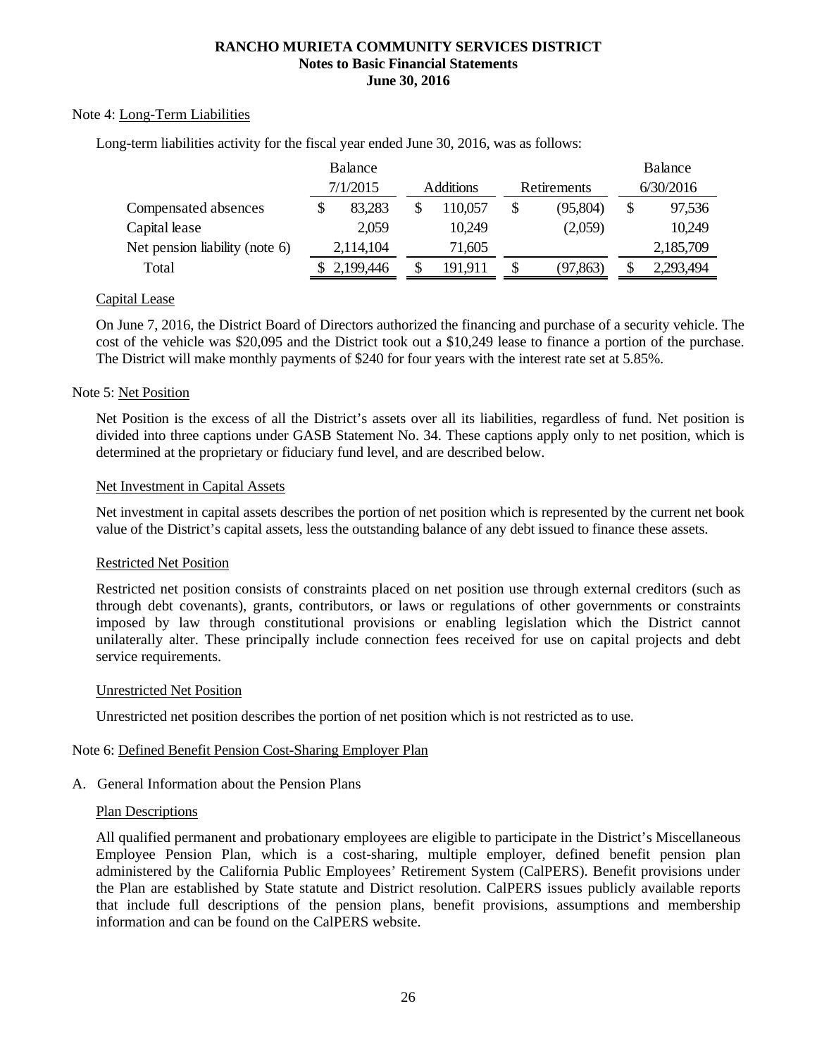**RANCHO MURIETA COMMUNITY SERVICES DISTRICT**
**Notes to Basic Financial Statements**
**June 30, 2016**

Note 4: Long-Term Liabilities

Long-term liabilities activity for the fiscal year ended June 30, 2016, was as follows:

| | Balance 7/1/2015 | Additions | Retirements | Balance 6/30/2016 |
|---|---|---|---|---|
| Compensated absences | $ 83,283 | $ 110,057 | $ (95,804) | $ 97,536 |
| Capital lease | 2,059 | 10,249 | (2,059) | 10,249 |
| Net pension liability (note 6) | 2,114,104 | 71,605 | | 2,185,709 |
| Total | $ 2,199,446 | $ 191,911 | $ (97,863) | $ 2,293,494 |

Capital Lease

On June 7, 2016, the District Board of Directors authorized the financing and purchase of a security vehicle. The cost of the vehicle was $20,095 and the District took out a $10,249 lease to finance a portion of the purchase. The District will make monthly payments of $240 for four years with the interest rate set at 5.85%.

Note 5: Net Position

Net Position is the excess of all the District's assets over all its liabilities, regardless of fund. Net position is divided into three captions under GASB Statement No. 34. These captions apply only to net position, which is determined at the proprietary or fiduciary fund level, and are described below.

Net Investment in Capital Assets

Net investment in capital assets describes the portion of net position which is represented by the current net book value of the District's capital assets, less the outstanding balance of any debt issued to finance these assets.

Restricted Net Position

Restricted net position consists of constraints placed on net position use through external creditors (such as through debt covenants), grants, contributors, or laws or regulations of other governments or constraints imposed by law through constitutional provisions or enabling legislation which the District cannot unilaterally alter. These principally include connection fees received for use on capital projects and debt service requirements.

Unrestricted Net Position

Unrestricted net position describes the portion of net position which is not restricted as to use.

Note 6: Defined Benefit Pension Cost-Sharing Employer Plan

A. General Information about the Pension Plans

Plan Descriptions

All qualified permanent and probationary employees are eligible to participate in the District's Miscellaneous Employee Pension Plan, which is a cost-sharing, multiple employer, defined benefit pension plan administered by the California Public Employees' Retirement System (CalPERS). Benefit provisions under the Plan are established by State statute and District resolution. CalPERS issues publicly available reports that include full descriptions of the pension plans, benefit provisions, assumptions and membership information and can be found on the CalPERS website.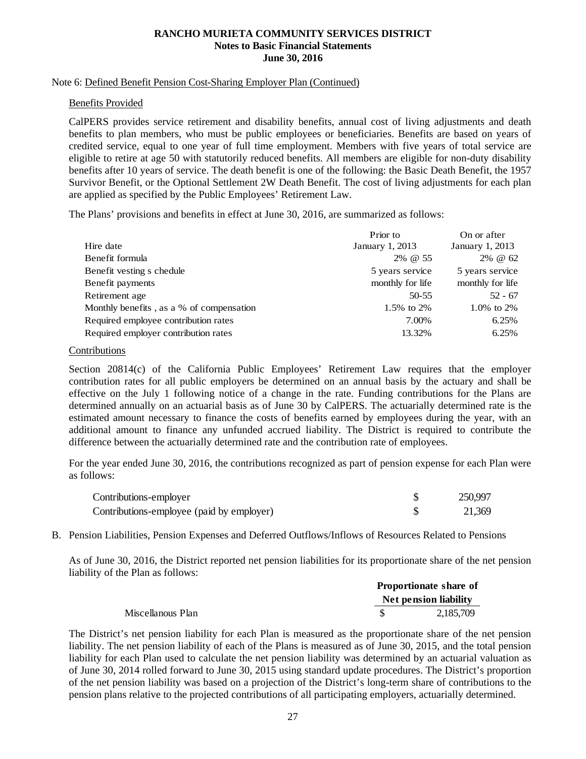Note 6: Defined Benefit Pension Cost-Sharing Employer Plan (Continued)

Benefits Provided

CalPERS provides service retirement and disability benefits, annual cost of living adjustments and death benefits to plan members, who must be public employees or beneficiaries. Benefits are based on years of credited service, equal to one year of full time employment. Members with five years of total service are eligible to retire at age 50 with statutorily reduced benefits. All members are eligible for non-duty disability benefits after 10 years of service. The death benefit is one of the following: the Basic Death Benefit, the 1957 Survivor Benefit, or the Optional Settlement 2W Death Benefit. The cost of living adjustments for each plan are applied as specified by the Public Employees' Retirement Law.

The Plans' provisions and benefits in effect at June 30, 2016, are summarized as follows:

| | Prior to | On or after |
|---|---|---|
| Hire date | January 1, 2013 | January 1, 2013 |
| Benefit formula | 2% @ 55 | 2% @ 62 |
| Benefit vesting s chedule | 5 years service | 5 years service |
| Benefit payments | monthly for life | monthly for life |
| Retirement age | 50-55 | 52 - 67 |
| Monthly benefits , as a % of compensation | 1.5% to 2% | 1.0% to 2% |
| Required employee contribution rates | 7.00% | 6.25% |
| Required employer contribution rates | 13.32% | 6.25% |

Contributions

Section 20814(c) of the California Public Employees' Retirement Law requires that the employer contribution rates for all public employers be determined on an annual basis by the actuary and shall be effective on the July 1 following notice of a change in the rate. Funding contributions for the Plans are determined annually on an actuarial basis as of June 30 by CalPERS. The actuarially determined rate is the estimated amount necessary to finance the costs of benefits earned by employees during the year, with an additional amount to finance any unfunded accrued liability. The District is required to contribute the difference between the actuarially determined rate and the contribution rate of employees.

For the year ended June 30, 2016, the contributions recognized as part of pension expense for each Plan were as follows:

| | | |
|---|---|---|
| Contributions-employer | $ | 250,997 |
| Contributions-employee (paid by employer) | $ | 21,369 |

B. Pension Liabilities, Pension Expenses and Deferred Outflows/Inflows of Resources Related to Pensions

As of June 30, 2016, the District reported net pension liabilities for its proportionate share of the net pension liability of the Plan as follows:

| | Proportionate share of Net pension liability |
|---|---|
| Miscellanous Plan | $ 2,185,709 |

The District's net pension liability for each Plan is measured as the proportionate share of the net pension liability. The net pension liability of each of the Plans is measured as of June 30, 2015, and the total pension liability for each Plan used to calculate the net pension liability was determined by an actuarial valuation as of June 30, 2014 rolled forward to June 30, 2015 using standard update procedures. The District's proportion of the net pension liability was based on a projection of the District's long-term share of contributions to the pension plans relative to the projected contributions of all participating employers, actuarially determined.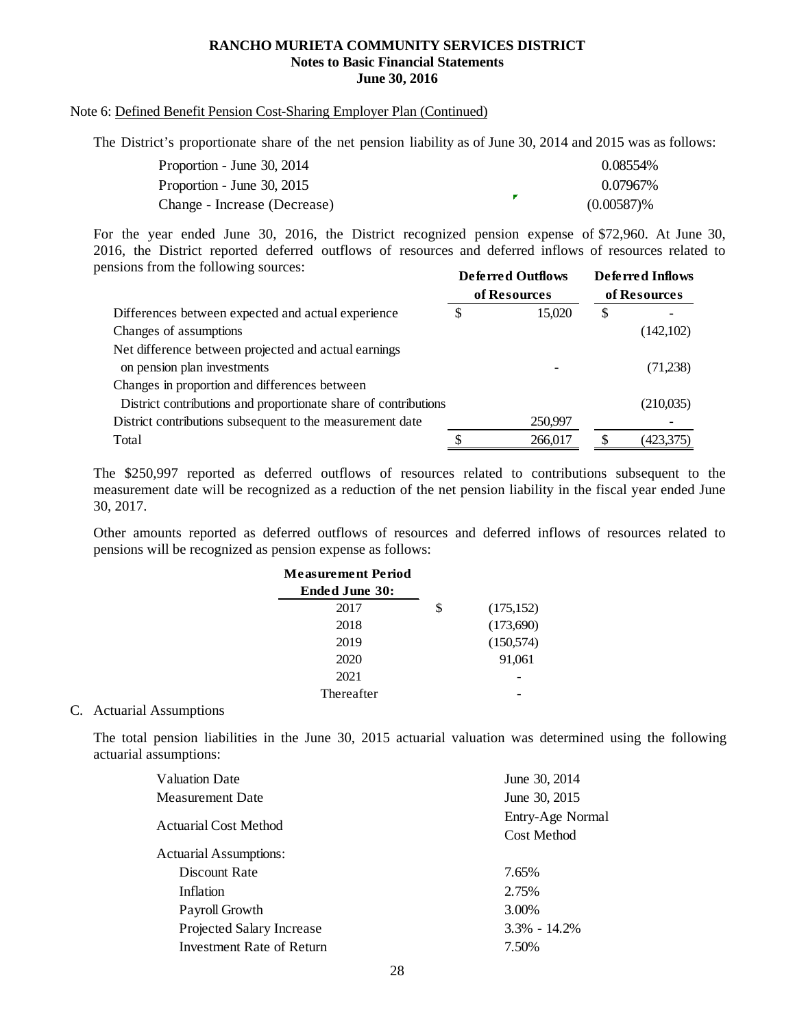# RANCHO MURIETA COMMUNITY SERVICES DISTRICT
## Notes to Basic Financial Statements
## June 30, 2016

Note 6: Defined Benefit Pension Cost-Sharing Employer Plan (Continued)

The District's proportionate share of the net pension liability as of June 30, 2014 and 2015 was as follows:

| | |
|---|---|
| Proportion - June 30, 2014 | 0.08554% |
| Proportion - June 30, 2015 | 0.07967% |
| Change - Increase (Decrease) | (0.00587)% |

For the year ended June 30, 2016, the District recognized pension expense of $72,960. At June 30, 2016, the District reported deferred outflows of resources and deferred inflows of resources related to pensions from the following sources:

| | Deferred Outflows of Resources | Deferred Inflows of Resources |
|---|---|---|
| Differences between expected and actual experience | $ 15,020 | $ - |
| Changes of assumptions | | (142,102) |
| Net difference between projected and actual earnings on pension plan investments | - | (71,238) |
| Changes in proportion and differences between District contributions and proportionate share of contributions | | (210,035) |
| District contributions subsequent to the measurement date | 250,997 | - |
| Total | $ 266,017 | $ (423,375) |

The $250,997 reported as deferred outflows of resources related to contributions subsequent to the measurement date will be recognized as a reduction of the net pension liability in the fiscal year ended June 30, 2017.

Other amounts reported as deferred outflows of resources and deferred inflows of resources related to pensions will be recognized as pension expense as follows:

| Measurement Period Ended June 30: | |
|---|---|
| 2017 | $ (175,152) |
| 2018 | (173,690) |
| 2019 | (150,574) |
| 2020 | 91,061 |
| 2021 | - |
| Thereafter | - |

C. Actuarial Assumptions

The total pension liabilities in the June 30, 2015 actuarial valuation was determined using the following actuarial assumptions:

| | |
|---|---|
| Valuation Date | June 30, 2014 |
| Measurement Date | June 30, 2015 |
| Actuarial Cost Method | Entry-Age Normal Cost Method |
| Actuarial Assumptions: | |
| Discount Rate | 7.65% |
| Inflation | 2.75% |
| Payroll Growth | 3.00% |
| Projected Salary Increase | 3.3% - 14.2% |
| Investment Rate of Return | 7.50% |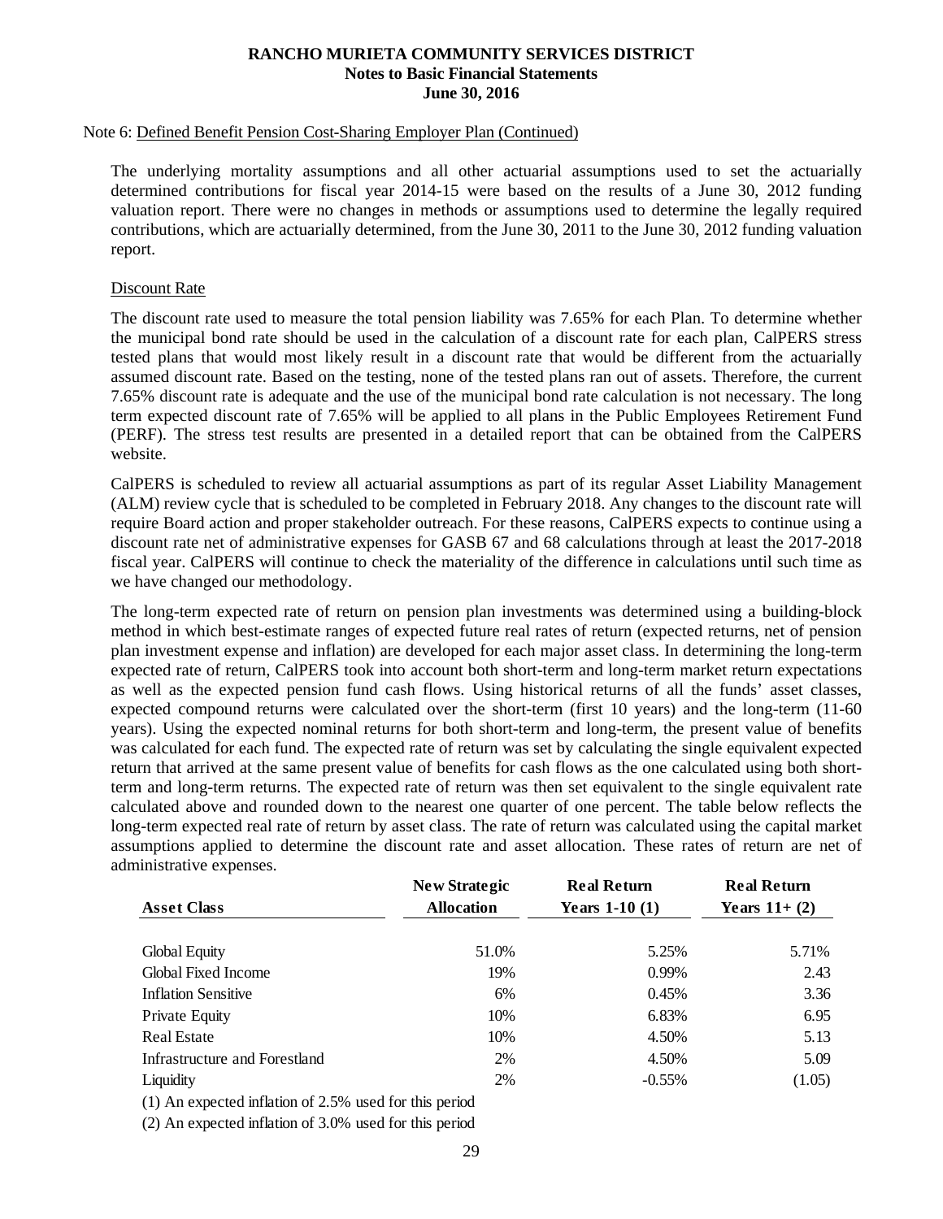## RANCHO MURIETA COMMUNITY SERVICES DISTRICT
### Notes to Basic Financial Statements
### June 30, 2016

Note 6: Defined Benefit Pension Cost-Sharing Employer Plan (Continued)

The underlying mortality assumptions and all other actuarial assumptions used to set the actuarially determined contributions for fiscal year 2014-15 were based on the results of a June 30, 2012 funding valuation report. There were no changes in methods or assumptions used to determine the legally required contributions, which are actuarially determined, from the June 30, 2011 to the June 30, 2012 funding valuation report.

Discount Rate

The discount rate used to measure the total pension liability was 7.65% for each Plan. To determine whether the municipal bond rate should be used in the calculation of a discount rate for each plan, CalPERS stress tested plans that would most likely result in a discount rate that would be different from the actuarially assumed discount rate. Based on the testing, none of the tested plans ran out of assets. Therefore, the current 7.65% discount rate is adequate and the use of the municipal bond rate calculation is not necessary. The long term expected discount rate of 7.65% will be applied to all plans in the Public Employees Retirement Fund (PERF). The stress test results are presented in a detailed report that can be obtained from the CalPERS website.

CalPERS is scheduled to review all actuarial assumptions as part of its regular Asset Liability Management (ALM) review cycle that is scheduled to be completed in February 2018. Any changes to the discount rate will require Board action and proper stakeholder outreach. For these reasons, CalPERS expects to continue using a discount rate net of administrative expenses for GASB 67 and 68 calculations through at least the 2017-2018 fiscal year. CalPERS will continue to check the materiality of the difference in calculations until such time as we have changed our methodology.

The long-term expected rate of return on pension plan investments was determined using a building-block method in which best-estimate ranges of expected future real rates of return (expected returns, net of pension plan investment expense and inflation) are developed for each major asset class. In determining the long-term expected rate of return, CalPERS took into account both short-term and long-term market return expectations as well as the expected pension fund cash flows. Using historical returns of all the funds' asset classes, expected compound returns were calculated over the short-term (first 10 years) and the long-term (11-60 years). Using the expected nominal returns for both short-term and long-term, the present value of benefits was calculated for each fund. The expected rate of return was set by calculating the single equivalent expected return that arrived at the same present value of benefits for cash flows as the one calculated using both short-term and long-term returns. The expected rate of return was then set equivalent to the single equivalent rate calculated above and rounded down to the nearest one quarter of one percent. The table below reflects the long-term expected real rate of return by asset class. The rate of return was calculated using the capital market assumptions applied to determine the discount rate and asset allocation. These rates of return are net of administrative expenses.

| Asset Class | New Strategic Allocation | Real Return Years 1-10 (1) | Real Return Years 11+ (2) |
|---|---|---|---|
| Global Equity | 51.0% | 5.25% | 5.71% |
| Global Fixed Income | 19% | 0.99% | 2.43 |
| Inflation Sensitive | 6% | 0.45% | 3.36 |
| Private Equity | 10% | 6.83% | 6.95 |
| Real Estate | 10% | 4.50% | 5.13 |
| Infrastructure and Forestland | 2% | 4.50% | 5.09 |
| Liquidity | 2% | -0.55% | (1.05) |

(1) An expected inflation of 2.5% used for this period

(2) An expected inflation of 3.0% used for this period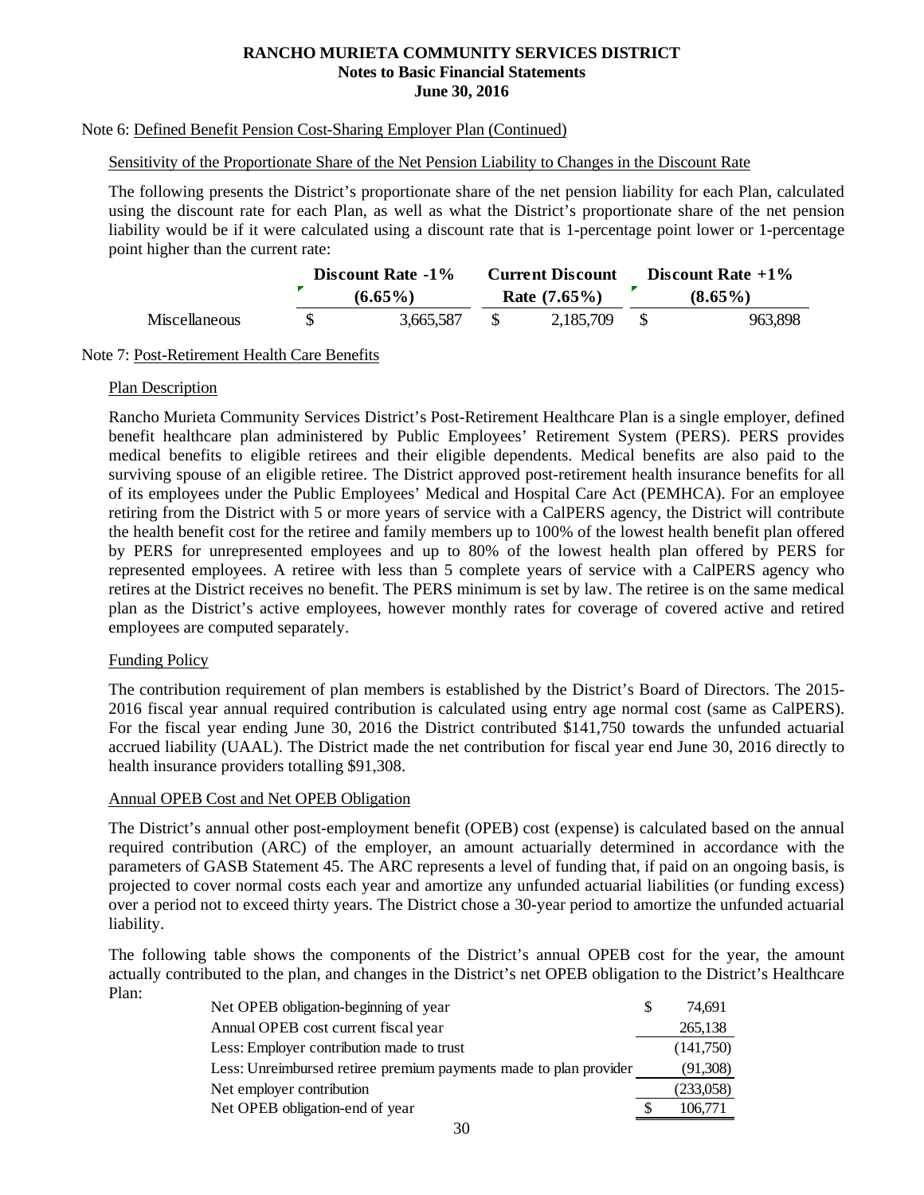# RANCHO MURIETA COMMUNITY SERVICES DISTRICT
## Notes to Basic Financial Statements
## June 30, 2016

Note 6: Defined Benefit Pension Cost-Sharing Employer Plan (Continued)

Sensitivity of the Proportionate Share of the Net Pension Liability to Changes in the Discount Rate

The following presents the District's proportionate share of the net pension liability for each Plan, calculated using the discount rate for each Plan, as well as what the District's proportionate share of the net pension liability would be if it were calculated using a discount rate that is 1-percentage point lower or 1-percentage point higher than the current rate:

| | **Discount Rate -1% (6.65%)** | **Current Discount Rate (7.65%)** | **Discount Rate +1% (8.65%)** |
|---|---|---|---|
| Miscellaneous | $ 3,665,587 | $ 2,185,709 | $ 963,898 |

Note 7: Post-Retirement Health Care Benefits

Plan Description

Rancho Murieta Community Services District's Post-Retirement Healthcare Plan is a single employer, defined benefit healthcare plan administered by Public Employees' Retirement System (PERS). PERS provides medical benefits to eligible retirees and their eligible dependents. Medical benefits are also paid to the surviving spouse of an eligible retiree. The District approved post-retirement health insurance benefits for all of its employees under the Public Employees' Medical and Hospital Care Act (PEMHCA). For an employee retiring from the District with 5 or more years of service with a CalPERS agency, the District will contribute the health benefit cost for the retiree and family members up to 100% of the lowest health benefit plan offered by PERS for unrepresented employees and up to 80% of the lowest health plan offered by PERS for represented employees. A retiree with less than 5 complete years of service with a CalPERS agency who retires at the District receives no benefit. The PERS minimum is set by law. The retiree is on the same medical plan as the District's active employees, however monthly rates for coverage of covered active and retired employees are computed separately.

Funding Policy

The contribution requirement of plan members is established by the District's Board of Directors. The 2015-2016 fiscal year annual required contribution is calculated using entry age normal cost (same as CalPERS). For the fiscal year ending June 30, 2016 the District contributed $141,750 towards the unfunded actuarial accrued liability (UAAL). The District made the net contribution for fiscal year end June 30, 2016 directly to health insurance providers totalling $91,308.

Annual OPEB Cost and Net OPEB Obligation

The District's annual other post-employment benefit (OPEB) cost (expense) is calculated based on the annual required contribution (ARC) of the employer, an amount actuarially determined in accordance with the parameters of GASB Statement 45. The ARC represents a level of funding that, if paid on an ongoing basis, is projected to cover normal costs each year and amortize any unfunded actuarial liabilities (or funding excess) over a period not to exceed thirty years. The District chose a 30-year period to amortize the unfunded actuarial liability.

The following table shows the components of the District's annual OPEB cost for the year, the amount actually contributed to the plan, and changes in the District's net OPEB obligation to the District's Healthcare Plan:

| | |
|---|---|
| Net OPEB obligation-beginning of year | $ 74,691 |
| Annual OPEB cost current fiscal year | 265,138 |
| Less: Employer contribution made to trust | (141,750) |
| Less: Unreimbursed retiree premium payments made to plan provider | (91,308) |
| Net employer contribution | (233,058) |
| Net OPEB obligation-end of year | $ 106,771 |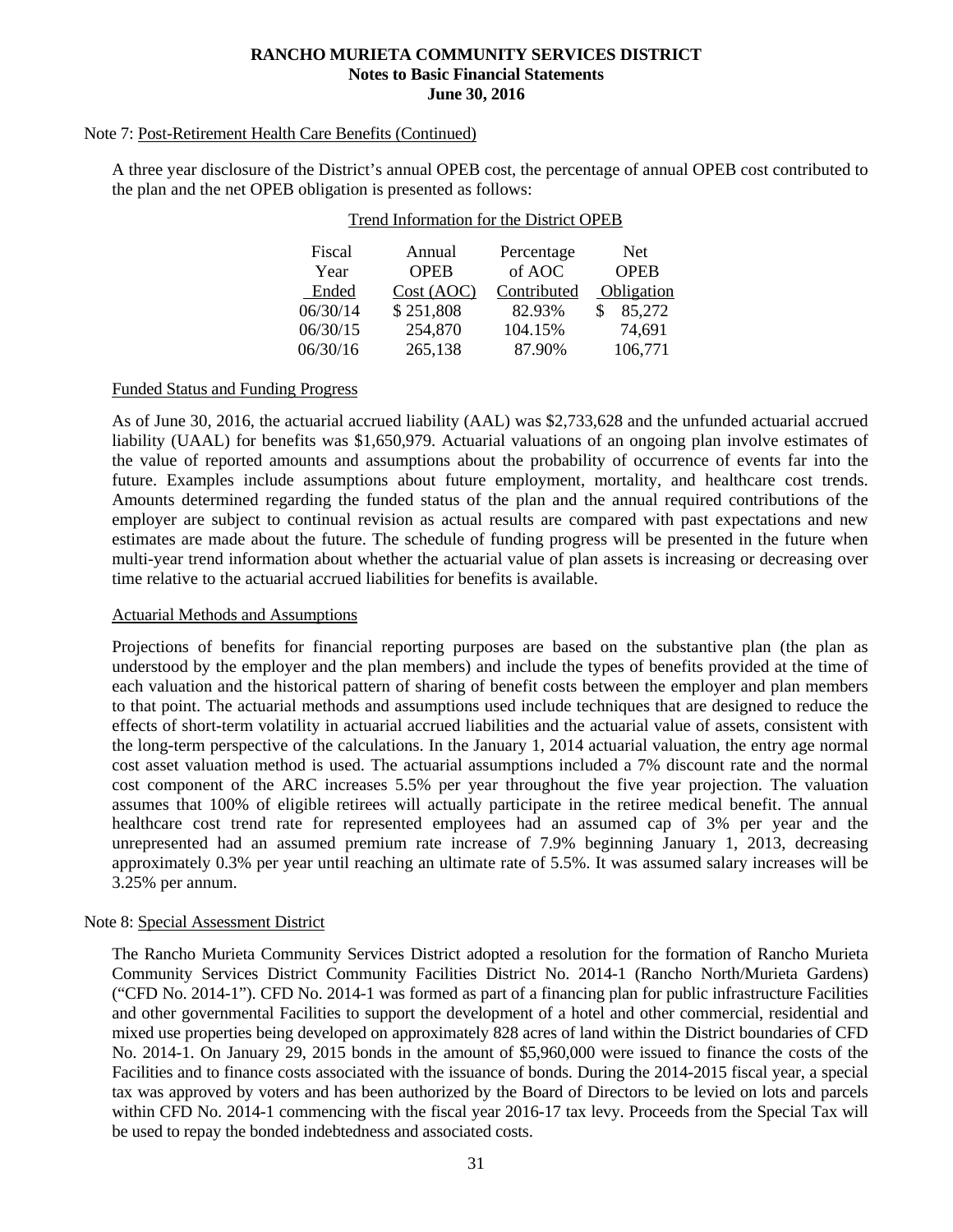# RANCHO MURIETA COMMUNITY SERVICES DISTRICT
## Notes to Basic Financial Statements
### June 30, 2016

Note 7: Post-Retirement Health Care Benefits (Continued)

A three year disclosure of the District's annual OPEB cost, the percentage of annual OPEB cost contributed to the plan and the net OPEB obligation is presented as follows:

Trend Information for the District OPEB

| Fiscal Year Ended | Annual OPEB Cost (AOC) | Percentage of AOC Contributed | Net OPEB Obligation |
|---|---|---|---|
| 06/30/14 | $ 251,808 | 82.93% | $ 85,272 |
| 06/30/15 | 254,870 | 104.15% | 74,691 |
| 06/30/16 | 265,138 | 87.90% | 106,771 |

Funded Status and Funding Progress

As of June 30, 2016, the actuarial accrued liability (AAL) was $2,733,628 and the unfunded actuarial accrued liability (UAAL) for benefits was $1,650,979. Actuarial valuations of an ongoing plan involve estimates of the value of reported amounts and assumptions about the probability of occurrence of events far into the future. Examples include assumptions about future employment, mortality, and healthcare cost trends. Amounts determined regarding the funded status of the plan and the annual required contributions of the employer are subject to continual revision as actual results are compared with past expectations and new estimates are made about the future. The schedule of funding progress will be presented in the future when multi-year trend information about whether the actuarial value of plan assets is increasing or decreasing over time relative to the actuarial accrued liabilities for benefits is available.

Actuarial Methods and Assumptions

Projections of benefits for financial reporting purposes are based on the substantive plan (the plan as understood by the employer and the plan members) and include the types of benefits provided at the time of each valuation and the historical pattern of sharing of benefit costs between the employer and plan members to that point. The actuarial methods and assumptions used include techniques that are designed to reduce the effects of short-term volatility in actuarial accrued liabilities and the actuarial value of assets, consistent with the long-term perspective of the calculations. In the January 1, 2014 actuarial valuation, the entry age normal cost asset valuation method is used. The actuarial assumptions included a 7% discount rate and the normal cost component of the ARC increases 5.5% per year throughout the five year projection. The valuation assumes that 100% of eligible retirees will actually participate in the retiree medical benefit. The annual healthcare cost trend rate for represented employees had an assumed cap of 3% per year and the unrepresented had an assumed premium rate increase of 7.9% beginning January 1, 2013, decreasing approximately 0.3% per year until reaching an ultimate rate of 5.5%. It was assumed salary increases will be 3.25% per annum.

Note 8: Special Assessment District

The Rancho Murieta Community Services District adopted a resolution for the formation of Rancho Murieta Community Services District Community Facilities District No. 2014-1 (Rancho North/Murieta Gardens) ("CFD No. 2014-1"). CFD No. 2014-1 was formed as part of a financing plan for public infrastructure Facilities and other governmental Facilities to support the development of a hotel and other commercial, residential and mixed use properties being developed on approximately 828 acres of land within the District boundaries of CFD No. 2014-1. On January 29, 2015 bonds in the amount of $5,960,000 were issued to finance the costs of the Facilities and to finance costs associated with the issuance of bonds. During the 2014-2015 fiscal year, a special tax was approved by voters and has been authorized by the Board of Directors to be levied on lots and parcels within CFD No. 2014-1 commencing with the fiscal year 2016-17 tax levy. Proceeds from the Special Tax will be used to repay the bonded indebtedness and associated costs.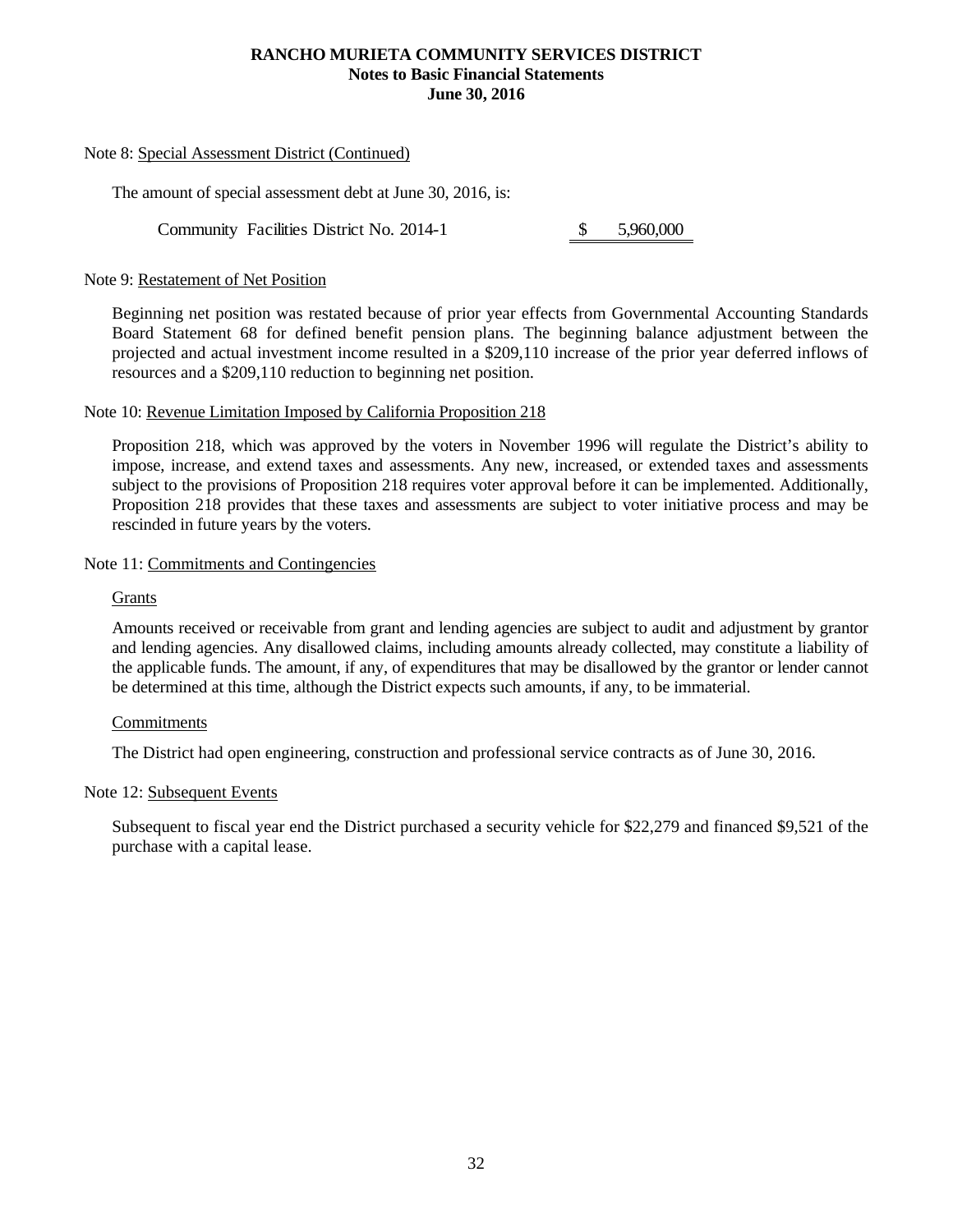Note 8: Special Assessment District (Continued)

The amount of special assessment debt at June 30, 2016, is:

| | |
|---|---|
| Community Facilities District No. 2014-1 | $ 5,960,000 |

Note 9: Restatement of Net Position

Beginning net position was restated because of prior year effects from Governmental Accounting Standards Board Statement 68 for defined benefit pension plans. The beginning balance adjustment between the projected and actual investment income resulted in a $209,110 increase of the prior year deferred inflows of resources and a $209,110 reduction to beginning net position.

Note 10: Revenue Limitation Imposed by California Proposition 218

Proposition 218, which was approved by the voters in November 1996 will regulate the District's ability to impose, increase, and extend taxes and assessments. Any new, increased, or extended taxes and assessments subject to the provisions of Proposition 218 requires voter approval before it can be implemented. Additionally, Proposition 218 provides that these taxes and assessments are subject to voter initiative process and may be rescinded in future years by the voters.

Note 11: Commitments and Contingencies

Grants

Amounts received or receivable from grant and lending agencies are subject to audit and adjustment by grantor and lending agencies. Any disallowed claims, including amounts already collected, may constitute a liability of the applicable funds. The amount, if any, of expenditures that may be disallowed by the grantor or lender cannot be determined at this time, although the District expects such amounts, if any, to be immaterial.

Commitments

The District had open engineering, construction and professional service contracts as of June 30, 2016.

Note 12: Subsequent Events

Subsequent to fiscal year end the District purchased a security vehicle for $22,279 and financed $9,521 of the purchase with a capital lease.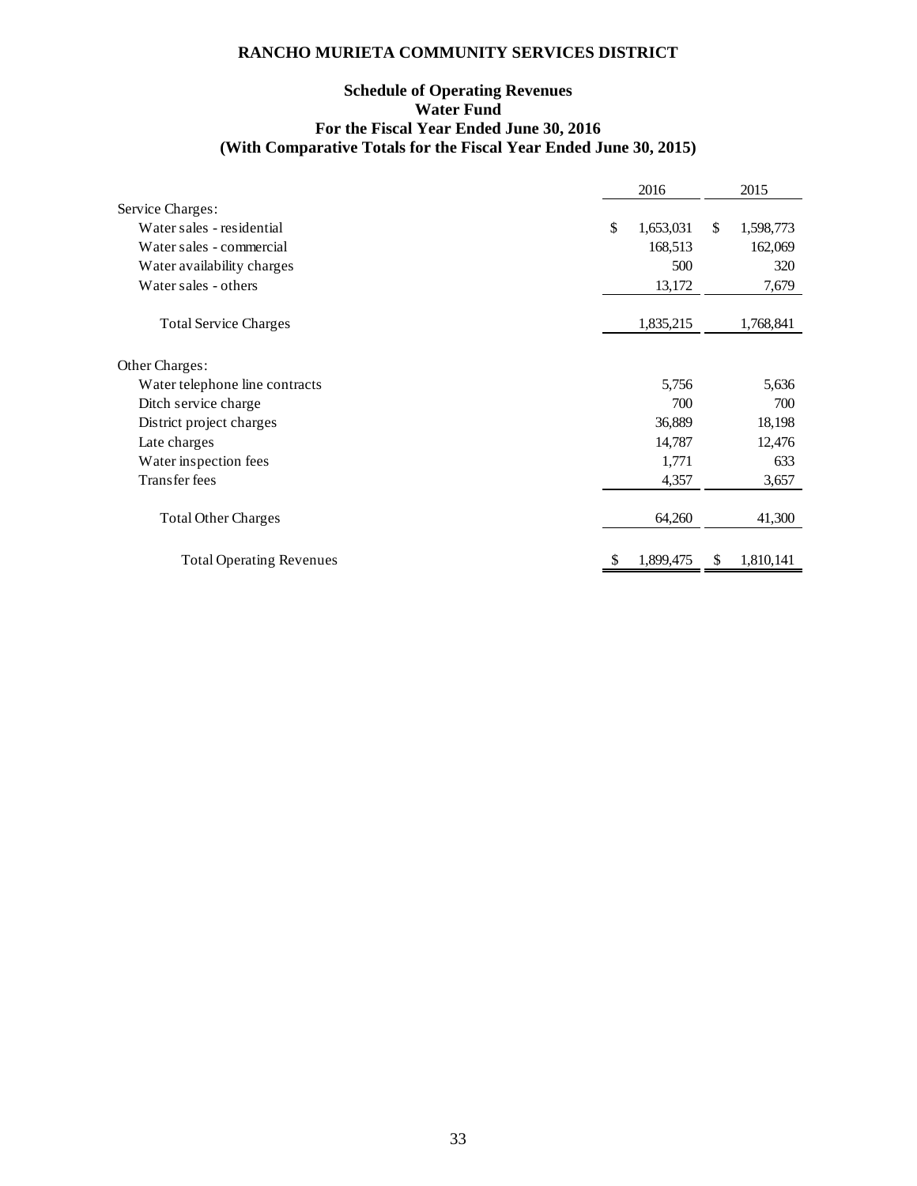# RANCHO MURIETA COMMUNITY SERVICES DISTRICT

## Schedule of Operating Revenues
## Water Fund
## For the Fiscal Year Ended June 30, 2016
## (With Comparative Totals for the Fiscal Year Ended June 30, 2015)

| | 2016 | 2015 |
|---|---|---|
| Service Charges: | | |
| Water sales - residential | $ 1,653,031 | $ 1,598,773 |
| Water sales - commercial | 168,513 | 162,069 |
| Water availability charges | 500 | 320 |
| Water sales - others | 13,172 | 7,679 |
| Total Service Charges | 1,835,215 | 1,768,841 |
| Other Charges: | | |
| Water telephone line contracts | 5,756 | 5,636 |
| Ditch service charge | 700 | 700 |
| District project charges | 36,889 | 18,198 |
| Late charges | 14,787 | 12,476 |
| Water inspection fees | 1,771 | 633 |
| Transfer fees | 4,357 | 3,657 |
| Total Other Charges | 64,260 | 41,300 |
| Total Operating Revenues | $ 1,899,475 | $ 1,810,141 |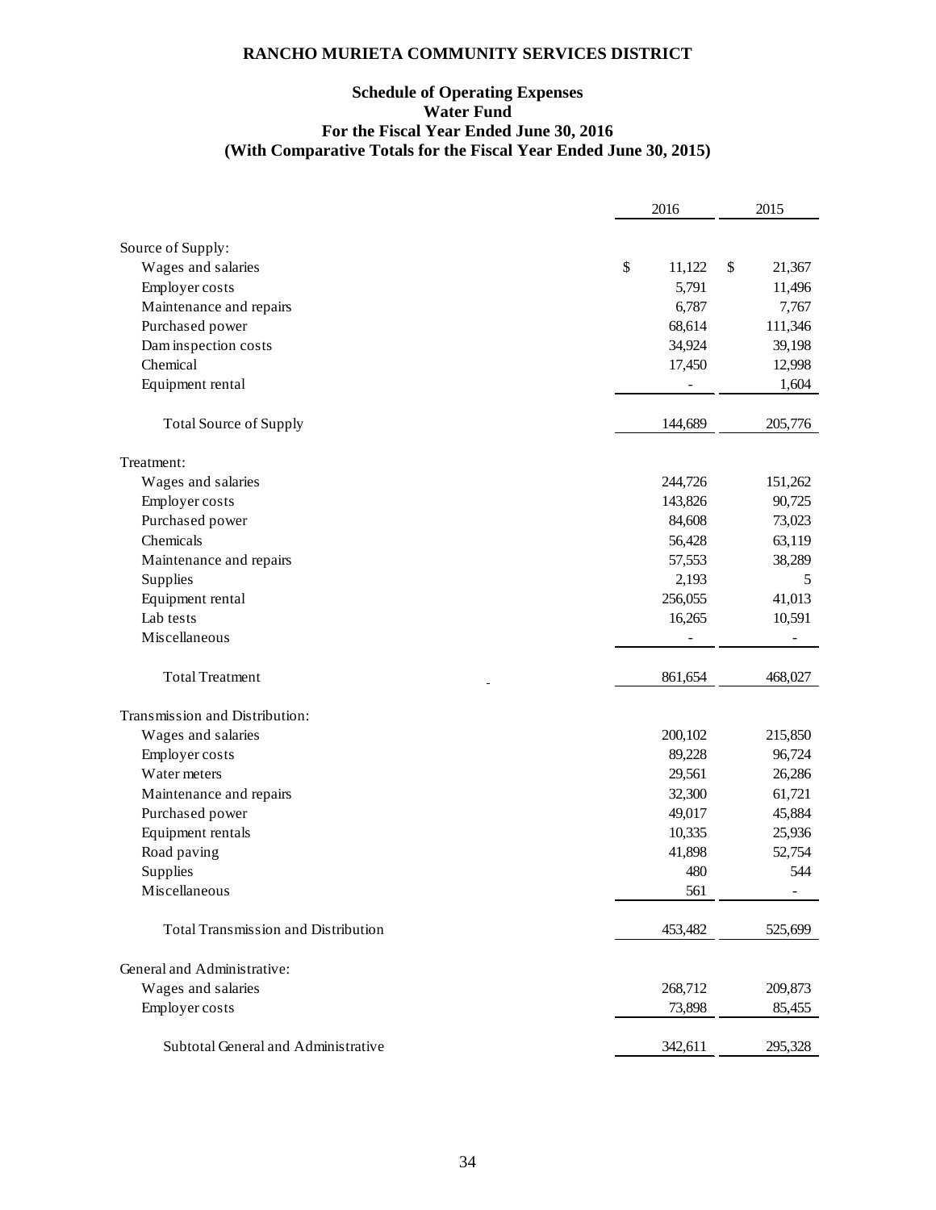# RANCHO MURIETA COMMUNITY SERVICES DISTRICT

## Schedule of Operating Expenses
## Water Fund
## For the Fiscal Year Ended June 30, 2016
## (With Comparative Totals for the Fiscal Year Ended June 30, 2015)

| | 2016 | 2015 |
|---|---|---|
| **Source of Supply:** | | |
| Wages and salaries | $ 11,122 | $ 21,367 |
| Employer costs | 5,791 | 11,496 |
| Maintenance and repairs | 6,787 | 7,767 |
| Purchased power | 68,614 | 111,346 |
| Dam inspection costs | 34,924 | 39,198 |
| Chemical | 17,450 | 12,998 |
| Equipment rental | - | 1,604 |
| Total Source of Supply | 144,689 | 205,776 |
| **Treatment:** | | |
| Wages and salaries | 244,726 | 151,262 |
| Employer costs | 143,826 | 90,725 |
| Purchased power | 84,608 | 73,023 |
| Chemicals | 56,428 | 63,119 |
| Maintenance and repairs | 57,553 | 38,289 |
| Supplies | 2,193 | 5 |
| Equipment rental | 256,055 | 41,013 |
| Lab tests | 16,265 | 10,591 |
| Miscellaneous | - | - |
| Total Treatment | 861,654 | 468,027 |
| **Transmission and Distribution:** | | |
| Wages and salaries | 200,102 | 215,850 |
| Employer costs | 89,228 | 96,724 |
| Water meters | 29,561 | 26,286 |
| Maintenance and repairs | 32,300 | 61,721 |
| Purchased power | 49,017 | 45,884 |
| Equipment rentals | 10,335 | 25,936 |
| Road paving | 41,898 | 52,754 |
| Supplies | 480 | 544 |
| Miscellaneous | 561 | - |
| Total Transmission and Distribution | 453,482 | 525,699 |
| **General and Administrative:** | | |
| Wages and salaries | 268,712 | 209,873 |
| Employer costs | 73,898 | 85,455 |
| Subtotal General and Administrative | 342,611 | 295,328 |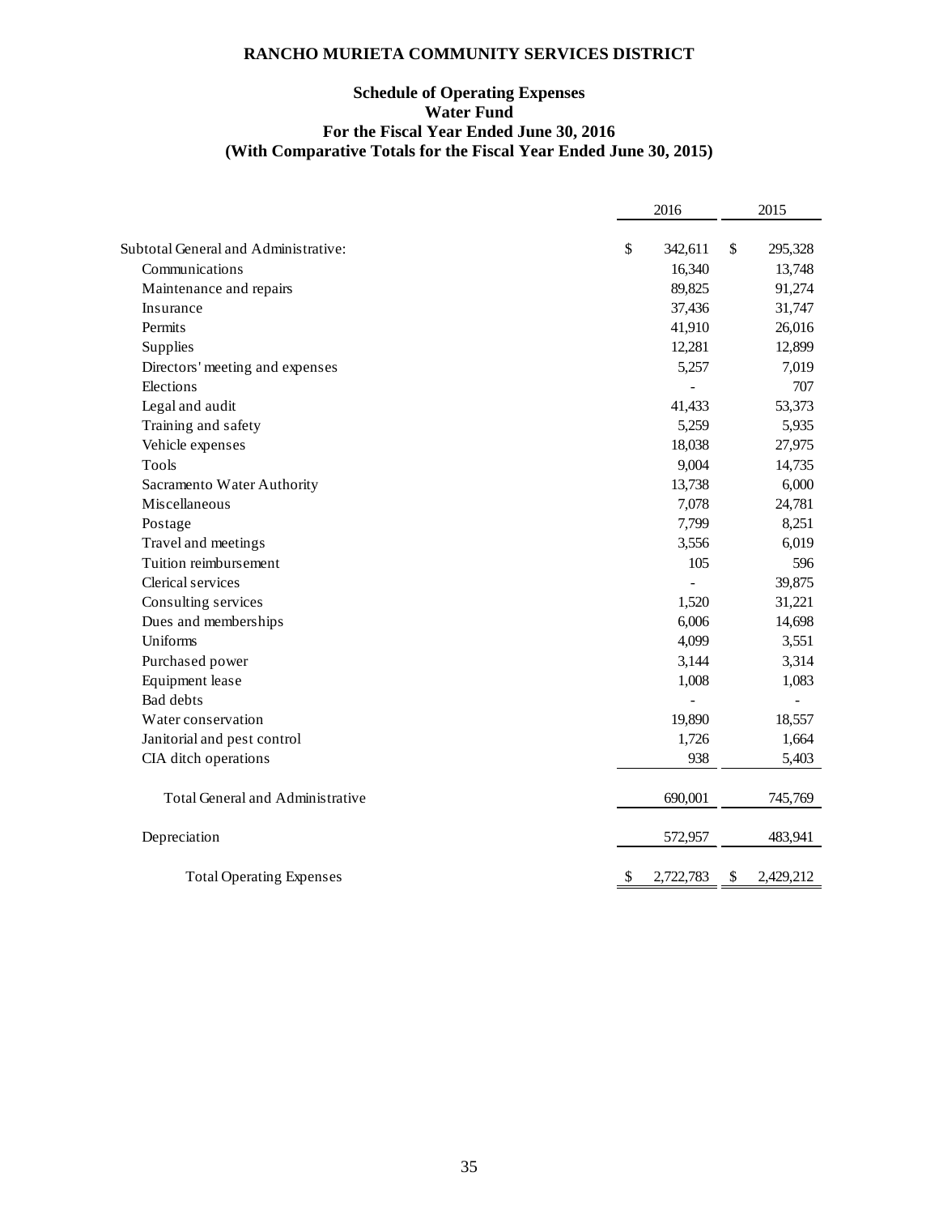# RANCHO MURIETA COMMUNITY SERVICES DISTRICT

## Schedule of Operating Expenses
## Water Fund
## For the Fiscal Year Ended June 30, 2016
## (With Comparative Totals for the Fiscal Year Ended June 30, 2015)

| | 2016 | 2015 |
|---|---|---|
| Subtotal General and Administrative: | $ 342,611 | $ 295,328 |
| Communications | 16,340 | 13,748 |
| Maintenance and repairs | 89,825 | 91,274 |
| Insurance | 37,436 | 31,747 |
| Permits | 41,910 | 26,016 |
| Supplies | 12,281 | 12,899 |
| Directors' meeting and expenses | 5,257 | 7,019 |
| Elections | - | 707 |
| Legal and audit | 41,433 | 53,373 |
| Training and safety | 5,259 | 5,935 |
| Vehicle expenses | 18,038 | 27,975 |
| Tools | 9,004 | 14,735 |
| Sacramento Water Authority | 13,738 | 6,000 |
| Miscellaneous | 7,078 | 24,781 |
| Postage | 7,799 | 8,251 |
| Travel and meetings | 3,556 | 6,019 |
| Tuition reimbursement | 105 | 596 |
| Clerical services | - | 39,875 |
| Consulting services | 1,520 | 31,221 |
| Dues and memberships | 6,006 | 14,698 |
| Uniforms | 4,099 | 3,551 |
| Purchased power | 3,144 | 3,314 |
| Equipment lease | 1,008 | 1,083 |
| Bad debts | - | - |
| Water conservation | 19,890 | 18,557 |
| Janitorial and pest control | 1,726 | 1,664 |
| CIA ditch operations | 938 | 5,403 |
| Total General and Administrative | 690,001 | 745,769 |
| Depreciation | 572,957 | 483,941 |
| Total Operating Expenses | $ 2,722,783 | $ 2,429,212 |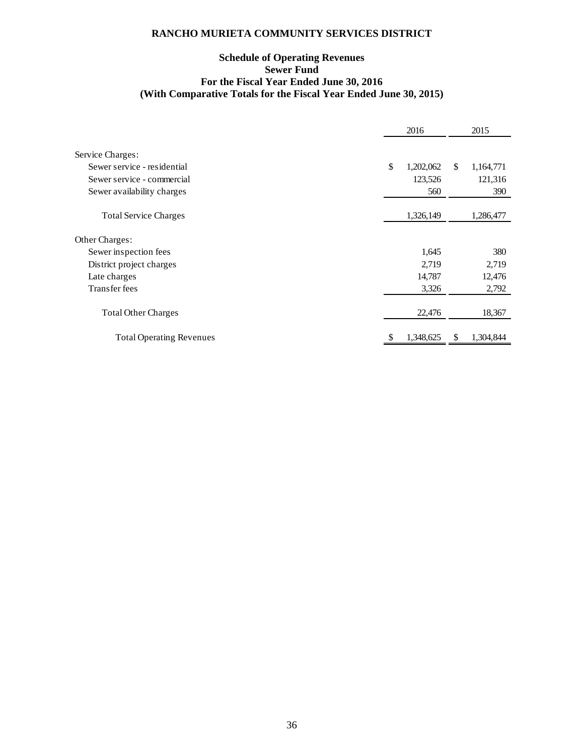# RANCHO MURIETA COMMUNITY SERVICES DISTRICT

## Schedule of Operating Revenues
## Sewer Fund
## For the Fiscal Year Ended June 30, 2016
## (With Comparative Totals for the Fiscal Year Ended June 30, 2015)

| | 2016 | 2015 |
|---|---|---|
| Service Charges: | | |
| Sewer service - residential | $ 1,202,062 | $ 1,164,771 |
| Sewer service - commercial | 123,526 | 121,316 |
| Sewer availability charges | 560 | 390 |
| Total Service Charges | 1,326,149 | 1,286,477 |
| Other Charges: | | |
| Sewer inspection fees | 1,645 | 380 |
| District project charges | 2,719 | 2,719 |
| Late charges | 14,787 | 12,476 |
| Transfer fees | 3,326 | 2,792 |
| Total Other Charges | 22,476 | 18,367 |
| Total Operating Revenues | $ 1,348,625 | $ 1,304,844 |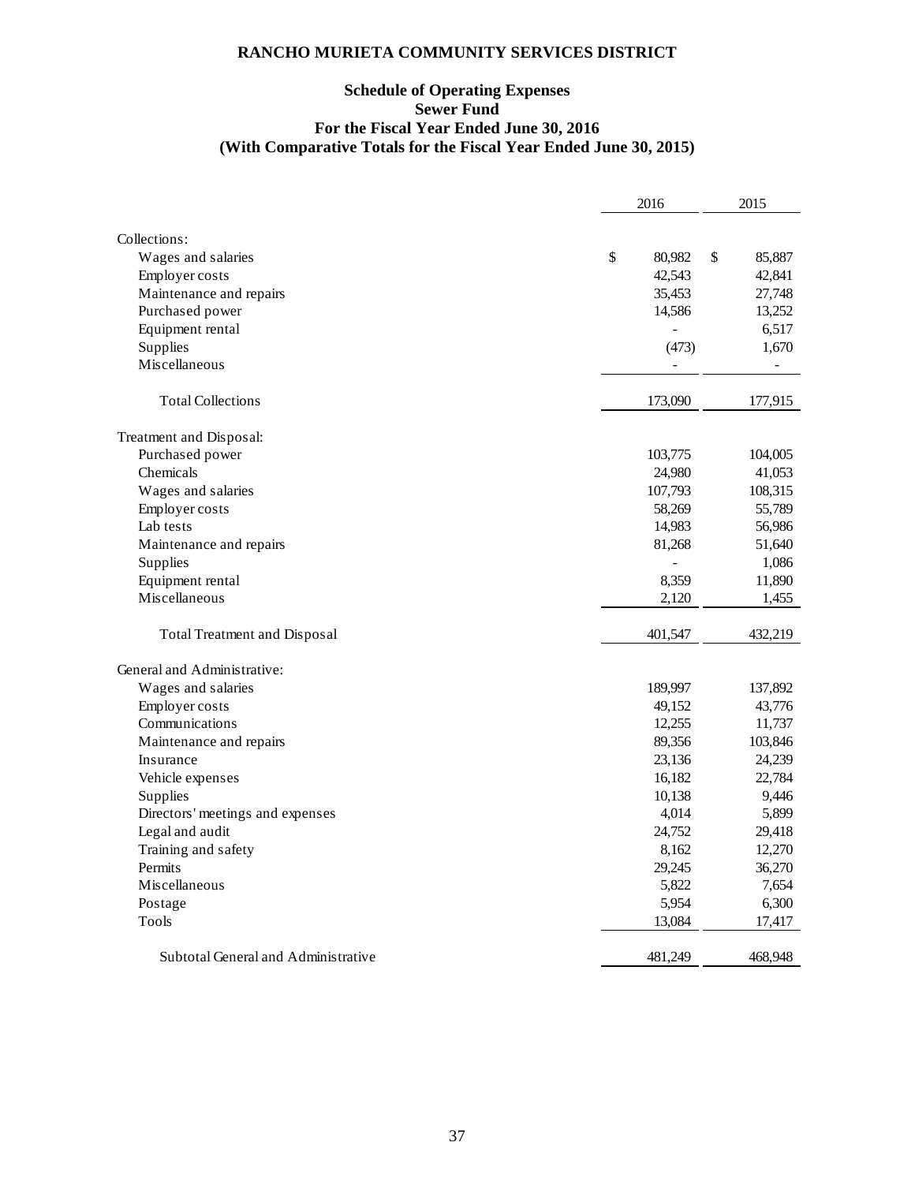# RANCHO MURIETA COMMUNITY SERVICES DISTRICT

## Schedule of Operating Expenses
## Sewer Fund
## For the Fiscal Year Ended June 30, 2016
## (With Comparative Totals for the Fiscal Year Ended June 30, 2015)

| | 2016 | 2015 |
|---|---|---|
| Collections: | | |
| Wages and salaries | $ 80,982 | $ 85,887 |
| Employer costs | 42,543 | 42,841 |
| Maintenance and repairs | 35,453 | 27,748 |
| Purchased power | 14,586 | 13,252 |
| Equipment rental | - | 6,517 |
| Supplies | (473) | 1,670 |
| Miscellaneous | - | - |
| Total Collections | 173,090 | 177,915 |
| Treatment and Disposal: | | |
| Purchased power | 103,775 | 104,005 |
| Chemicals | 24,980 | 41,053 |
| Wages and salaries | 107,793 | 108,315 |
| Employer costs | 58,269 | 55,789 |
| Lab tests | 14,983 | 56,986 |
| Maintenance and repairs | 81,268 | 51,640 |
| Supplies | - | 1,086 |
| Equipment rental | 8,359 | 11,890 |
| Miscellaneous | 2,120 | 1,455 |
| Total Treatment and Disposal | 401,547 | 432,219 |
| General and Administrative: | | |
| Wages and salaries | 189,997 | 137,892 |
| Employer costs | 49,152 | 43,776 |
| Communications | 12,255 | 11,737 |
| Maintenance and repairs | 89,356 | 103,846 |
| Insurance | 23,136 | 24,239 |
| Vehicle expenses | 16,182 | 22,784 |
| Supplies | 10,138 | 9,446 |
| Directors' meetings and expenses | 4,014 | 5,899 |
| Legal and audit | 24,752 | 29,418 |
| Training and safety | 8,162 | 12,270 |
| Permits | 29,245 | 36,270 |
| Miscellaneous | 5,822 | 7,654 |
| Postage | 5,954 | 6,300 |
| Tools | 13,084 | 17,417 |
| Subtotal General and Administrative | 481,249 | 468,948 |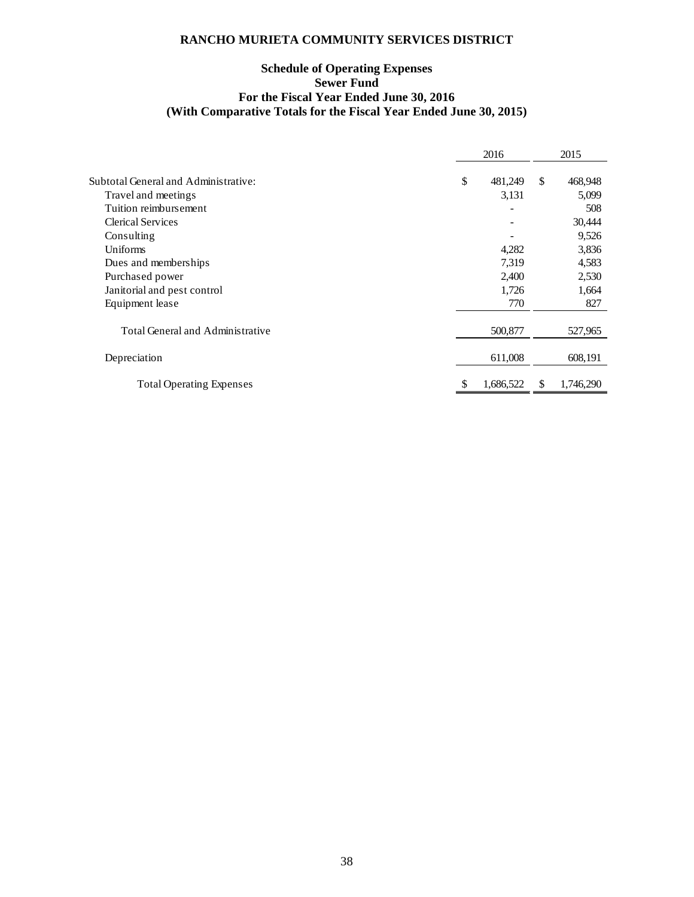# RANCHO MURIETA COMMUNITY SERVICES DISTRICT

## Schedule of Operating Expenses
## Sewer Fund
## For the Fiscal Year Ended June 30, 2016
## (With Comparative Totals for the Fiscal Year Ended June 30, 2015)

| | 2016 | 2015 |
|---|---|---|
| Subtotal General and Administrative: | $ 481,249 | $ 468,948 |
| Travel and meetings | 3,131 | 5,099 |
| Tuition reimbursement | - | 508 |
| Clerical Services | - | 30,444 |
| Consulting | - | 9,526 |
| Uniforms | 4,282 | 3,836 |
| Dues and memberships | 7,319 | 4,583 |
| Purchased power | 2,400 | 2,530 |
| Janitorial and pest control | 1,726 | 1,664 |
| Equipment lease | 770 | 827 |
| Total General and Administrative | 500,877 | 527,965 |
| Depreciation | 611,008 | 608,191 |
| Total Operating Expenses | $ 1,686,522 | $ 1,746,290 |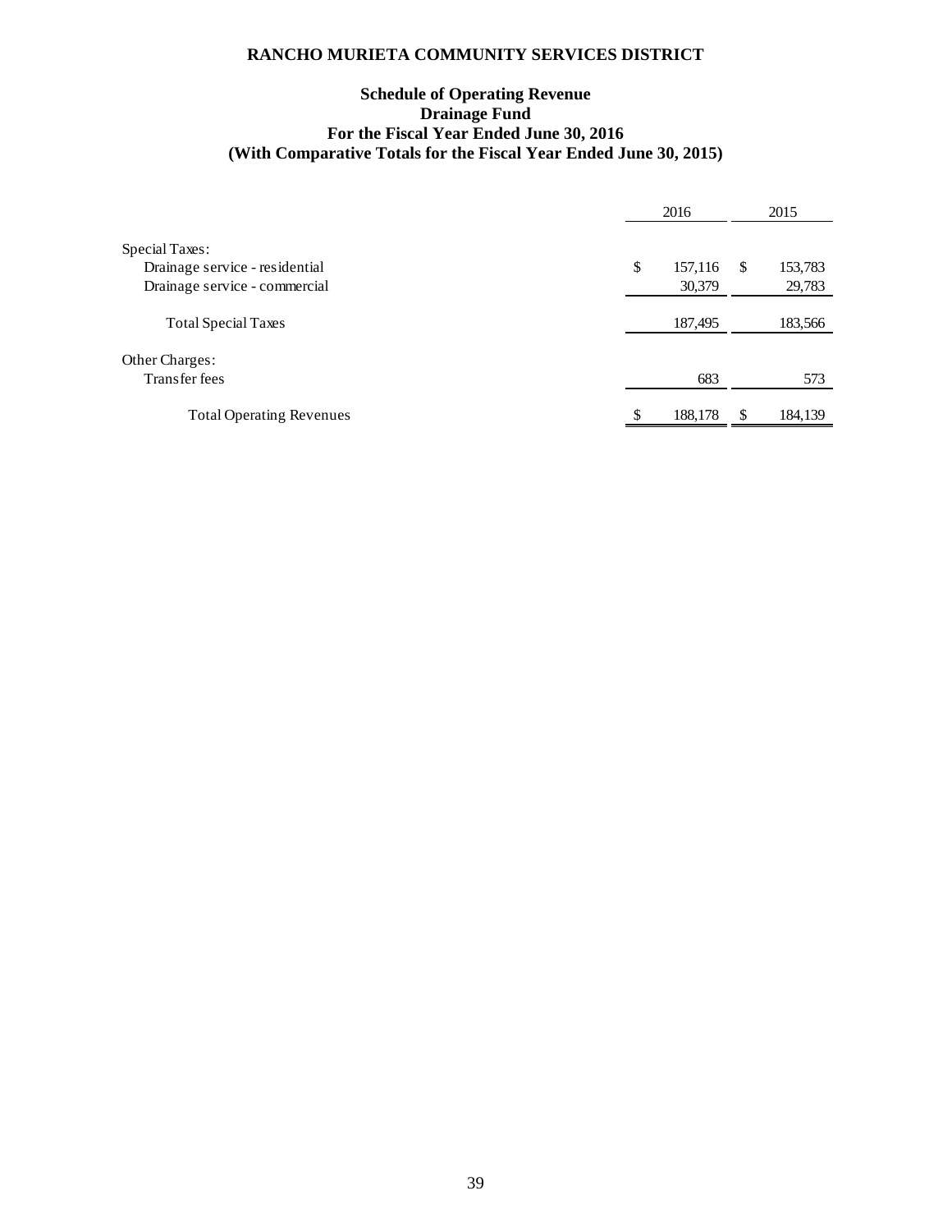# RANCHO MURIETA COMMUNITY SERVICES DISTRICT

## Schedule of Operating Revenue
## Drainage Fund
## For the Fiscal Year Ended June 30, 2016
## (With Comparative Totals for the Fiscal Year Ended June 30, 2015)

| | 2016 | 2015 |
|---|---|---|
| Special Taxes: | | |
| Drainage service - residential | $ 157,116 | $ 153,783 |
| Drainage service - commercial | 30,379 | 29,783 |
| Total Special Taxes | 187,495 | 183,566 |
| Other Charges: | | |
| Transfer fees | 683 | 573 |
| Total Operating Revenues | $ 188,178 | $ 184,139 |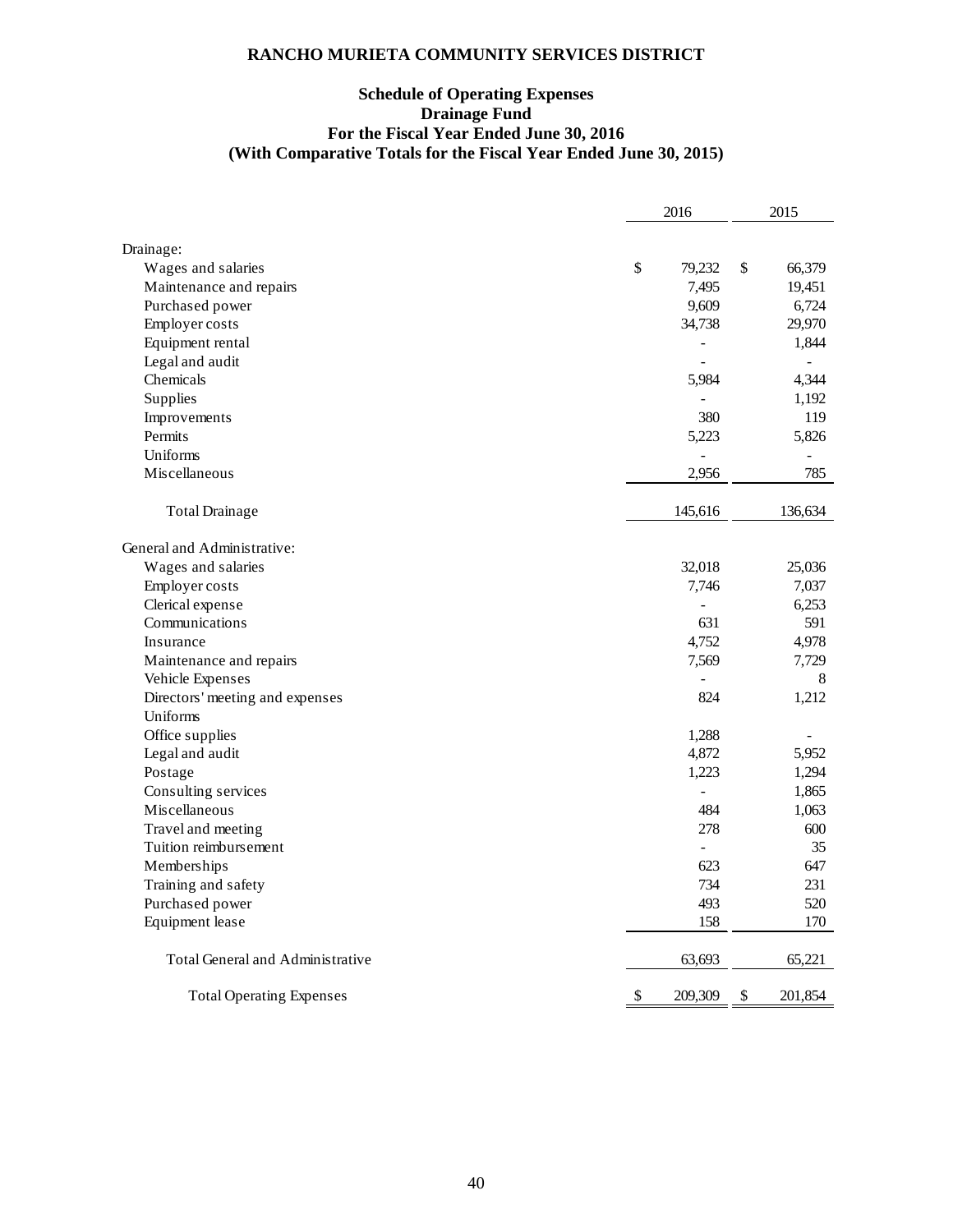# RANCHO MURIETA COMMUNITY SERVICES DISTRICT

## Schedule of Operating Expenses
## Drainage Fund
## For the Fiscal Year Ended June 30, 2016
## (With Comparative Totals for the Fiscal Year Ended June 30, 2015)

| | 2016 | 2015 |
|---|---|---|
| Drainage: | | |
| Wages and salaries | $ 79,232 | $ 66,379 |
| Maintenance and repairs | 7,495 | 19,451 |
| Purchased power | 9,609 | 6,724 |
| Employer costs | 34,738 | 29,970 |
| Equipment rental | - | 1,844 |
| Legal and audit | - | - |
| Chemicals | 5,984 | 4,344 |
| Supplies | - | 1,192 |
| Improvements | 380 | 119 |
| Permits | 5,223 | 5,826 |
| Uniforms | - | - |
| Miscellaneous | 2,956 | 785 |
| Total Drainage | 145,616 | 136,634 |
| General and Administrative: | | |
| Wages and salaries | 32,018 | 25,036 |
| Employer costs | 7,746 | 7,037 |
| Clerical expense | - | 6,253 |
| Communications | 631 | 591 |
| Insurance | 4,752 | 4,978 |
| Maintenance and repairs | 7,569 | 7,729 |
| Vehicle Expenses | - | 8 |
| Directors' meeting and expenses | 824 | 1,212 |
| Uniforms | | |
| Office supplies | 1,288 | - |
| Legal and audit | 4,872 | 5,952 |
| Postage | 1,223 | 1,294 |
| Consulting services | - | 1,865 |
| Miscellaneous | 484 | 1,063 |
| Travel and meeting | 278 | 600 |
| Tuition reimbursement | - | 35 |
| Memberships | 623 | 647 |
| Training and safety | 734 | 231 |
| Purchased power | 493 | 520 |
| Equipment lease | 158 | 170 |
| Total General and Administrative | 63,693 | 65,221 |
| Total Operating Expenses | $ 209,309 | $ 201,854 |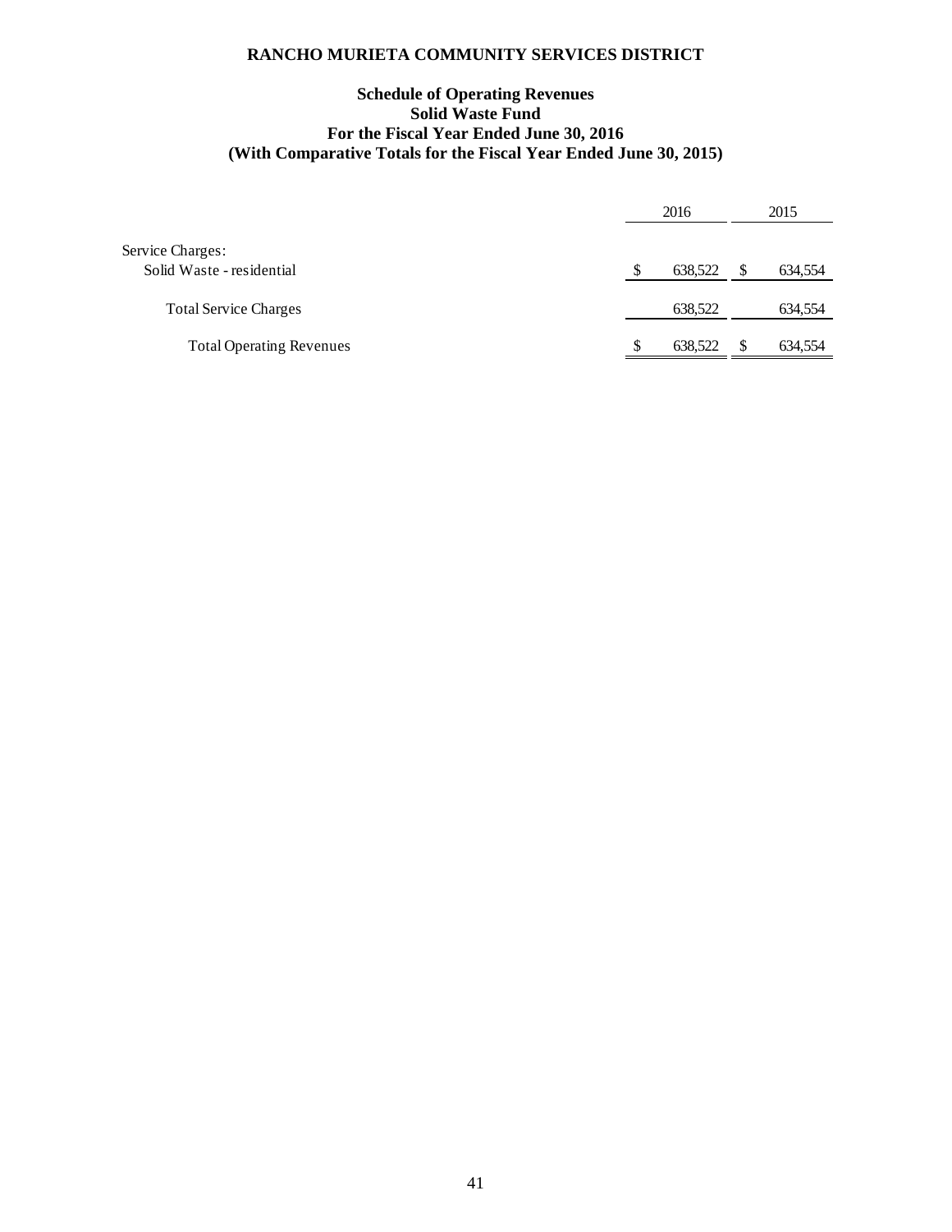# RANCHO MURIETA COMMUNITY SERVICES DISTRICT

## Schedule of Operating Revenues
## Solid Waste Fund
## For the Fiscal Year Ended June 30, 2016
## (With Comparative Totals for the Fiscal Year Ended June 30, 2015)

| | 2016 | 2015 |
|---|---|---|
| Service Charges: | | |
| Solid Waste - residential | $ 638,522 | $ 634,554 |
| Total Service Charges | 638,522 | 634,554 |
| Total Operating Revenues | $ 638,522 | $ 634,554 |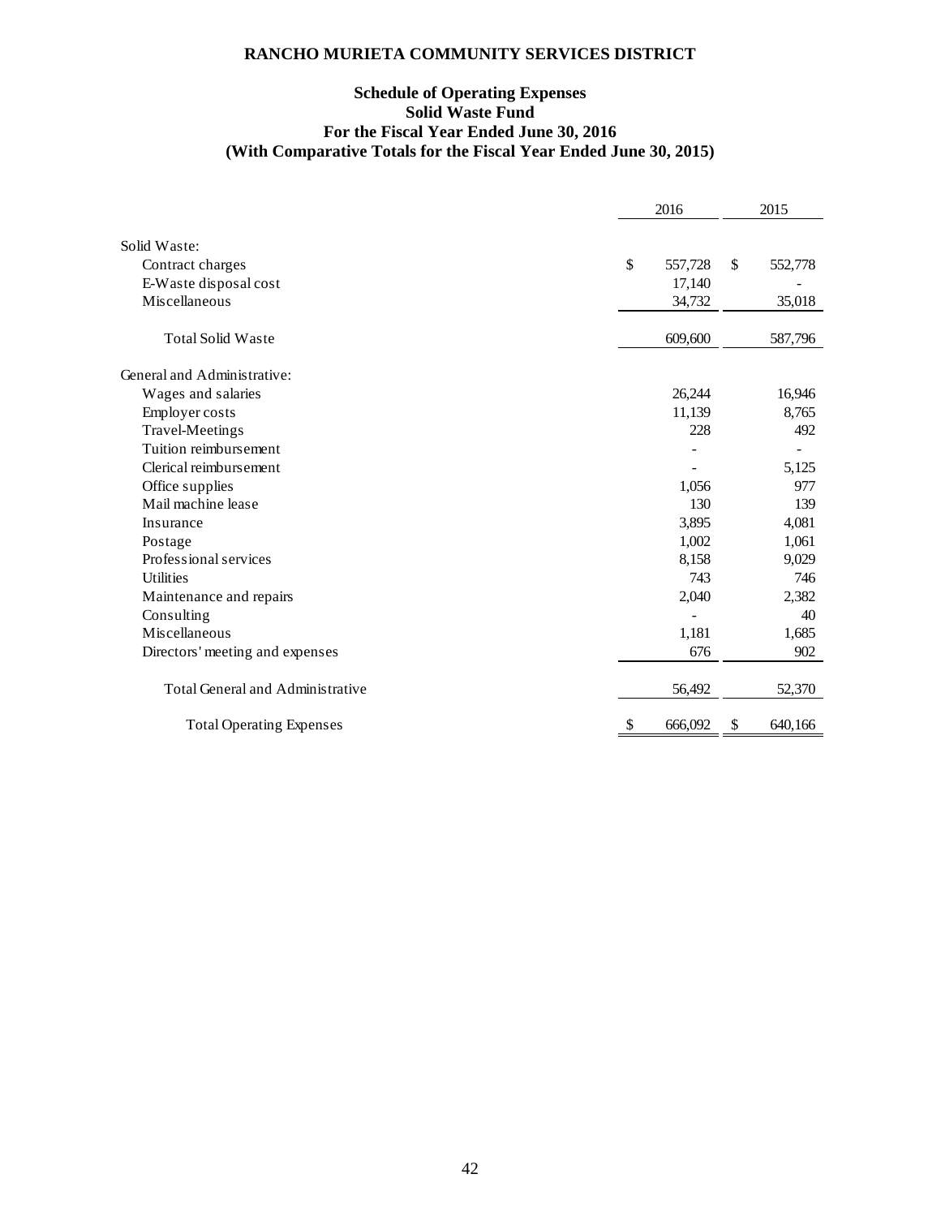# RANCHO MURIETA COMMUNITY SERVICES DISTRICT

## Schedule of Operating Expenses
## Solid Waste Fund
## For the Fiscal Year Ended June 30, 2016
## (With Comparative Totals for the Fiscal Year Ended June 30, 2015)

| | 2016 | 2015 |
|---|---|---|
| Solid Waste: | | |
| Contract charges | $ 557,728 | $ 552,778 |
| E-Waste disposal cost | 17,140 | - |
| Miscellaneous | 34,732 | 35,018 |
| Total Solid Waste | 609,600 | 587,796 |
| General and Administrative: | | |
| Wages and salaries | 26,244 | 16,946 |
| Employer costs | 11,139 | 8,765 |
| Travel-Meetings | 228 | 492 |
| Tuition reimbursement | - | - |
| Clerical reimbursement | - | 5,125 |
| Office supplies | 1,056 | 977 |
| Mail machine lease | 130 | 139 |
| Insurance | 3,895 | 4,081 |
| Postage | 1,002 | 1,061 |
| Professional services | 8,158 | 9,029 |
| Utilities | 743 | 746 |
| Maintenance and repairs | 2,040 | 2,382 |
| Consulting | - | 40 |
| Miscellaneous | 1,181 | 1,685 |
| Directors' meeting and expenses | 676 | 902 |
| Total General and Administrative | 56,492 | 52,370 |
| Total Operating Expenses | $ 666,092 | $ 640,166 |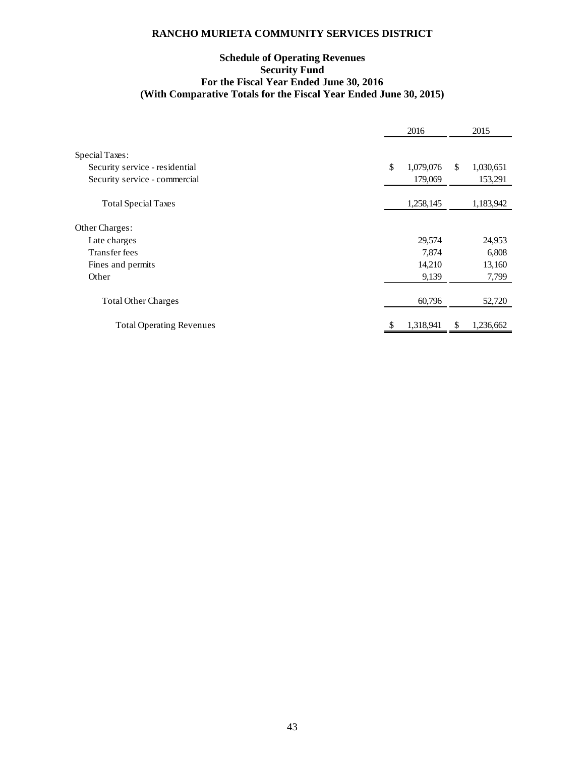# RANCHO MURIETA COMMUNITY SERVICES DISTRICT

## Schedule of Operating Revenues
## Security Fund
## For the Fiscal Year Ended June 30, 2016
## (With Comparative Totals for the Fiscal Year Ended June 30, 2015)

| | 2016 | 2015 |
|---|---|---|
| Special Taxes: | | |
| Security service - residential | $ 1,079,076 | $ 1,030,651 |
| Security service - commercial | 179,069 | 153,291 |
| Total Special Taxes | 1,258,145 | 1,183,942 |
| Other Charges: | | |
| Late charges | 29,574 | 24,953 |
| Transfer fees | 7,874 | 6,808 |
| Fines and permits | 14,210 | 13,160 |
| Other | 9,139 | 7,799 |
| Total Other Charges | 60,796 | 52,720 |
| Total Operating Revenues | $ 1,318,941 | $ 1,236,662 |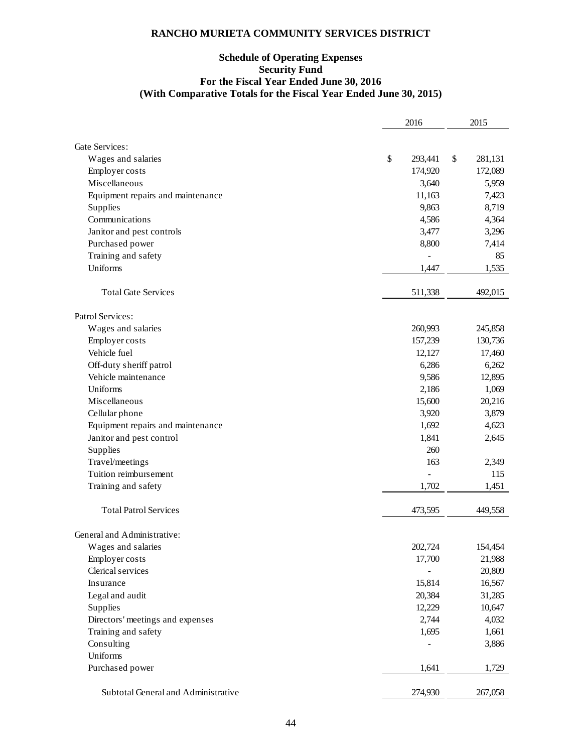# RANCHO MURIETA COMMUNITY SERVICES DISTRICT

## Schedule of Operating Expenses
## Security Fund
## For the Fiscal Year Ended June 30, 2016
## (With Comparative Totals for the Fiscal Year Ended June 30, 2015)

| | 2016 | 2015 |
|---|---|---|
| Gate Services: | | |
| Wages and salaries | $ 293,441 | $ 281,131 |
| Employer costs | 174,920 | 172,089 |
| Miscellaneous | 3,640 | 5,959 |
| Equipment repairs and maintenance | 11,163 | 7,423 |
| Supplies | 9,863 | 8,719 |
| Communications | 4,586 | 4,364 |
| Janitor and pest controls | 3,477 | 3,296 |
| Purchased power | 8,800 | 7,414 |
| Training and safety | - | 85 |
| Uniforms | 1,447 | 1,535 |
| Total Gate Services | 511,338 | 492,015 |
| Patrol Services: | | |
| Wages and salaries | 260,993 | 245,858 |
| Employer costs | 157,239 | 130,736 |
| Vehicle fuel | 12,127 | 17,460 |
| Off-duty sheriff patrol | 6,286 | 6,262 |
| Vehicle maintenance | 9,586 | 12,895 |
| Uniforms | 2,186 | 1,069 |
| Miscellaneous | 15,600 | 20,216 |
| Cellular phone | 3,920 | 3,879 |
| Equipment repairs and maintenance | 1,692 | 4,623 |
| Janitor and pest control | 1,841 | 2,645 |
| Supplies | 260 | |
| Travel/meetings | 163 | 2,349 |
| Tuition reimbursement | - | 115 |
| Training and safety | 1,702 | 1,451 |
| Total Patrol Services | 473,595 | 449,558 |
| General and Administrative: | | |
| Wages and salaries | 202,724 | 154,454 |
| Employer costs | 17,700 | 21,988 |
| Clerical services | - | 20,809 |
| Insurance | 15,814 | 16,567 |
| Legal and audit | 20,384 | 31,285 |
| Supplies | 12,229 | 10,647 |
| Directors' meetings and expenses | 2,744 | 4,032 |
| Training and safety | 1,695 | 1,661 |
| Consulting | - | 3,886 |
| Uniforms | | |
| Purchased power | 1,641 | 1,729 |
| Subtotal General and Administrative | 274,930 | 267,058 |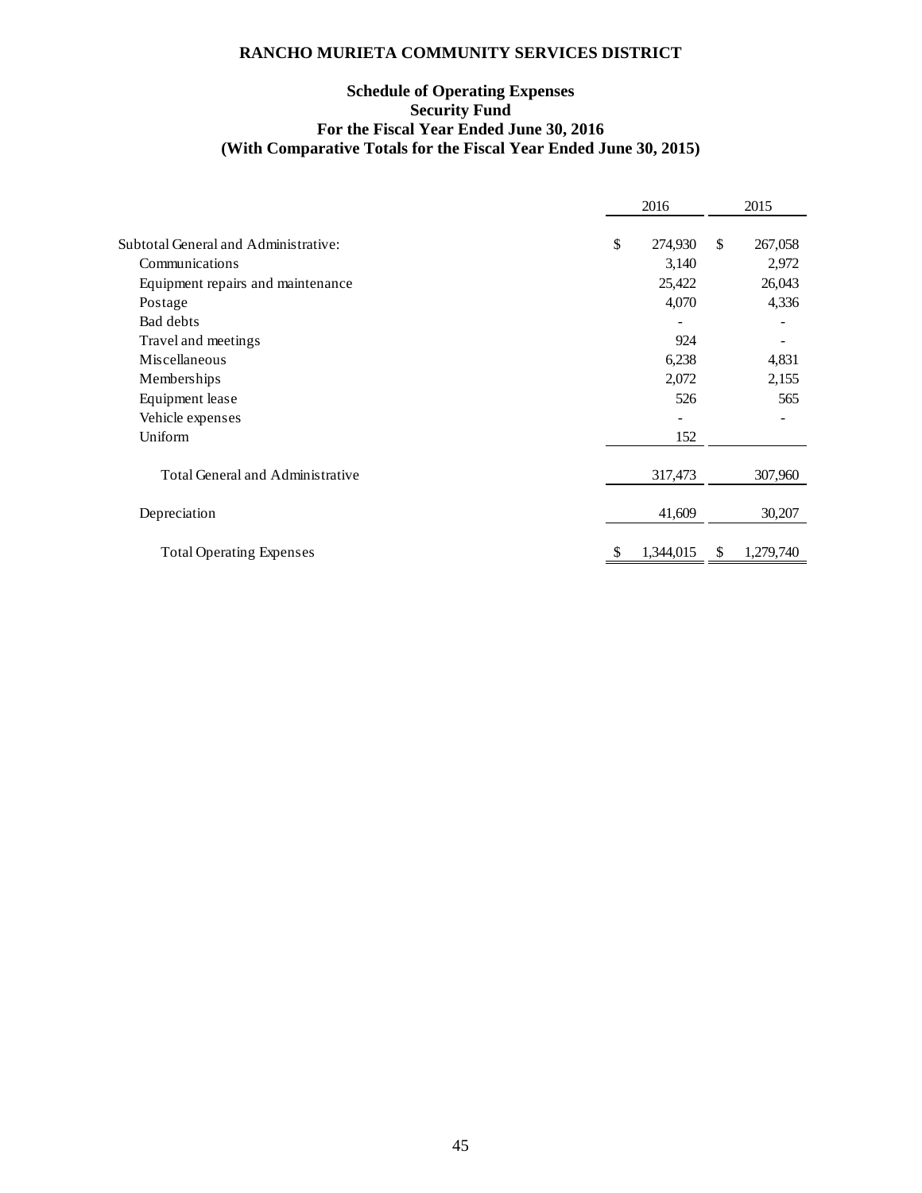**RANCHO MURIETA COMMUNITY SERVICES DISTRICT**

**Schedule of Operating Expenses**
**Security Fund**
**For the Fiscal Year Ended June 30, 2016**
**(With Comparative Totals for the Fiscal Year Ended June 30, 2015)**

| | 2016 | 2015 |
|---|---|---|
| Subtotal General and Administrative: | $ 274,930 | $ 267,058 |
| Communications | 3,140 | 2,972 |
| Equipment repairs and maintenance | 25,422 | 26,043 |
| Postage | 4,070 | 4,336 |
| Bad debts | - | - |
| Travel and meetings | 924 | - |
| Miscellaneous | 6,238 | 4,831 |
| Memberships | 2,072 | 2,155 |
| Equipment lease | 526 | 565 |
| Vehicle expenses | - | - |
| Uniform | 152 | |
| Total General and Administrative | 317,473 | 307,960 |
| Depreciation | 41,609 | 30,207 |
| Total Operating Expenses | $ 1,344,015 | $ 1,279,740 |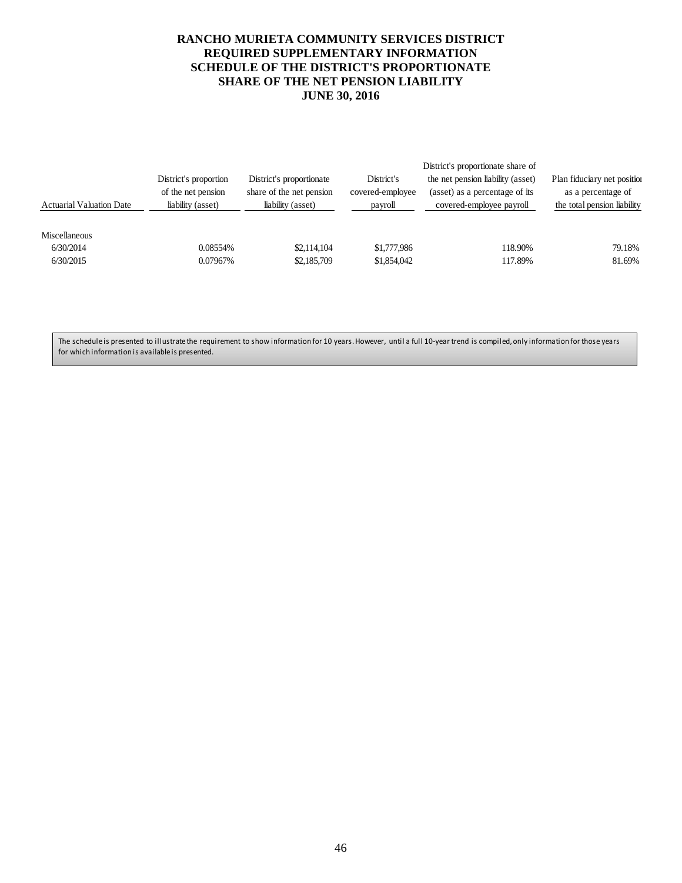# RANCHO MURIETA COMMUNITY SERVICES DISTRICT
## REQUIRED SUPPLEMENTARY INFORMATION
## SCHEDULE OF THE DISTRICT'S PROPORTIONATE SHARE OF THE NET PENSION LIABILITY
## JUNE 30, 2016

| Actuarial Valuation Date | District's proportion of the net pension liability (asset) | District's proportionate share of the net pension liability (asset) | District's covered-employee payroll | District's proportionate share of the net pension liability (asset) as a percentage of its covered-employee payroll | Plan fiduciary net position as a percentage of the total pension liability |
|---|---|---|---|---|---|
| Miscellaneous | | | | | |
| 6/30/2014 | 0.08554% | $2,114,104 | $1,777,986 | 118.90% | 79.18% |
| 6/30/2015 | 0.07967% | $2,185,709 | $1,854,042 | 117.89% | 81.69% |

The schedule is presented to illustrate the requirement to show information for 10 years. However, until a full 10-year trend is compiled, only information for those years for which information is available is presented.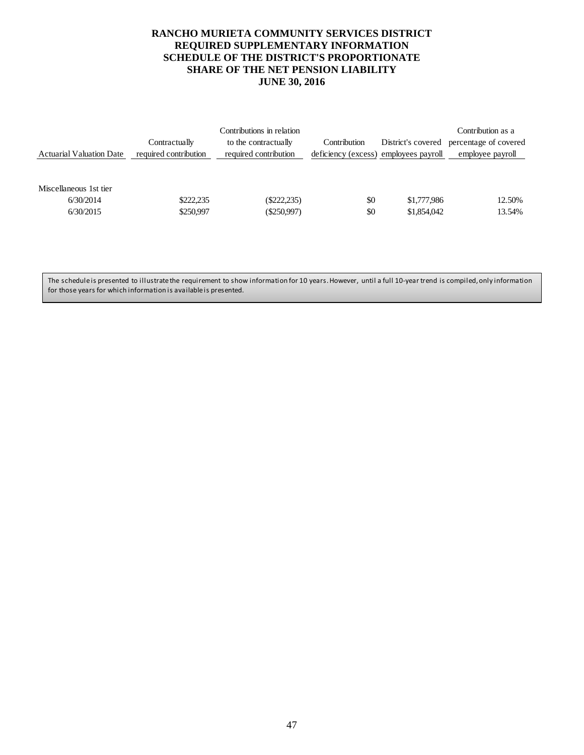# RANCHO MURIETA COMMUNITY SERVICES DISTRICT
## REQUIRED SUPPLEMENTARY INFORMATION
## SCHEDULE OF THE DISTRICT'S PROPORTIONATE SHARE OF THE NET PENSION LIABILITY
## JUNE 30, 2016

| Actuarial Valuation Date | Contractually required contribution | Contributions in relation to the contractually required contribution | Contribution deficiency (excess) | District's covered employees payroll | Contribution as a percentage of covered employee payroll |
|---|---|---|---|---|---|
| Miscellaneous 1st tier | | | | | |
| 6/30/2014 | $222,235 | ($222,235) | $0 | $1,777,986 | 12.50% |
| 6/30/2015 | $250,997 | ($250,997) | $0 | $1,854,042 | 13.54% |

The schedule is presented to illustrate the requirement to show information for 10 years. However, until a full 10-year trend is compiled, only information for those years for which information is available is presented.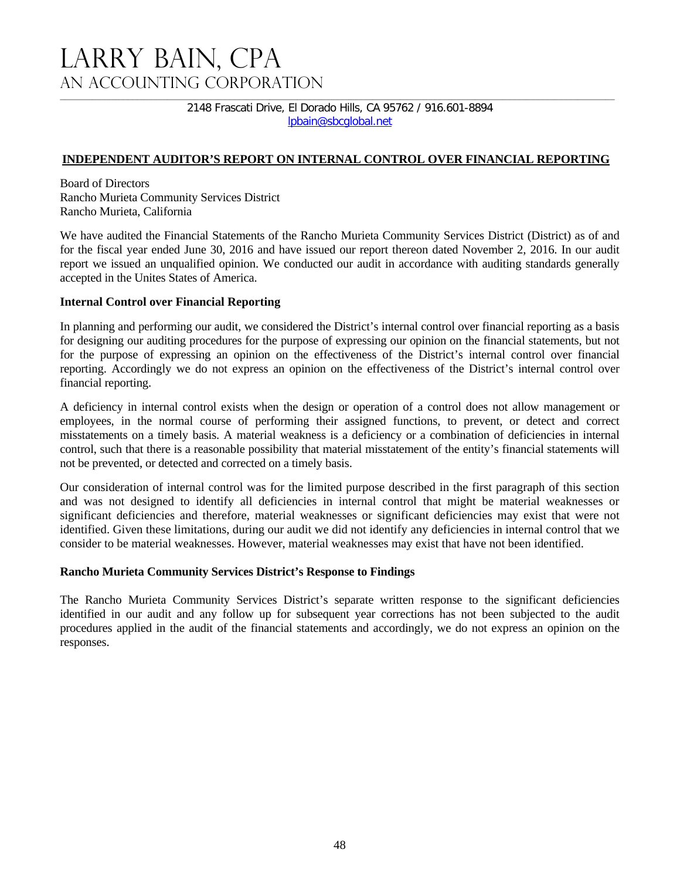# LARRY BAIN, CPA
## AN ACCOUNTING CORPORATION

2148 Frascati Drive, El Dorado Hills, CA 95762 / 916.601-8894
lpbain@sbcglobal.net

**INDEPENDENT AUDITOR'S REPORT ON INTERNAL CONTROL OVER FINANCIAL REPORTING**

Board of Directors
Rancho Murieta Community Services District
Rancho Murieta, California

We have audited the Financial Statements of the Rancho Murieta Community Services District (District) as of and for the fiscal year ended June 30, 2016 and have issued our report thereon dated November 2, 2016. In our audit report we issued an unqualified opinion. We conducted our audit in accordance with auditing standards generally accepted in the Unites States of America.

**Internal Control over Financial Reporting**

In planning and performing our audit, we considered the District's internal control over financial reporting as a basis for designing our auditing procedures for the purpose of expressing our opinion on the financial statements, but not for the purpose of expressing an opinion on the effectiveness of the District's internal control over financial reporting. Accordingly we do not express an opinion on the effectiveness of the District's internal control over financial reporting.

A deficiency in internal control exists when the design or operation of a control does not allow management or employees, in the normal course of performing their assigned functions, to prevent, or detect and correct misstatements on a timely basis. A material weakness is a deficiency or a combination of deficiencies in internal control, such that there is a reasonable possibility that material misstatement of the entity's financial statements will not be prevented, or detected and corrected on a timely basis.

Our consideration of internal control was for the limited purpose described in the first paragraph of this section and was not designed to identify all deficiencies in internal control that might be material weaknesses or significant deficiencies and therefore, material weaknesses or significant deficiencies may exist that were not identified. Given these limitations, during our audit we did not identify any deficiencies in internal control that we consider to be material weaknesses. However, material weaknesses may exist that have not been identified.

**Rancho Murieta Community Services District's Response to Findings**

The Rancho Murieta Community Services District's separate written response to the significant deficiencies identified in our audit and any follow up for subsequent year corrections has not been subjected to the audit procedures applied in the audit of the financial statements and accordingly, we do not express an opinion on the responses.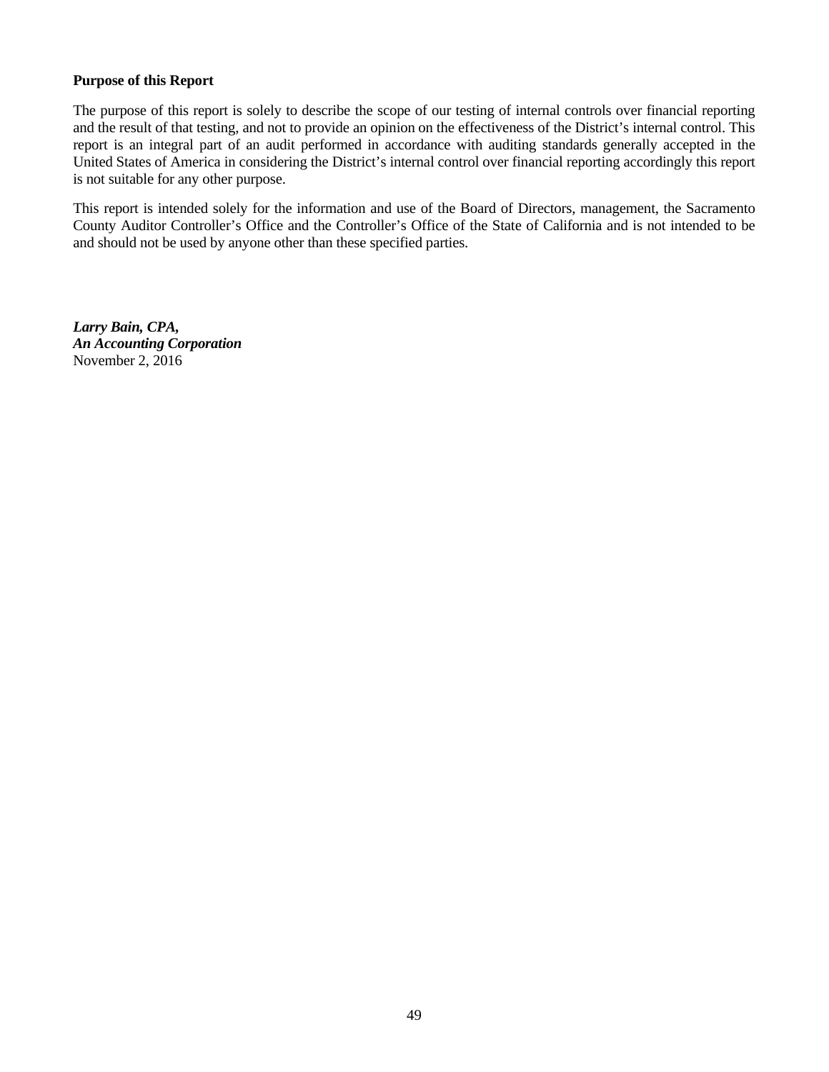**Purpose of this Report**

The purpose of this report is solely to describe the scope of our testing of internal controls over financial reporting and the result of that testing, and not to provide an opinion on the effectiveness of the District's internal control. This report is an integral part of an audit performed in accordance with auditing standards generally accepted in the United States of America in considering the District's internal control over financial reporting accordingly this report is not suitable for any other purpose.

This report is intended solely for the information and use of the Board of Directors, management, the Sacramento County Auditor Controller's Office and the Controller's Office of the State of California and is not intended to be and should not be used by anyone other than these specified parties.

***Larry Bain, CPA,***
***An Accounting Corporation***
November 2, 2016